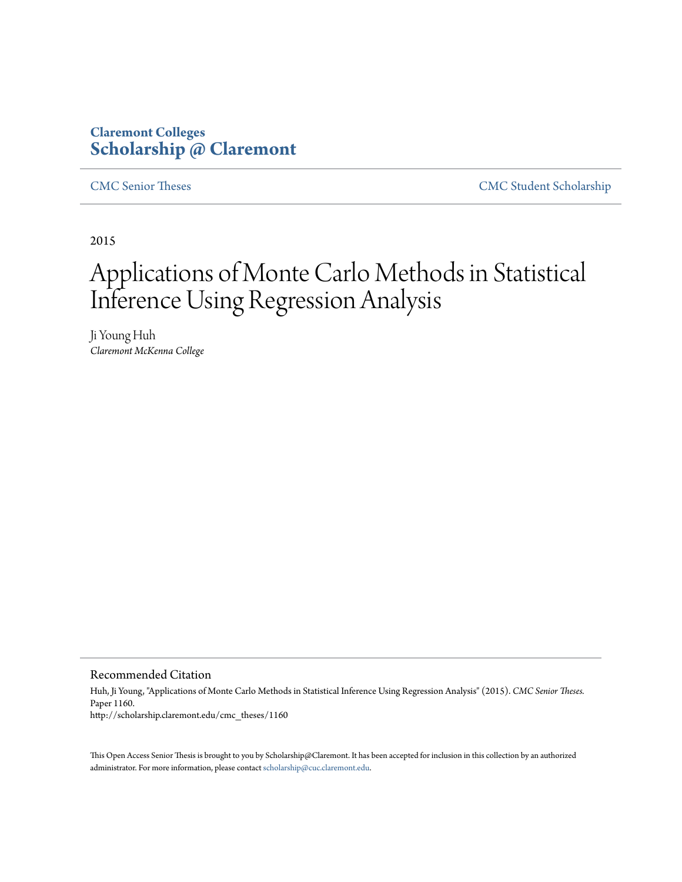Claremont Colleges
**Scholarship @ Claremont**

CMC Senior Theses | CMC Student Scholarship

2015

# Applications of Monte Carlo Methods in Statistical Inference Using Regression Analysis

Ji Young Huh
*Claremont McKenna College*

## Recommended Citation

Huh, Ji Young, "Applications of Monte Carlo Methods in Statistical Inference Using Regression Analysis" (2015). *CMC Senior Theses.* Paper 1160.
http://scholarship.claremont.edu/cmc_theses/1160

This Open Access Senior Thesis is brought to you by Scholarship@Claremont. It has been accepted for inclusion in this collection by an authorized administrator. For more information, please contact scholarship@cuc.claremont.edu.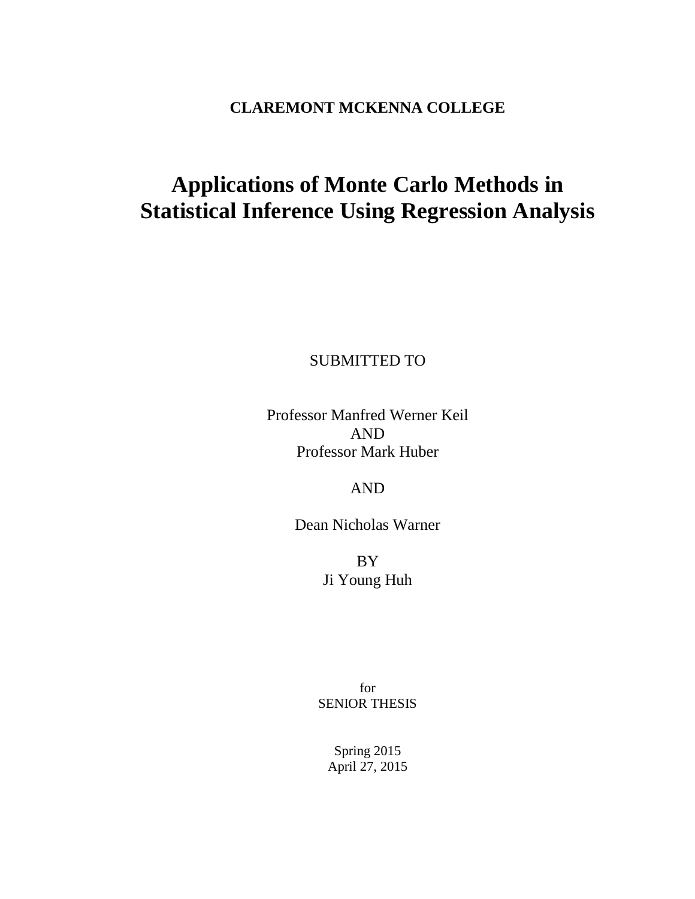**CLAREMONT MCKENNA COLLEGE**

# Applications of Monte Carlo Methods in Statistical Inference Using Regression Analysis

SUBMITTED TO

Professor Manfred Werner Keil
AND
Professor Mark Huber

AND

Dean Nicholas Warner

BY
Ji Young Huh

for
SENIOR THESIS

Spring 2015
April 27, 2015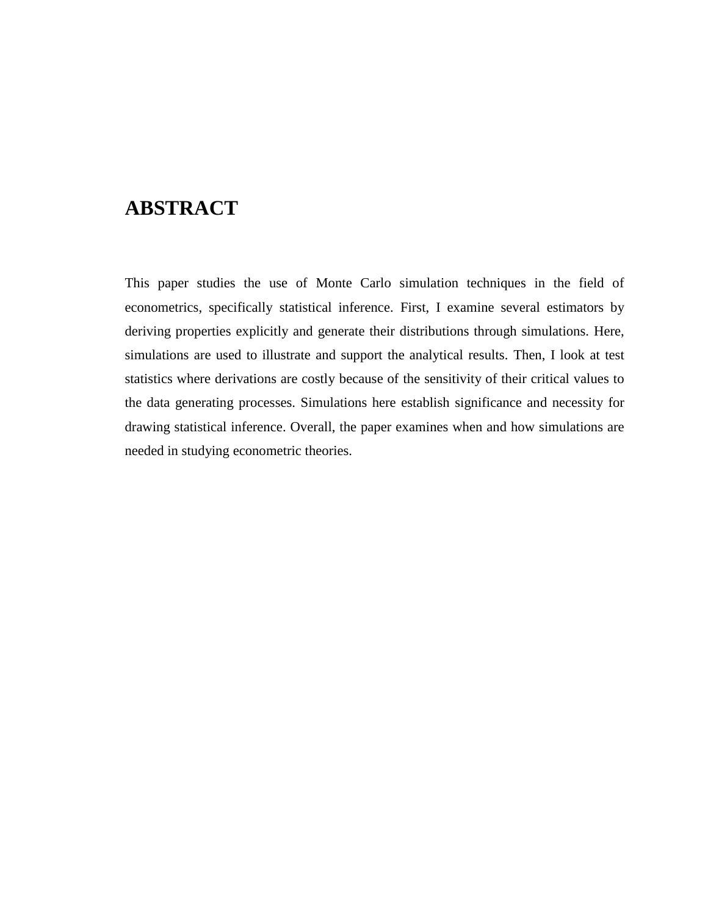# ABSTRACT

This paper studies the use of Monte Carlo simulation techniques in the field of econometrics, specifically statistical inference. First, I examine several estimators by deriving properties explicitly and generate their distributions through simulations. Here, simulations are used to illustrate and support the analytical results. Then, I look at test statistics where derivations are costly because of the sensitivity of their critical values to the data generating processes. Simulations here establish significance and necessity for drawing statistical inference. Overall, the paper examines when and how simulations are needed in studying econometric theories.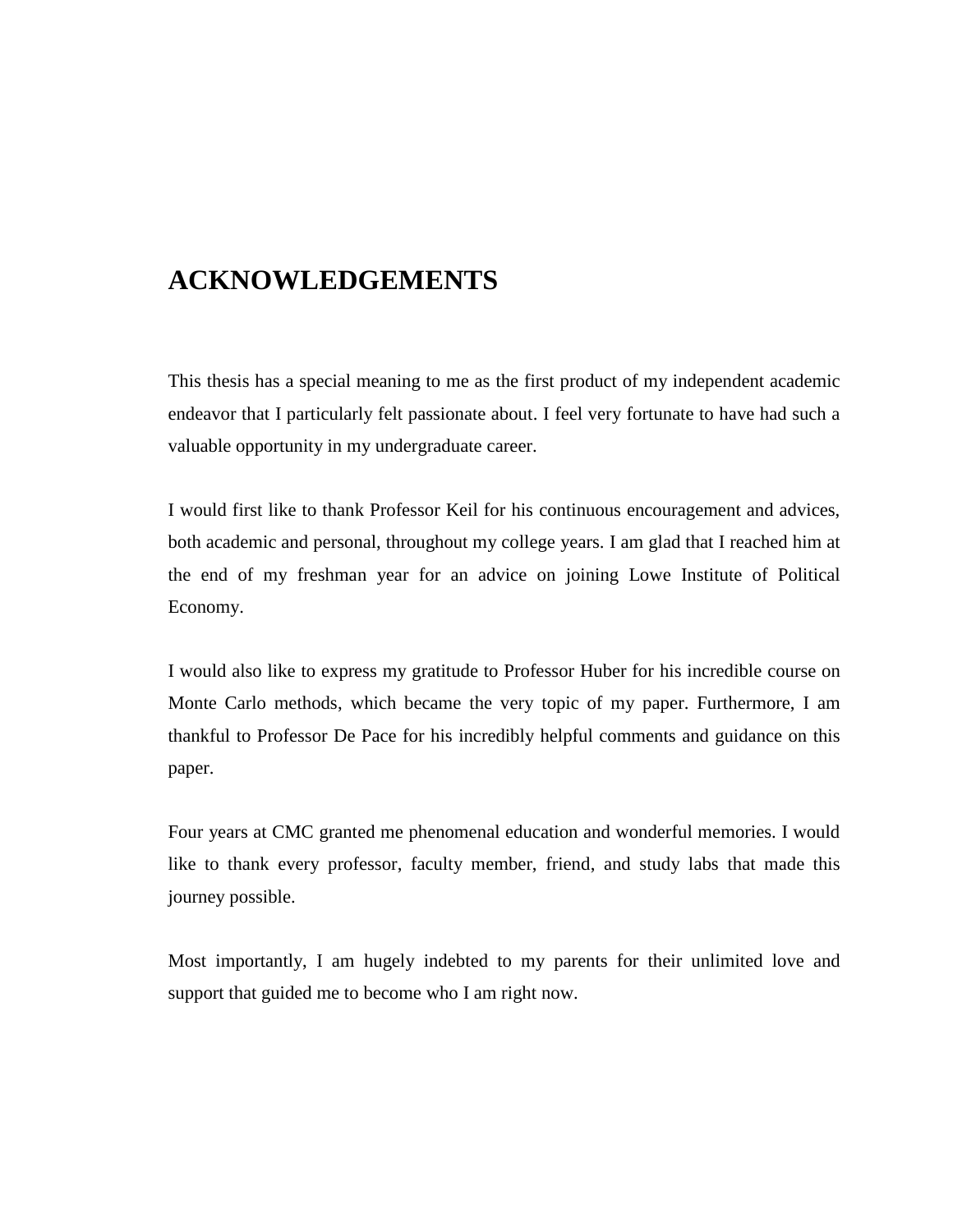# ACKNOWLEDGEMENTS

This thesis has a special meaning to me as the first product of my independent academic endeavor that I particularly felt passionate about. I feel very fortunate to have had such a valuable opportunity in my undergraduate career.

I would first like to thank Professor Keil for his continuous encouragement and advices, both academic and personal, throughout my college years. I am glad that I reached him at the end of my freshman year for an advice on joining Lowe Institute of Political Economy.

I would also like to express my gratitude to Professor Huber for his incredible course on Monte Carlo methods, which became the very topic of my paper. Furthermore, I am thankful to Professor De Pace for his incredibly helpful comments and guidance on this paper.

Four years at CMC granted me phenomenal education and wonderful memories. I would like to thank every professor, faculty member, friend, and study labs that made this journey possible.

Most importantly, I am hugely indebted to my parents for their unlimited love and support that guided me to become who I am right now.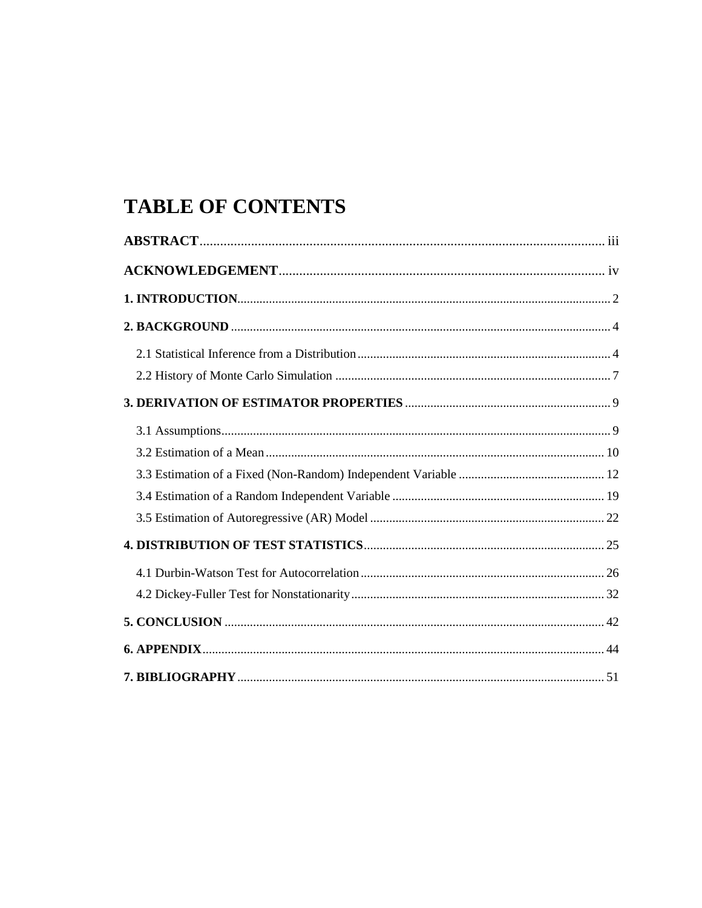# TABLE OF CONTENTS

**ABSTRACT** ........ iii

**ACKNOWLEDGEMENT** ........ iv

**1. INTRODUCTION** ........ 2

**2. BACKGROUND** ........ 4

- 2.1 Statistical Inference from a Distribution ........ 4
- 2.2 History of Monte Carlo Simulation ........ 7

**3. DERIVATION OF ESTIMATOR PROPERTIES** ........ 9

- 3.1 Assumptions ........ 9
- 3.2 Estimation of a Mean ........ 10
- 3.3 Estimation of a Fixed (Non-Random) Independent Variable ........ 12
- 3.4 Estimation of a Random Independent Variable ........ 19
- 3.5 Estimation of Autoregressive (AR) Model ........ 22

**4. DISTRIBUTION OF TEST STATISTICS** ........ 25

- 4.1 Durbin-Watson Test for Autocorrelation ........ 26
- 4.2 Dickey-Fuller Test for Nonstationarity ........ 32

**5. CONCLUSION** ........ 42

**6. APPENDIX** ........ 44

**7. BIBLIOGRAPHY** ........ 51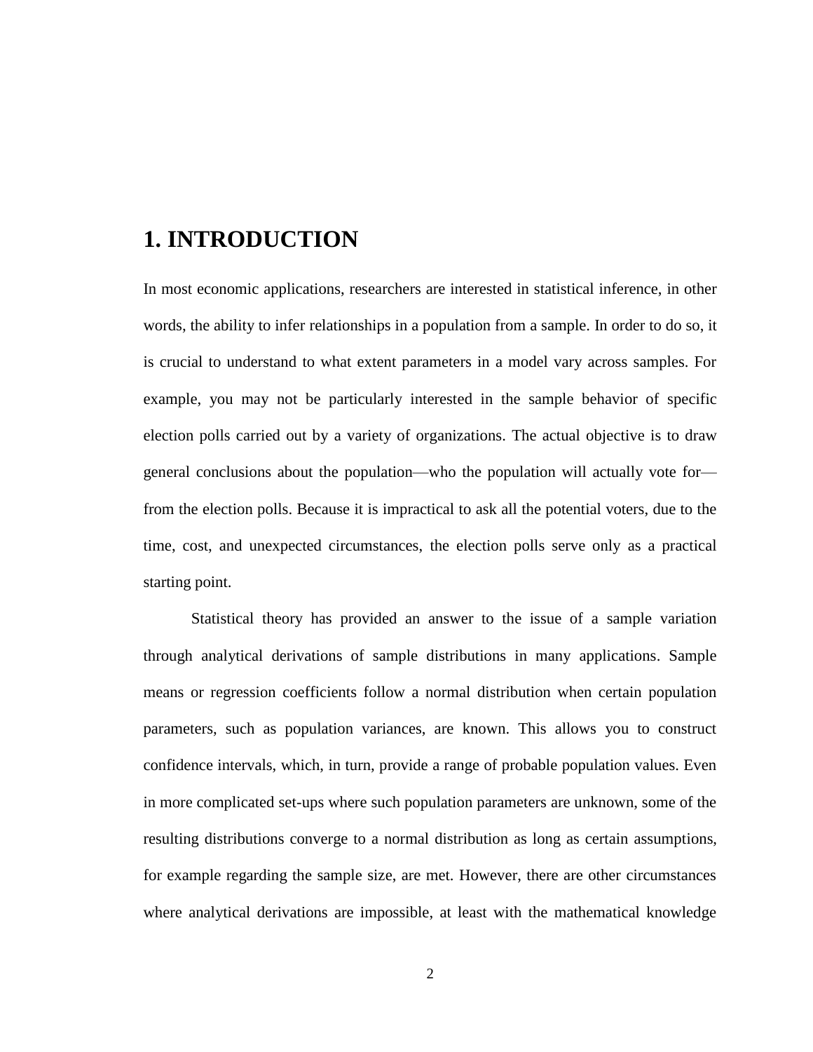# 1. INTRODUCTION

In most economic applications, researchers are interested in statistical inference, in other words, the ability to infer relationships in a population from a sample. In order to do so, it is crucial to understand to what extent parameters in a model vary across samples. For example, you may not be particularly interested in the sample behavior of specific election polls carried out by a variety of organizations. The actual objective is to draw general conclusions about the population—who the population will actually vote for—from the election polls. Because it is impractical to ask all the potential voters, due to the time, cost, and unexpected circumstances, the election polls serve only as a practical starting point.

Statistical theory has provided an answer to the issue of a sample variation through analytical derivations of sample distributions in many applications. Sample means or regression coefficients follow a normal distribution when certain population parameters, such as population variances, are known. This allows you to construct confidence intervals, which, in turn, provide a range of probable population values. Even in more complicated set-ups where such population parameters are unknown, some of the resulting distributions converge to a normal distribution as long as certain assumptions, for example regarding the sample size, are met. However, there are other circumstances where analytical derivations are impossible, at least with the mathematical knowledge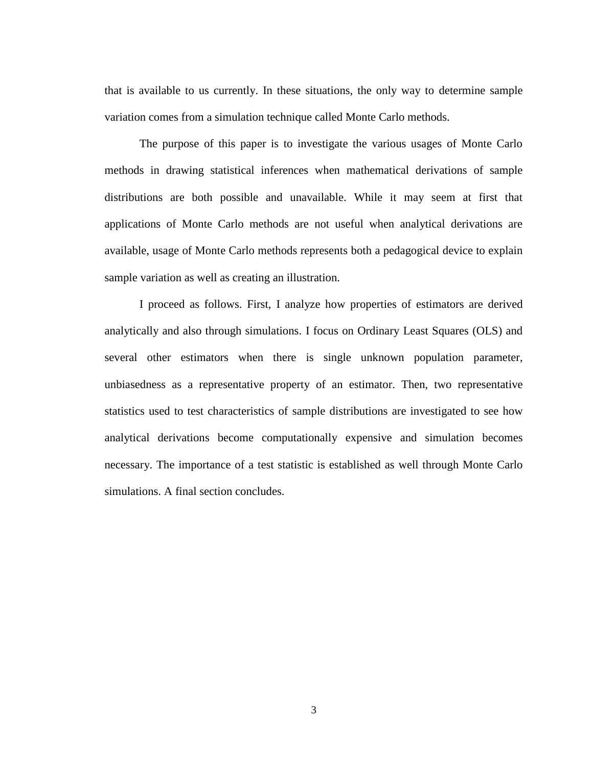that is available to us currently. In these situations, the only way to determine sample variation comes from a simulation technique called Monte Carlo methods.

The purpose of this paper is to investigate the various usages of Monte Carlo methods in drawing statistical inferences when mathematical derivations of sample distributions are both possible and unavailable. While it may seem at first that applications of Monte Carlo methods are not useful when analytical derivations are available, usage of Monte Carlo methods represents both a pedagogical device to explain sample variation as well as creating an illustration.

I proceed as follows. First, I analyze how properties of estimators are derived analytically and also through simulations. I focus on Ordinary Least Squares (OLS) and several other estimators when there is single unknown population parameter, unbiasedness as a representative property of an estimator. Then, two representative statistics used to test characteristics of sample distributions are investigated to see how analytical derivations become computationally expensive and simulation becomes necessary. The importance of a test statistic is established as well through Monte Carlo simulations. A final section concludes.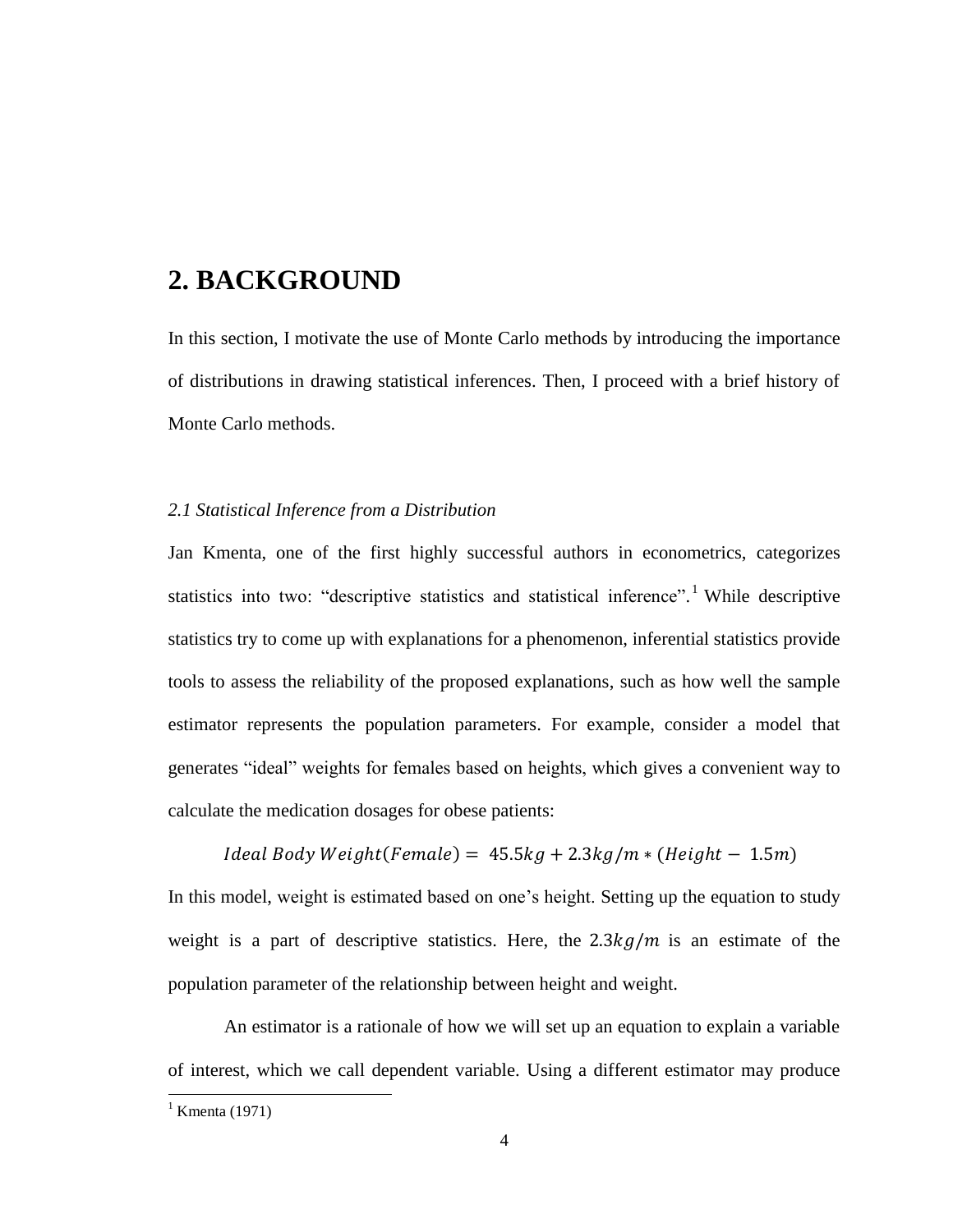# 2. BACKGROUND

In this section, I motivate the use of Monte Carlo methods by introducing the importance of distributions in drawing statistical inferences. Then, I proceed with a brief history of Monte Carlo methods.

### *2.1 Statistical Inference from a Distribution*

Jan Kmenta, one of the first highly successful authors in econometrics, categorizes statistics into two: "descriptive statistics and statistical inference".[1] While descriptive statistics try to come up with explanations for a phenomenon, inferential statistics provide tools to assess the reliability of the proposed explanations, such as how well the sample estimator represents the population parameters. For example, consider a model that generates "ideal" weights for females based on heights, which gives a convenient way to calculate the medication dosages for obese patients:

$$Ideal\ Body\ Weight(Female) = 45.5kg + 2.3kg/m * (Height - 1.5m)$$

In this model, weight is estimated based on one's height. Setting up the equation to study weight is a part of descriptive statistics. Here, the $2.3kg/m$ is an estimate of the population parameter of the relationship between height and weight.

An estimator is a rationale of how we will set up an equation to explain a variable of interest, which we call dependent variable. Using a different estimator may produce

[1] Kmenta (1971)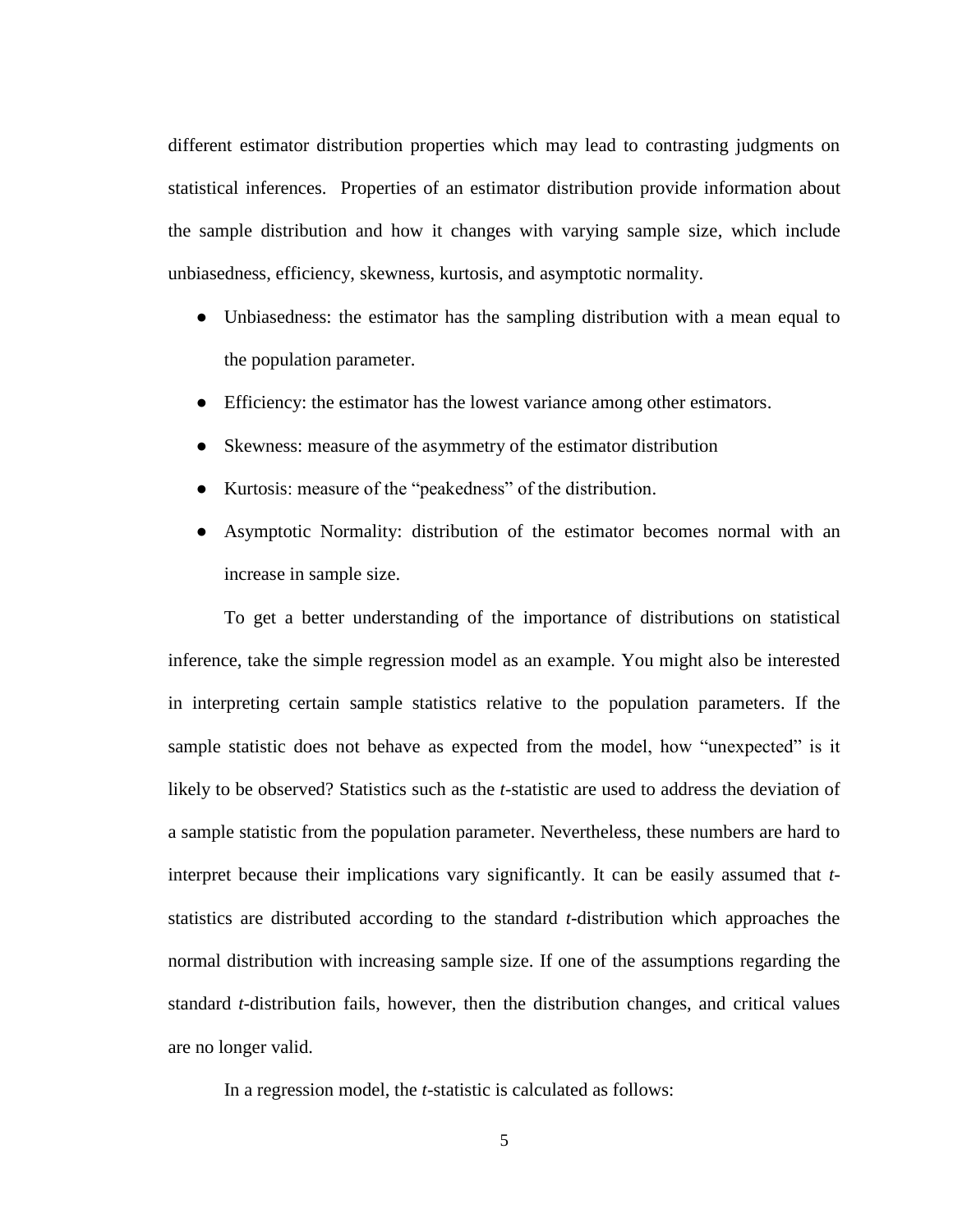different estimator distribution properties which may lead to contrasting judgments on statistical inferences. Properties of an estimator distribution provide information about the sample distribution and how it changes with varying sample size, which include unbiasedness, efficiency, skewness, kurtosis, and asymptotic normality.

- Unbiasedness: the estimator has the sampling distribution with a mean equal to the population parameter.
- Efficiency: the estimator has the lowest variance among other estimators.
- Skewness: measure of the asymmetry of the estimator distribution
- Kurtosis: measure of the "peakedness" of the distribution.
- Asymptotic Normality: distribution of the estimator becomes normal with an increase in sample size.

To get a better understanding of the importance of distributions on statistical inference, take the simple regression model as an example. You might also be interested in interpreting certain sample statistics relative to the population parameters. If the sample statistic does not behave as expected from the model, how "unexpected" is it likely to be observed? Statistics such as the *t*-statistic are used to address the deviation of a sample statistic from the population parameter. Nevertheless, these numbers are hard to interpret because their implications vary significantly. It can be easily assumed that *t*-statistics are distributed according to the standard *t*-distribution which approaches the normal distribution with increasing sample size. If one of the assumptions regarding the standard *t*-distribution fails, however, then the distribution changes, and critical values are no longer valid.

In a regression model, the *t*-statistic is calculated as follows: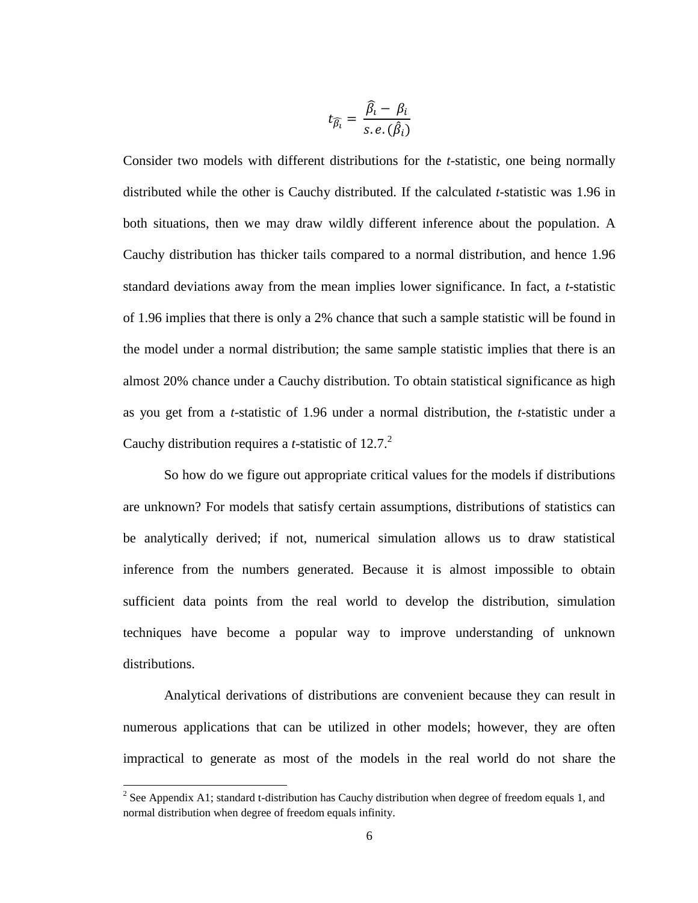$$t_{\widehat{\beta_i}} = \frac{\widehat{\beta_i} - \beta_i}{s.e.(\hat{\beta}_i)}$$

Consider two models with different distributions for the *t*-statistic, one being normally distributed while the other is Cauchy distributed. If the calculated *t*-statistic was 1.96 in both situations, then we may draw wildly different inference about the population. A Cauchy distribution has thicker tails compared to a normal distribution, and hence 1.96 standard deviations away from the mean implies lower significance. In fact, a *t*-statistic of 1.96 implies that there is only a 2% chance that such a sample statistic will be found in the model under a normal distribution; the same sample statistic implies that there is an almost 20% chance under a Cauchy distribution. To obtain statistical significance as high as you get from a *t*-statistic of 1.96 under a normal distribution, the *t*-statistic under a Cauchy distribution requires a *t*-statistic of 12.7.[2]

So how do we figure out appropriate critical values for the models if distributions are unknown? For models that satisfy certain assumptions, distributions of statistics can be analytically derived; if not, numerical simulation allows us to draw statistical inference from the numbers generated. Because it is almost impossible to obtain sufficient data points from the real world to develop the distribution, simulation techniques have become a popular way to improve understanding of unknown distributions.

Analytical derivations of distributions are convenient because they can result in numerous applications that can be utilized in other models; however, they are often impractical to generate as most of the models in the real world do not share the

[2] See Appendix A1; standard t-distribution has Cauchy distribution when degree of freedom equals 1, and normal distribution when degree of freedom equals infinity.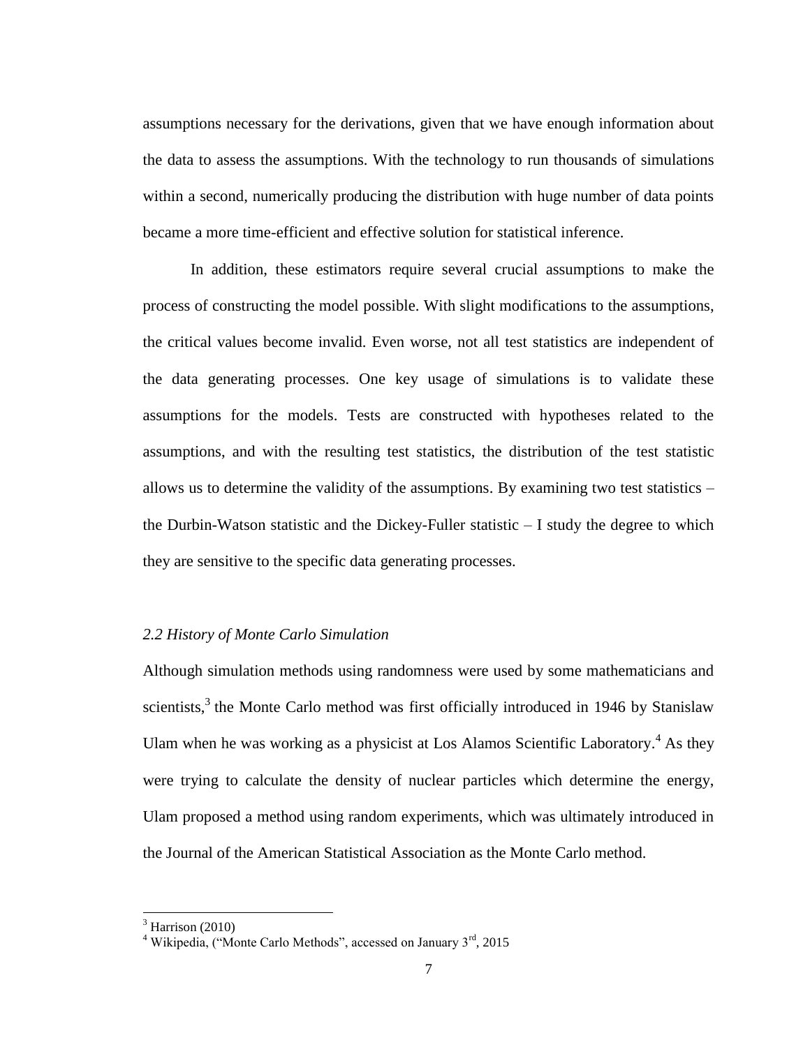assumptions necessary for the derivations, given that we have enough information about the data to assess the assumptions. With the technology to run thousands of simulations within a second, numerically producing the distribution with huge number of data points became a more time-efficient and effective solution for statistical inference.

In addition, these estimators require several crucial assumptions to make the process of constructing the model possible. With slight modifications to the assumptions, the critical values become invalid. Even worse, not all test statistics are independent of the data generating processes. One key usage of simulations is to validate these assumptions for the models. Tests are constructed with hypotheses related to the assumptions, and with the resulting test statistics, the distribution of the test statistic allows us to determine the validity of the assumptions. By examining two test statistics – the Durbin-Watson statistic and the Dickey-Fuller statistic – I study the degree to which they are sensitive to the specific data generating processes.

### *2.2 History of Monte Carlo Simulation*

Although simulation methods using randomness were used by some mathematicians and scientists,[3] the Monte Carlo method was first officially introduced in 1946 by Stanislaw Ulam when he was working as a physicist at Los Alamos Scientific Laboratory.[4] As they were trying to calculate the density of nuclear particles which determine the energy, Ulam proposed a method using random experiments, which was ultimately introduced in the Journal of the American Statistical Association as the Monte Carlo method.

---

[3] Harrison (2010)

[4] Wikipedia, ("Monte Carlo Methods", accessed on January 3rd, 2015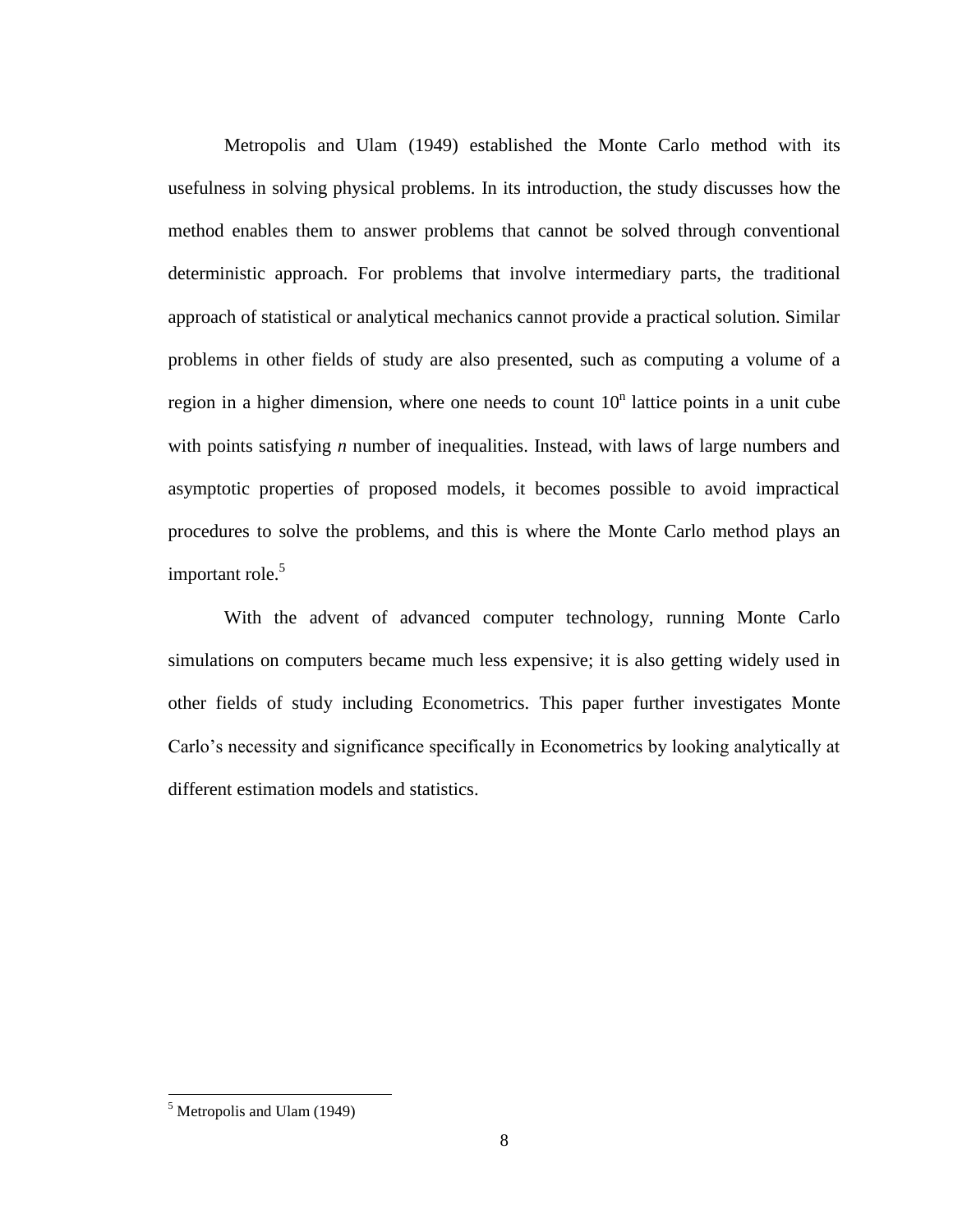Metropolis and Ulam (1949) established the Monte Carlo method with its usefulness in solving physical problems. In its introduction, the study discusses how the method enables them to answer problems that cannot be solved through conventional deterministic approach. For problems that involve intermediary parts, the traditional approach of statistical or analytical mechanics cannot provide a practical solution. Similar problems in other fields of study are also presented, such as computing a volume of a region in a higher dimension, where one needs to count $10^n$ lattice points in a unit cube with points satisfying *n* number of inequalities. Instead, with laws of large numbers and asymptotic properties of proposed models, it becomes possible to avoid impractical procedures to solve the problems, and this is where the Monte Carlo method plays an important role.[5]

With the advent of advanced computer technology, running Monte Carlo simulations on computers became much less expensive; it is also getting widely used in other fields of study including Econometrics. This paper further investigates Monte Carlo's necessity and significance specifically in Econometrics by looking analytically at different estimation models and statistics.

[5] Metropolis and Ulam (1949)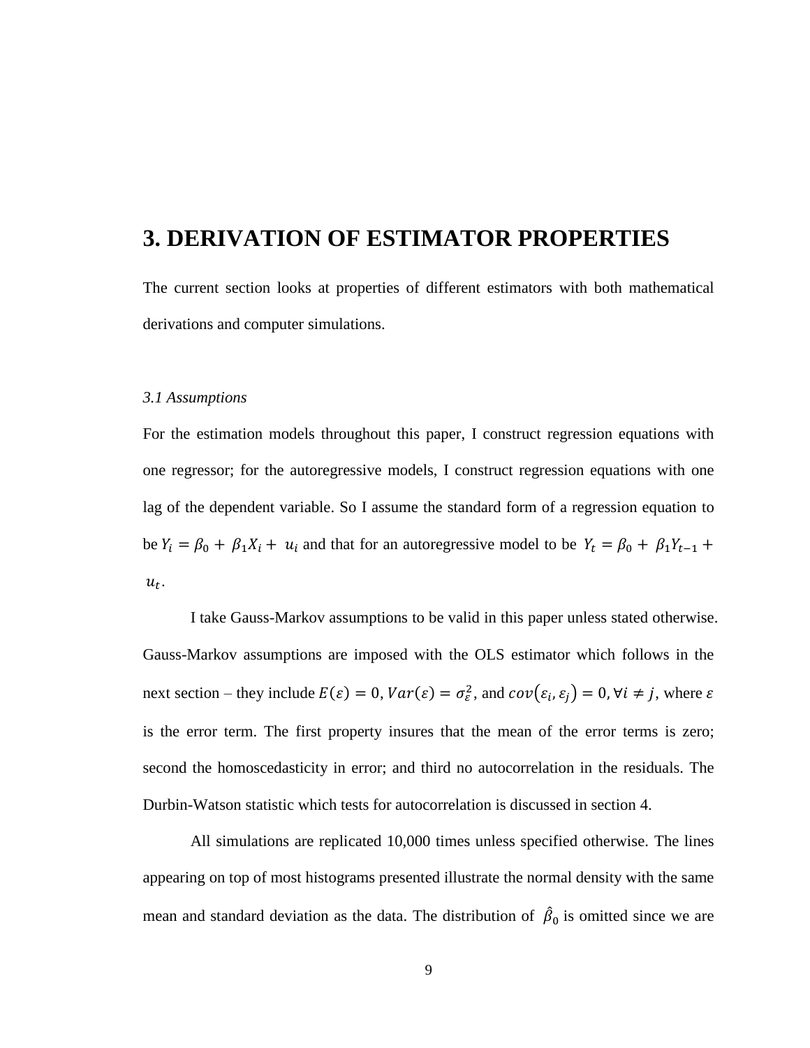# 3. DERIVATION OF ESTIMATOR PROPERTIES

The current section looks at properties of different estimators with both mathematical derivations and computer simulations.

*3.1 Assumptions*

For the estimation models throughout this paper, I construct regression equations with one regressor; for the autoregressive models, I construct regression equations with one lag of the dependent variable. So I assume the standard form of a regression equation to be $Y_i = \beta_0 + \beta_1 X_i + u_i$ and that for an autoregressive model to be $Y_t = \beta_0 + \beta_1 Y_{t-1} + u_t$.

I take Gauss-Markov assumptions to be valid in this paper unless stated otherwise. Gauss-Markov assumptions are imposed with the OLS estimator which follows in the next section – they include $E(\varepsilon) = 0$, $Var(\varepsilon) = \sigma_\varepsilon^2$, and $cov(\varepsilon_i, \varepsilon_j) = 0, \forall i \neq j$, where $\varepsilon$ is the error term. The first property insures that the mean of the error terms is zero; second the homoscedasticity in error; and third no autocorrelation in the residuals. The Durbin-Watson statistic which tests for autocorrelation is discussed in section 4.

All simulations are replicated 10,000 times unless specified otherwise. The lines appearing on top of most histograms presented illustrate the normal density with the same mean and standard deviation as the data. The distribution of $\hat{\beta}_0$ is omitted since we are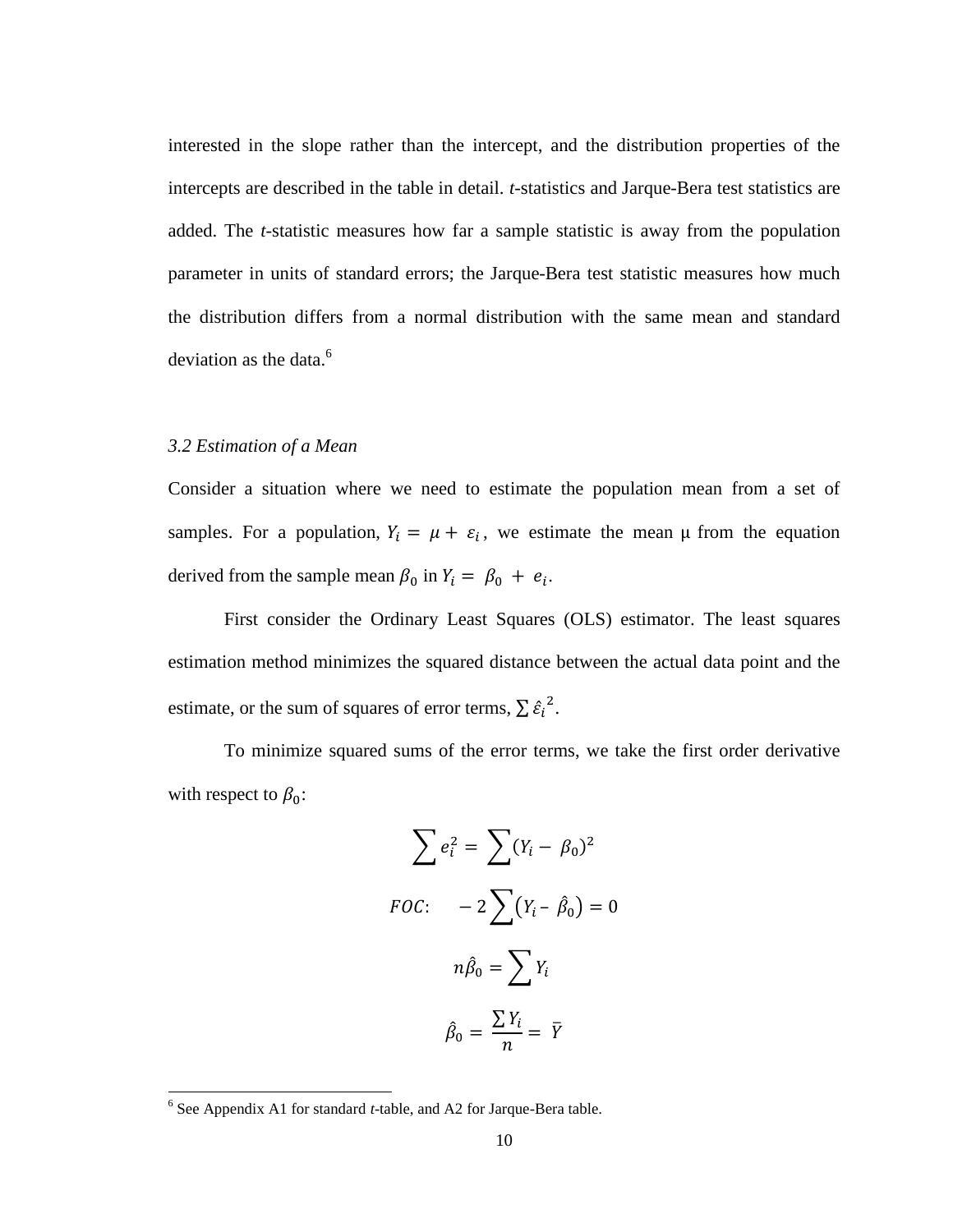interested in the slope rather than the intercept, and the distribution properties of the intercepts are described in the table in detail. *t*-statistics and Jarque-Bera test statistics are added. The *t*-statistic measures how far a sample statistic is away from the population parameter in units of standard errors; the Jarque-Bera test statistic measures how much the distribution differs from a normal distribution with the same mean and standard deviation as the data.[6]

### *3.2 Estimation of a Mean*

Consider a situation where we need to estimate the population mean from a set of samples. For a population, $Y_i = \mu + \varepsilon_i$, we estimate the mean μ from the equation derived from the sample mean $\beta_0$ in $Y_i = \beta_0 + e_i$.

First consider the Ordinary Least Squares (OLS) estimator. The least squares estimation method minimizes the squared distance between the actual data point and the estimate, or the sum of squares of error terms, $\sum \hat{\varepsilon}_i^{\,2}$.

To minimize squared sums of the error terms, we take the first order derivative with respect to $\beta_0$:

$$\sum e_i^2 = \sum (Y_i - \beta_0)^2$$

$$FOC: \quad -2\sum \left(Y_i - \hat{\beta}_0\right) = 0$$

$$n\hat{\beta}_0 = \sum Y_i$$

$$\hat{\beta}_0 = \frac{\sum Y_i}{n} = \bar{Y}$$

---

[6] See Appendix A1 for standard *t*-table, and A2 for Jarque-Bera table.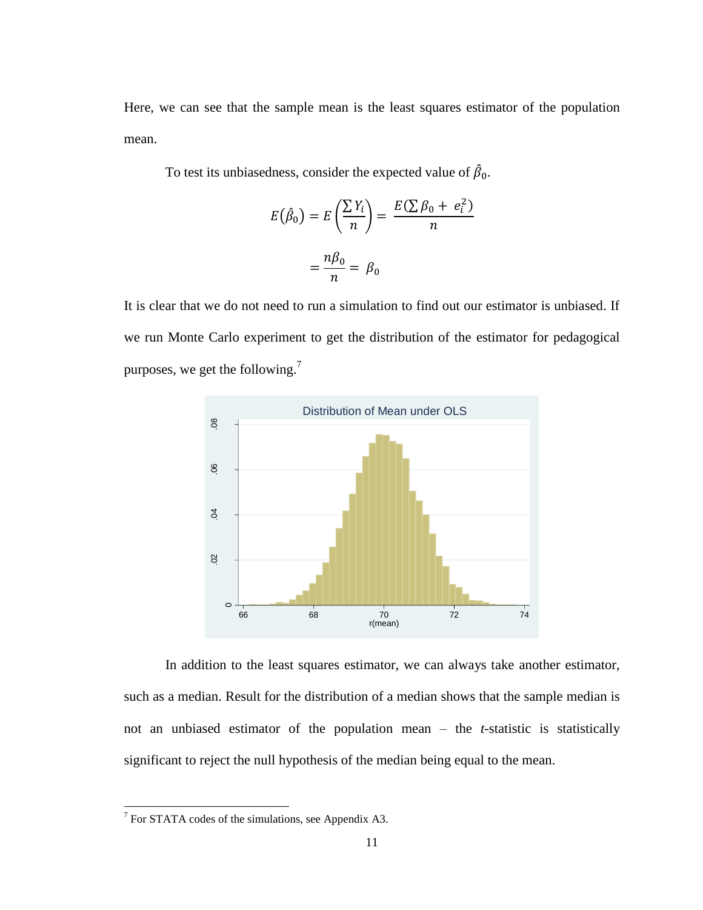Here, we can see that the sample mean is the least squares estimator of the population mean.

To test its unbiasedness, consider the expected value of $\hat{\beta}_0$.

$$E(\hat{\beta}_0) = E\left(\frac{\sum Y_i}{n}\right) = \frac{E(\sum \beta_0 + e_i^2)}{n}$$

$$= \frac{n\beta_0}{n} = \beta_0$$

It is clear that we do not need to run a simulation to find out our estimator is unbiased. If we run Monte Carlo experiment to get the distribution of the estimator for pedagogical purposes, we get the following.[7]

In addition to the least squares estimator, we can always take another estimator, such as a median. Result for the distribution of a median shows that the sample median is not an unbiased estimator of the population mean – the *t*-statistic is statistically significant to reject the null hypothesis of the median being equal to the mean.

[7] For STATA codes of the simulations, see Appendix A3.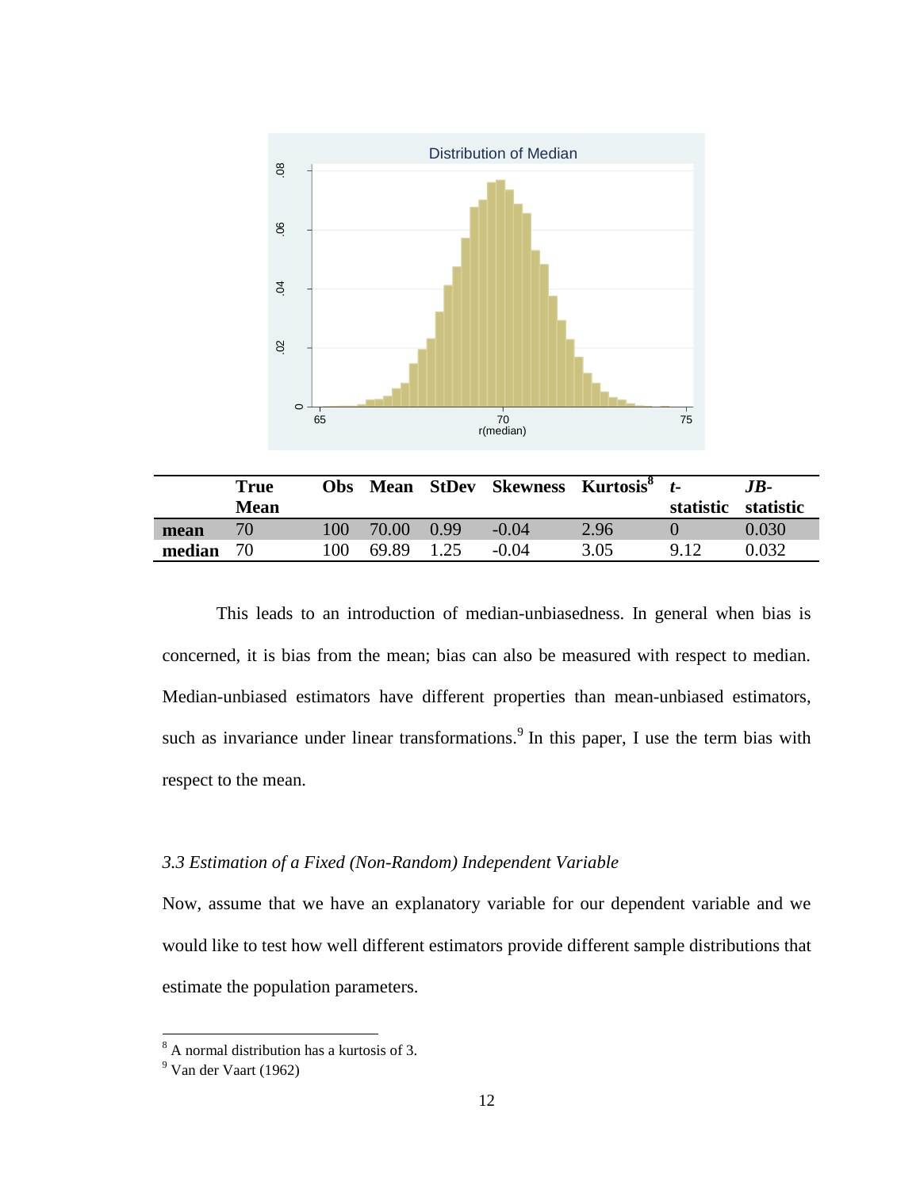| | True Mean | Obs | Mean | StDev | Skewness | Kurtosis[8] | *t*-statistic | *JB*-statistic |
|---|---|---|---|---|---|---|---|---|
| **mean** | 70 | 100 | 70.00 | 0.99 | -0.04 | 2.96 | 0 | 0.030 |
| **median** | 70 | 100 | 69.89 | 1.25 | -0.04 | 3.05 | 9.12 | 0.032 |

This leads to an introduction of median-unbiasedness. In general when bias is concerned, it is bias from the mean; bias can also be measured with respect to median. Median-unbiased estimators have different properties than mean-unbiased estimators, such as invariance under linear transformations.[9] In this paper, I use the term bias with respect to the mean.

### *3.3 Estimation of a Fixed (Non-Random) Independent Variable*

Now, assume that we have an explanatory variable for our dependent variable and we would like to test how well different estimators provide different sample distributions that estimate the population parameters.

[8] A normal distribution has a kurtosis of 3.

[9] Van der Vaart (1962)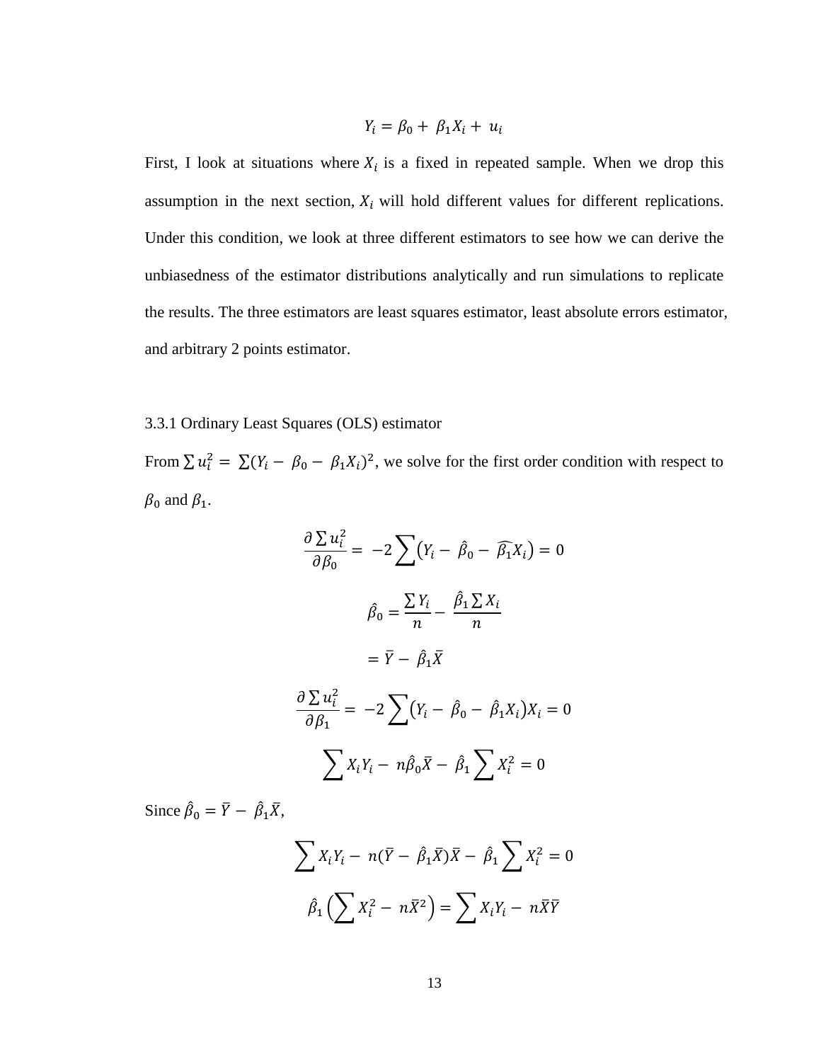$$Y_i = \beta_0 + \beta_1 X_i + u_i$$

First, I look at situations where $X_i$ is a fixed in repeated sample. When we drop this assumption in the next section, $X_i$ will hold different values for different replications. Under this condition, we look at three different estimators to see how we can derive the unbiasedness of the estimator distributions analytically and run simulations to replicate the results. The three estimators are least squares estimator, least absolute errors estimator, and arbitrary 2 points estimator.

3.3.1 Ordinary Least Squares (OLS) estimator

From $\sum u_i^2 = \sum (Y_i - \beta_0 - \beta_1 X_i)^2$, we solve for the first order condition with respect to $\beta_0$ and $\beta_1$.

$$\frac{\partial \sum u_i^2}{\partial \beta_0} = -2 \sum \left(Y_i - \hat{\beta}_0 - \widehat{\beta_1} X_i\right) = 0$$

$$\hat{\beta}_0 = \frac{\sum Y_i}{n} - \frac{\hat{\beta}_1 \sum X_i}{n}$$

$$= \bar{Y} - \hat{\beta}_1 \bar{X}$$

$$\frac{\partial \sum u_i^2}{\partial \beta_1} = -2 \sum \left(Y_i - \hat{\beta}_0 - \hat{\beta}_1 X_i\right) X_i = 0$$

$$\sum X_i Y_i - n\hat{\beta}_0 \bar{X} - \hat{\beta}_1 \sum X_i^2 = 0$$

Since $\hat{\beta}_0 = \bar{Y} - \hat{\beta}_1 \bar{X}$,

$$\sum X_i Y_i - n(\bar{Y} - \hat{\beta}_1 \bar{X})\bar{X} - \hat{\beta}_1 \sum X_i^2 = 0$$

$$\hat{\beta}_1 \left(\sum X_i^2 - n\bar{X}^2\right) = \sum X_i Y_i - n\bar{X}\bar{Y}$$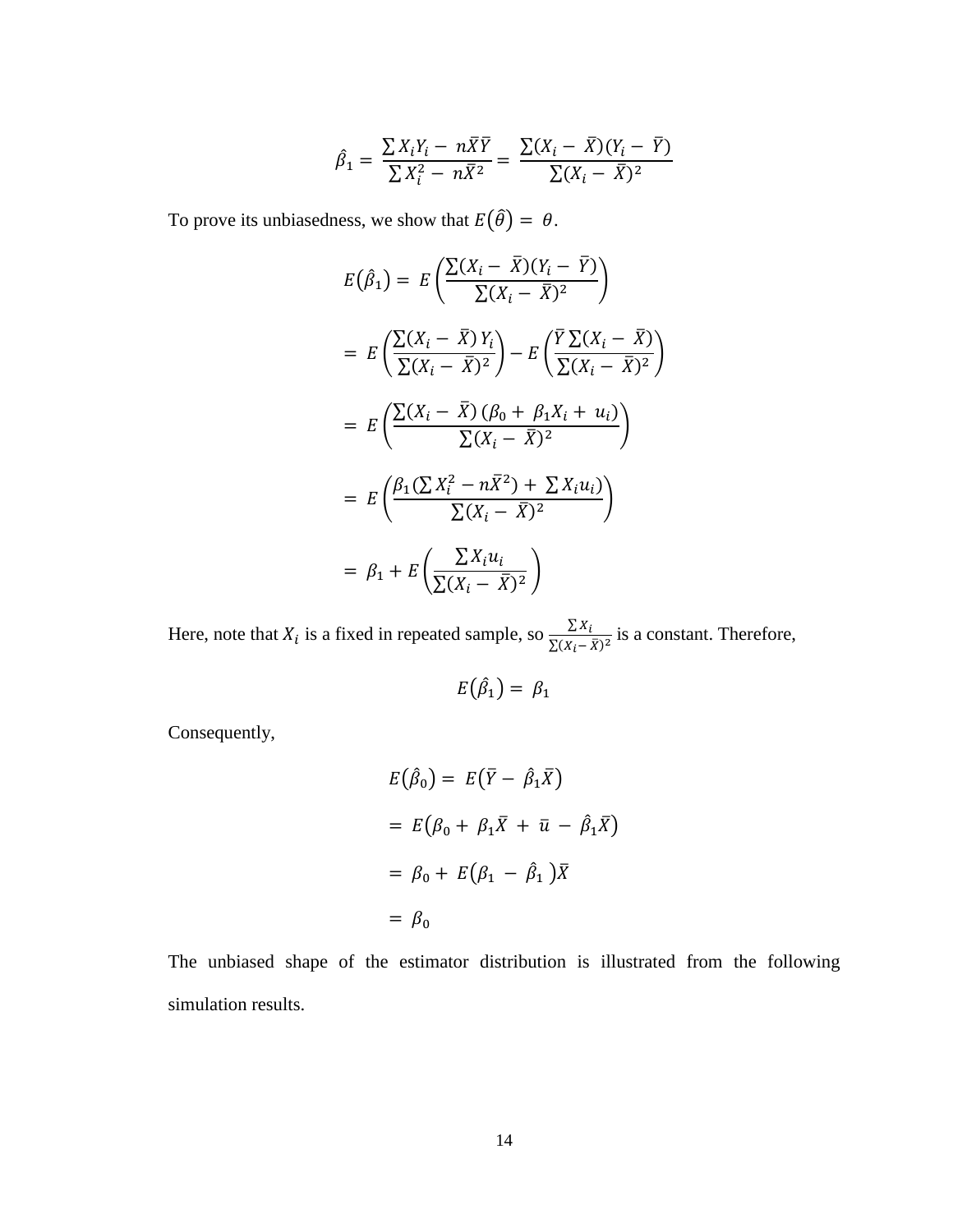$$\hat{\beta}_1 = \frac{\sum X_i Y_i - n\bar{X}\bar{Y}}{\sum X_i^2 - n\bar{X}^2} = \frac{\sum (X_i - \bar{X})(Y_i - \bar{Y})}{\sum (X_i - \bar{X})^2}$$

To prove its unbiasedness, we show that $E(\hat{\theta}) = \theta$.

$$E(\hat{\beta}_1) = E\left(\frac{\sum (X_i - \bar{X})(Y_i - \bar{Y})}{\sum (X_i - \bar{X})^2}\right)$$

$$= E\left(\frac{\sum (X_i - \bar{X})\, Y_i}{\sum (X_i - \bar{X})^2}\right) - E\left(\frac{\bar{Y}\sum (X_i - \bar{X})}{\sum (X_i - \bar{X})^2}\right)$$

$$= E\left(\frac{\sum (X_i - \bar{X})\,(\beta_0 + \beta_1 X_i + u_i)}{\sum (X_i - \bar{X})^2}\right)$$

$$= E\left(\frac{\beta_1 (\sum X_i^2 - n\bar{X}^2) + \sum X_i u_i}{\sum (X_i - \bar{X})^2}\right)$$

$$= \beta_1 + E\left(\frac{\sum X_i u_i}{\sum (X_i - \bar{X})^2}\right)$$

Here, note that $X_i$ is a fixed in repeated sample, so $\frac{\sum X_i}{\sum (X_i - \bar{X})^2}$ is a constant. Therefore,

$$E(\hat{\beta}_1) = \beta_1$$

Consequently,

$$E(\hat{\beta}_0) = E(\bar{Y} - \hat{\beta}_1 \bar{X})$$

$$= E(\beta_0 + \beta_1 \bar{X} + \bar{u} - \hat{\beta}_1 \bar{X})$$

$$= \beta_0 + E(\beta_1 - \hat{\beta}_1)\bar{X}$$

$$= \beta_0$$

The unbiased shape of the estimator distribution is illustrated from the following simulation results.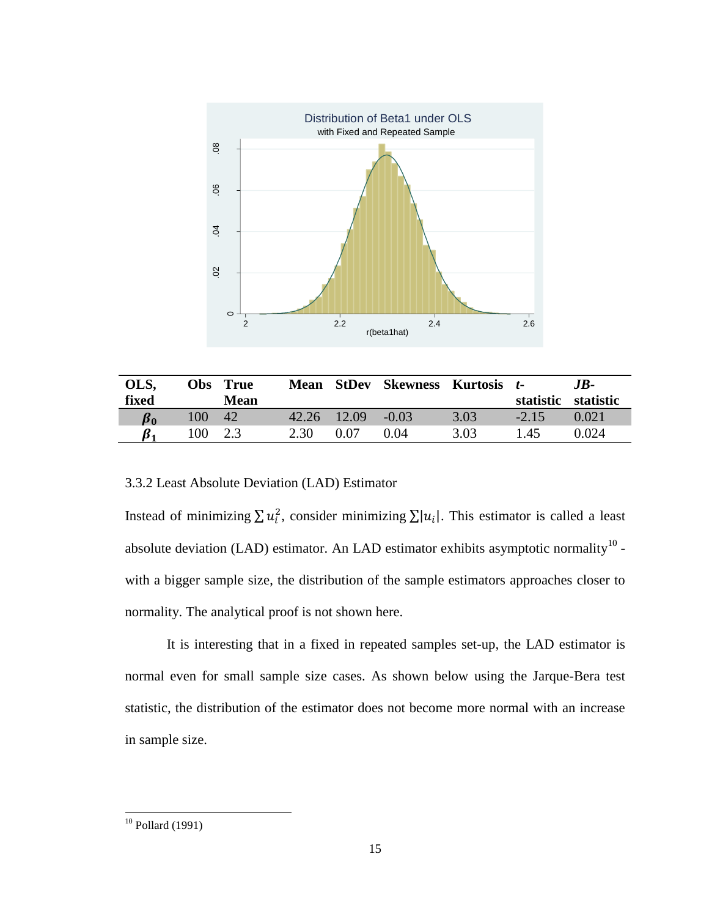| OLS, fixed | Obs | True Mean | Mean | StDev | Skewness | Kurtosis | *t*-statistic | *JB*-statistic |
|---|---|---|---|---|---|---|---|---|
| $\boldsymbol{\beta_0}$ | 100 | 42 | 42.26 | 12.09 | -0.03 | 3.03 | -2.15 | 0.021 |
| $\boldsymbol{\beta_1}$ | 100 | 2.3 | 2.30 | 0.07 | 0.04 | 3.03 | 1.45 | 0.024 |

3.3.2 Least Absolute Deviation (LAD) Estimator

Instead of minimizing $\sum u_i^2$, consider minimizing $\sum|u_i|$. This estimator is called a least absolute deviation (LAD) estimator. An LAD estimator exhibits asymptotic normality[10] - with a bigger sample size, the distribution of the sample estimators approaches closer to normality. The analytical proof is not shown here.

It is interesting that in a fixed in repeated samples set-up, the LAD estimator is normal even for small sample size cases. As shown below using the Jarque-Bera test statistic, the distribution of the estimator does not become more normal with an increase in sample size.

[10] Pollard (1991)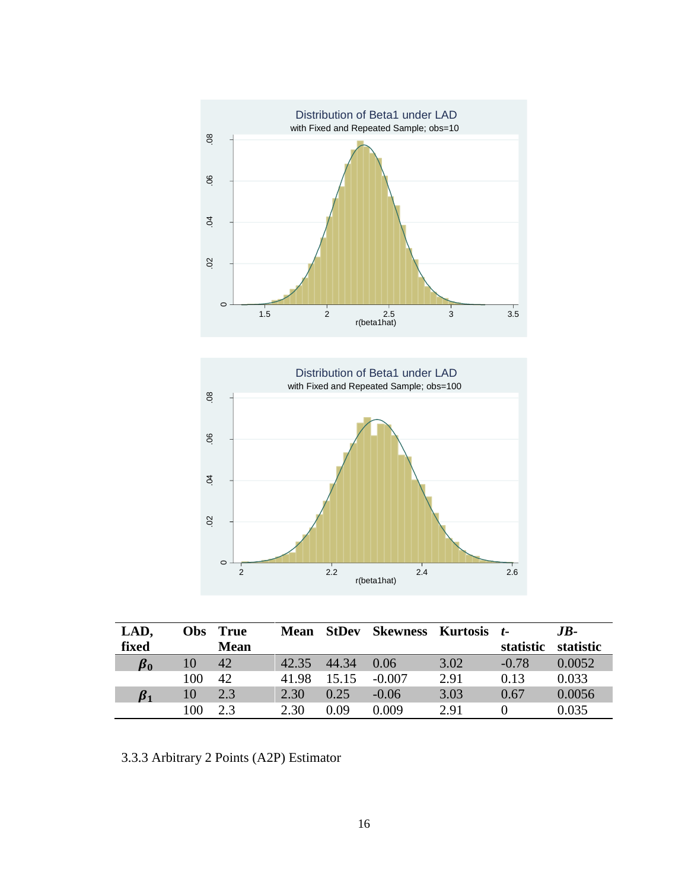| LAD, fixed | Obs | True Mean | Mean | StDev | Skewness | Kurtosis | *t*-statistic | *JB*-statistic |
|---|---|---|---|---|---|---|---|---|
| $\boldsymbol{\beta_0}$ | 10 | 42 | 42.35 | 44.34 | 0.06 | 3.02 | -0.78 | 0.0052 |
| | 100 | 42 | 41.98 | 15.15 | -0.007 | 2.91 | 0.13 | 0.033 |
| $\boldsymbol{\beta_1}$ | 10 | 2.3 | 2.30 | 0.25 | -0.06 | 3.03 | 0.67 | 0.0056 |
| | 100 | 2.3 | 2.30 | 0.09 | 0.009 | 2.91 | 0 | 0.035 |

3.3.3 Arbitrary 2 Points (A2P) Estimator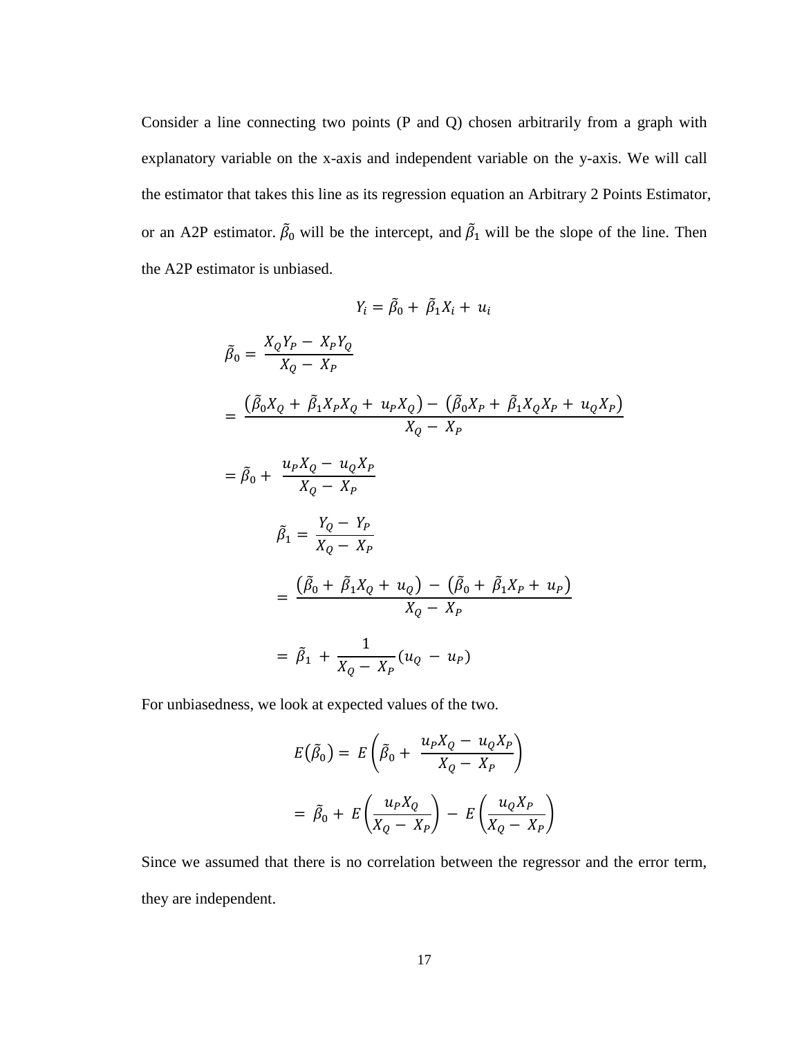Consider a line connecting two points (P and Q) chosen arbitrarily from a graph with explanatory variable on the x-axis and independent variable on the y-axis. We will call the estimator that takes this line as its regression equation an Arbitrary 2 Points Estimator, or an A2P estimator. $\tilde{\beta}_0$ will be the intercept, and $\tilde{\beta}_1$ will be the slope of the line. Then the A2P estimator is unbiased.

$$Y_i = \tilde{\beta}_0 + \tilde{\beta}_1 X_i + u_i$$

$$\tilde{\beta}_0 = \frac{X_Q Y_P - X_P Y_Q}{X_Q - X_P}$$

$$= \frac{\left(\tilde{\beta}_0 X_Q + \tilde{\beta}_1 X_P X_Q + u_P X_Q\right) - \left(\tilde{\beta}_0 X_P + \tilde{\beta}_1 X_Q X_P + u_Q X_P\right)}{X_Q - X_P}$$

$$= \tilde{\beta}_0 + \frac{u_P X_Q - u_Q X_P}{X_Q - X_P}$$

$$\tilde{\beta}_1 = \frac{Y_Q - Y_P}{X_Q - X_P}$$

$$= \frac{\left(\tilde{\beta}_0 + \tilde{\beta}_1 X_Q + u_Q\right) - \left(\tilde{\beta}_0 + \tilde{\beta}_1 X_P + u_P\right)}{X_Q - X_P}$$

$$= \tilde{\beta}_1 + \frac{1}{X_Q - X_P}\left(u_Q - u_P\right)$$

For unbiasedness, we look at expected values of the two.

$$E\left(\tilde{\beta}_0\right) = E\left(\tilde{\beta}_0 + \frac{u_P X_Q - u_Q X_P}{X_Q - X_P}\right)$$

$$= \tilde{\beta}_0 + E\left(\frac{u_P X_Q}{X_Q - X_P}\right) - E\left(\frac{u_Q X_P}{X_Q - X_P}\right)$$

Since we assumed that there is no correlation between the regressor and the error term, they are independent.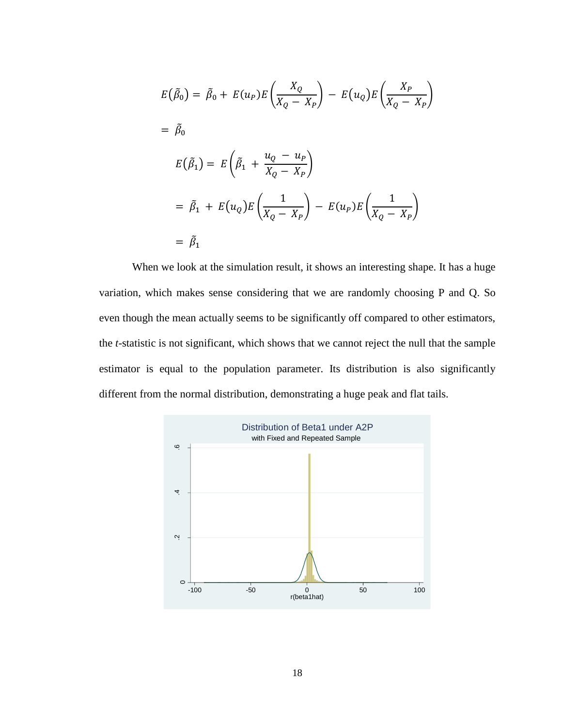$$E(\tilde{\beta}_0) = \tilde{\beta}_0 + E(u_P)E\left(\frac{X_Q}{X_Q - X_P}\right) - E(u_Q)E\left(\frac{X_P}{X_Q - X_P}\right)$$

$$= \tilde{\beta}_0$$

$$E(\tilde{\beta}_1) = E\left(\tilde{\beta}_1 + \frac{u_Q - u_P}{X_Q - X_P}\right)$$

$$= \tilde{\beta}_1 + E(u_Q)E\left(\frac{1}{X_Q - X_P}\right) - E(u_P)E\left(\frac{1}{X_Q - X_P}\right)$$

$$= \tilde{\beta}_1$$

When we look at the simulation result, it shows an interesting shape. It has a huge variation, which makes sense considering that we are randomly choosing P and Q. So even though the mean actually seems to be significantly off compared to other estimators, the *t*-statistic is not significant, which shows that we cannot reject the null that the sample estimator is equal to the population parameter. Its distribution is also significantly different from the normal distribution, demonstrating a huge peak and flat tails.

Distribution of Beta1 under A2P
with Fixed and Repeated Sample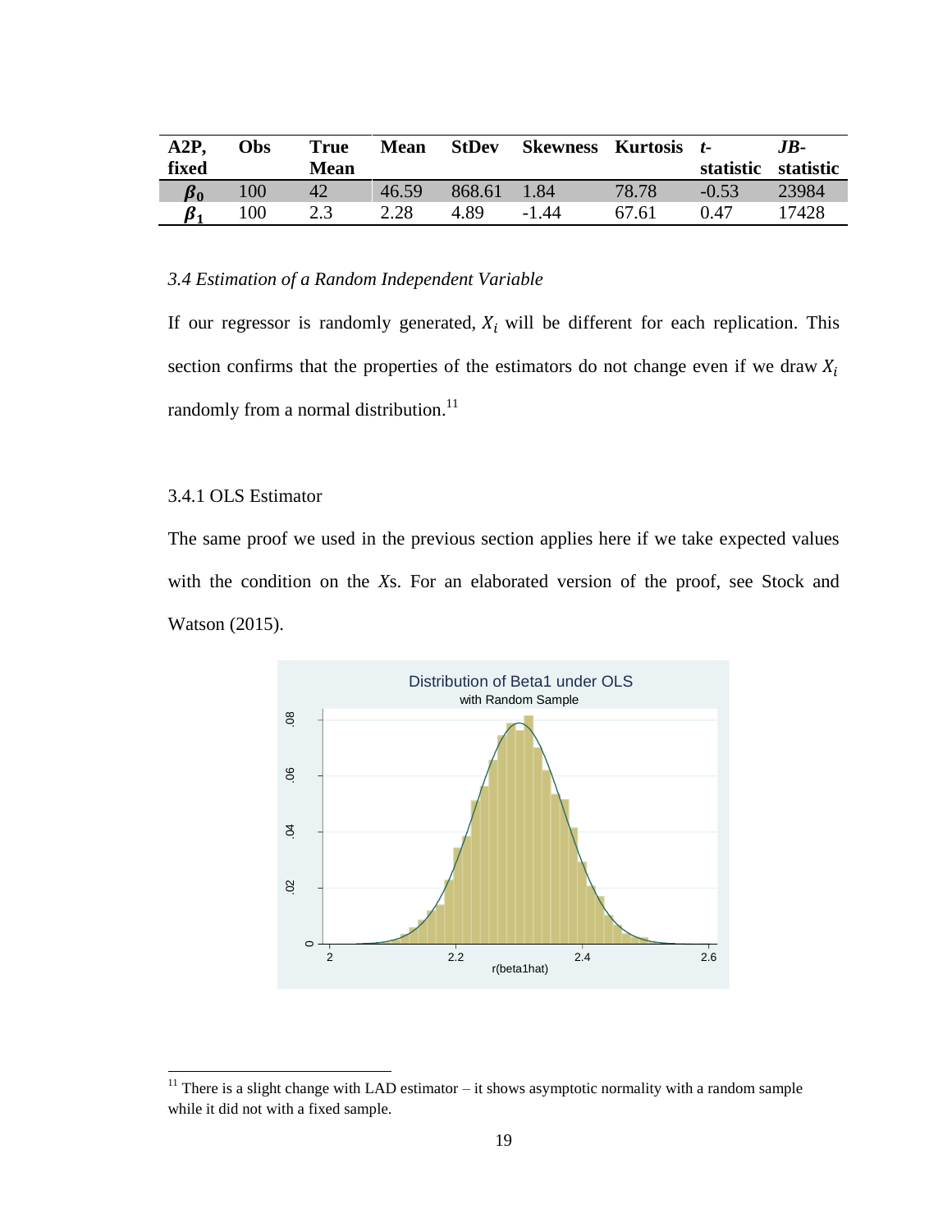| A2P, fixed | Obs | True Mean | Mean | StDev | Skewness | Kurtosis | *t*-statistic | *JB*-statistic |
|---|---|---|---|---|---|---|---|---|
| $\beta_0$ | 100 | 42 | 46.59 | 868.61 | 1.84 | 78.78 | -0.53 | 23984 |
| $\beta_1$ | 100 | 2.3 | 2.28 | 4.89 | -1.44 | 67.61 | 0.47 | 17428 |

### *3.4 Estimation of a Random Independent Variable*

If our regressor is randomly generated, $X_i$ will be different for each replication. This section confirms that the properties of the estimators do not change even if we draw $X_i$ randomly from a normal distribution.[11]

#### 3.4.1 OLS Estimator

The same proof we used in the previous section applies here if we take expected values with the condition on the *X*s. For an elaborated version of the proof, see Stock and Watson (2015).

[11] There is a slight change with LAD estimator – it shows asymptotic normality with a random sample while it did not with a fixed sample.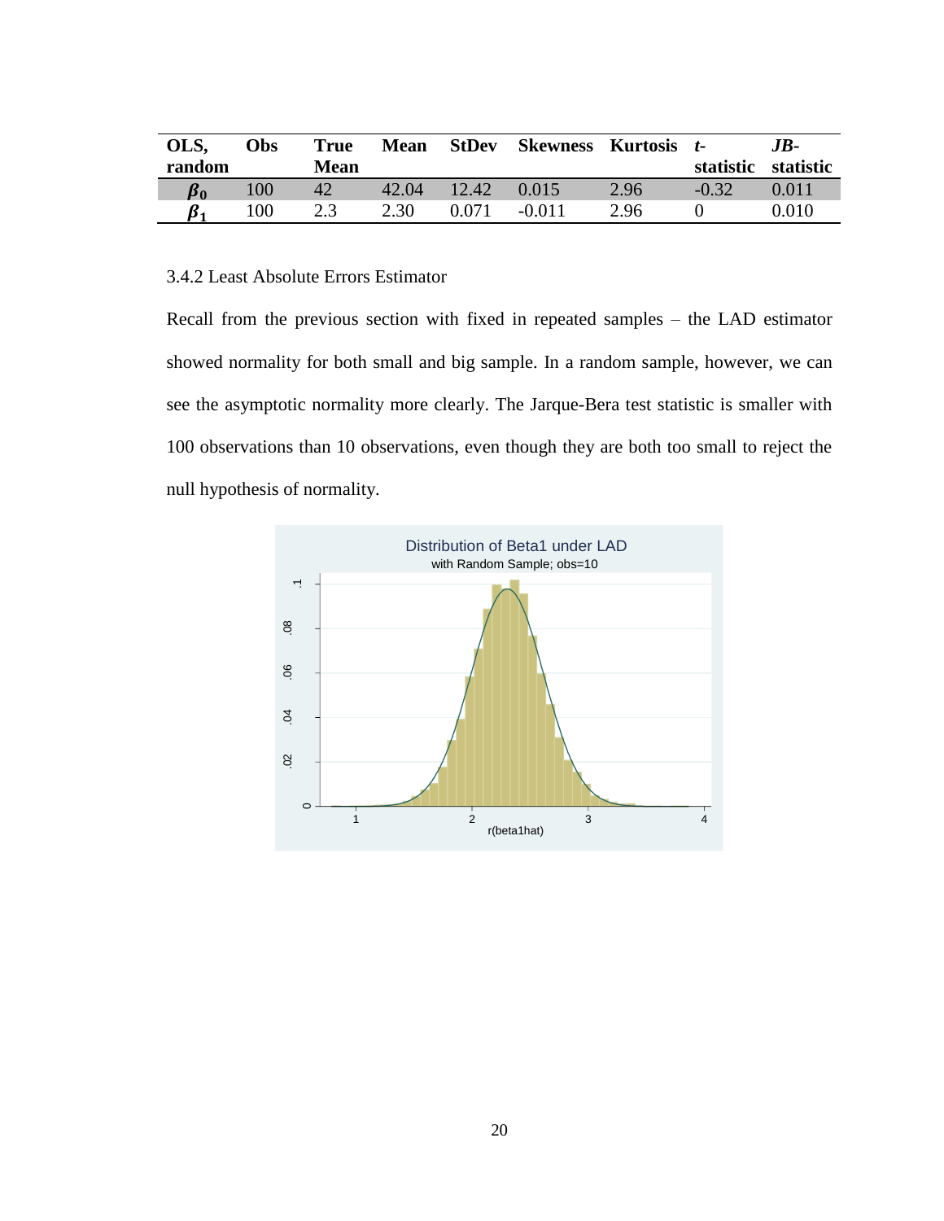| OLS, random | Obs | True Mean | Mean | StDev | Skewness | Kurtosis | *t*-statistic | *JB*-statistic |
|---|---|---|---|---|---|---|---|---|
| $\beta_0$ | 100 | 42 | 42.04 | 12.42 | 0.015 | 2.96 | -0.32 | 0.011 |
| $\beta_1$ | 100 | 2.3 | 2.30 | 0.071 | -0.011 | 2.96 | 0 | 0.010 |

3.4.2 Least Absolute Errors Estimator

Recall from the previous section with fixed in repeated samples – the LAD estimator showed normality for both small and big sample. In a random sample, however, we can see the asymptotic normality more clearly. The Jarque-Bera test statistic is smaller with 100 observations than 10 observations, even though they are both too small to reject the null hypothesis of normality.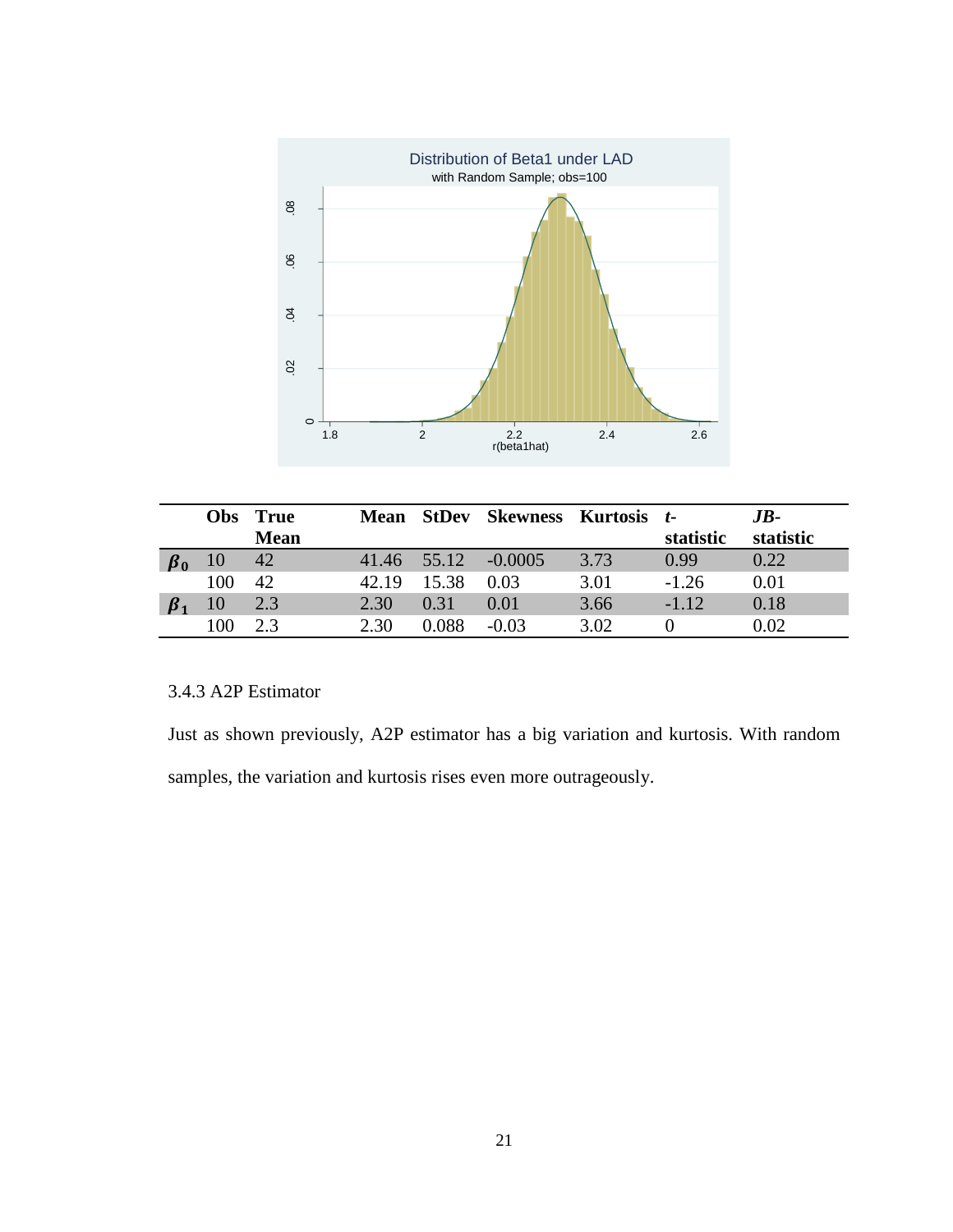| | Obs | True Mean | Mean | StDev | Skewness | Kurtosis | *t*-statistic | *JB*-statistic |
|---|---|---|---|---|---|---|---|---|
| $\beta_0$ | 10 | 42 | 41.46 | 55.12 | -0.0005 | 3.73 | 0.99 | 0.22 |
| | 100 | 42 | 42.19 | 15.38 | 0.03 | 3.01 | -1.26 | 0.01 |
| $\beta_1$ | 10 | 2.3 | 2.30 | 0.31 | 0.01 | 3.66 | -1.12 | 0.18 |
| | 100 | 2.3 | 2.30 | 0.088 | -0.03 | 3.02 | 0 | 0.02 |

### 3.4.3 A2P Estimator

Just as shown previously, A2P estimator has a big variation and kurtosis. With random samples, the variation and kurtosis rises even more outrageously.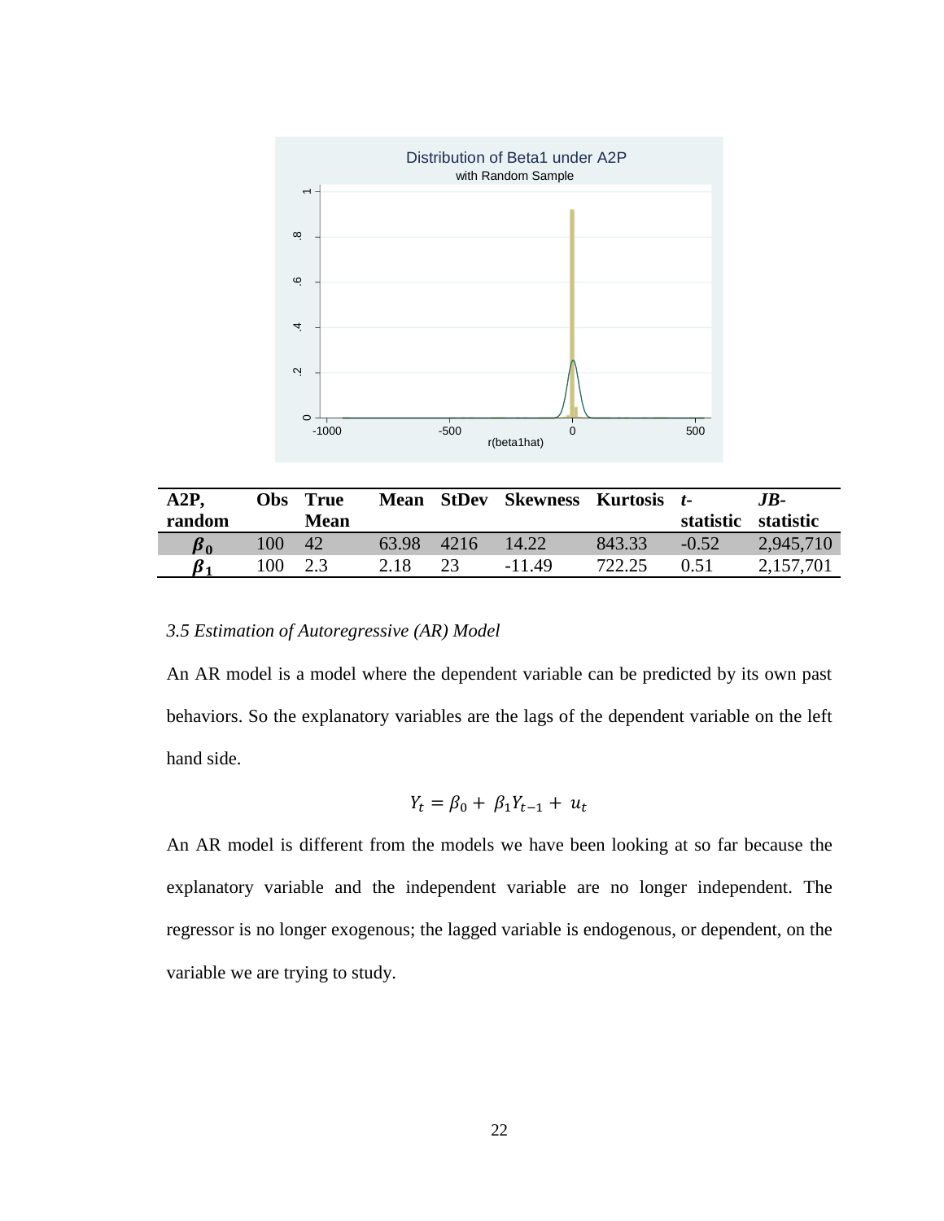| A2P, random | Obs | True Mean | Mean | StDev | Skewness | Kurtosis | *t*-statistic | *JB*-statistic |
|---|---|---|---|---|---|---|---|---|
| $\beta_0$ | 100 | 42 | 63.98 | 4216 | 14.22 | 843.33 | -0.52 | 2,945,710 |
| $\beta_1$ | 100 | 2.3 | 2.18 | 23 | -11.49 | 722.25 | 0.51 | 2,157,701 |

*3.5 Estimation of Autoregressive (AR) Model*

An AR model is a model where the dependent variable can be predicted by its own past behaviors. So the explanatory variables are the lags of the dependent variable on the left hand side.

$$Y_t = \beta_0 + \beta_1 Y_{t-1} + u_t$$

An AR model is different from the models we have been looking at so far because the explanatory variable and the independent variable are no longer independent. The regressor is no longer exogenous; the lagged variable is endogenous, or dependent, on the variable we are trying to study.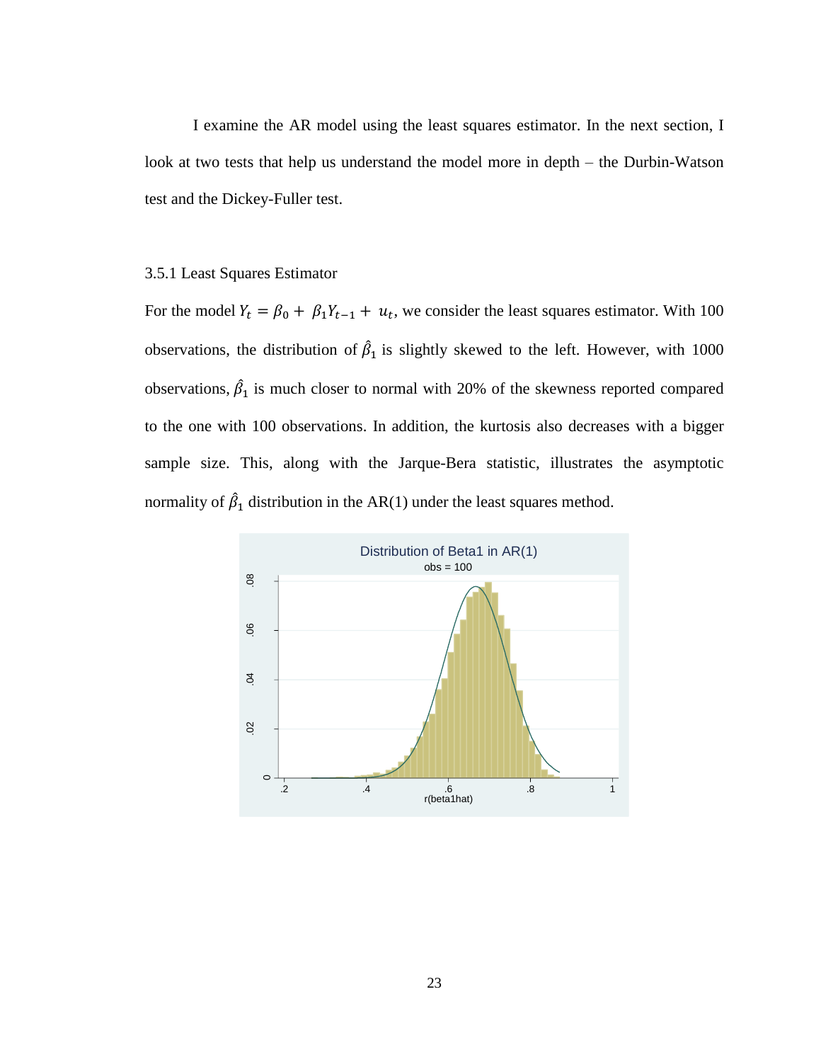I examine the AR model using the least squares estimator. In the next section, I look at two tests that help us understand the model more in depth – the Durbin-Watson test and the Dickey-Fuller test.

3.5.1 Least Squares Estimator

For the model $Y_t = \beta_0 + \beta_1 Y_{t-1} + u_t$, we consider the least squares estimator. With 100 observations, the distribution of $\hat{\beta}_1$ is slightly skewed to the left. However, with 1000 observations, $\hat{\beta}_1$ is much closer to normal with 20% of the skewness reported compared to the one with 100 observations. In addition, the kurtosis also decreases with a bigger sample size. This, along with the Jarque-Bera statistic, illustrates the asymptotic normality of $\hat{\beta}_1$ distribution in the AR(1) under the least squares method.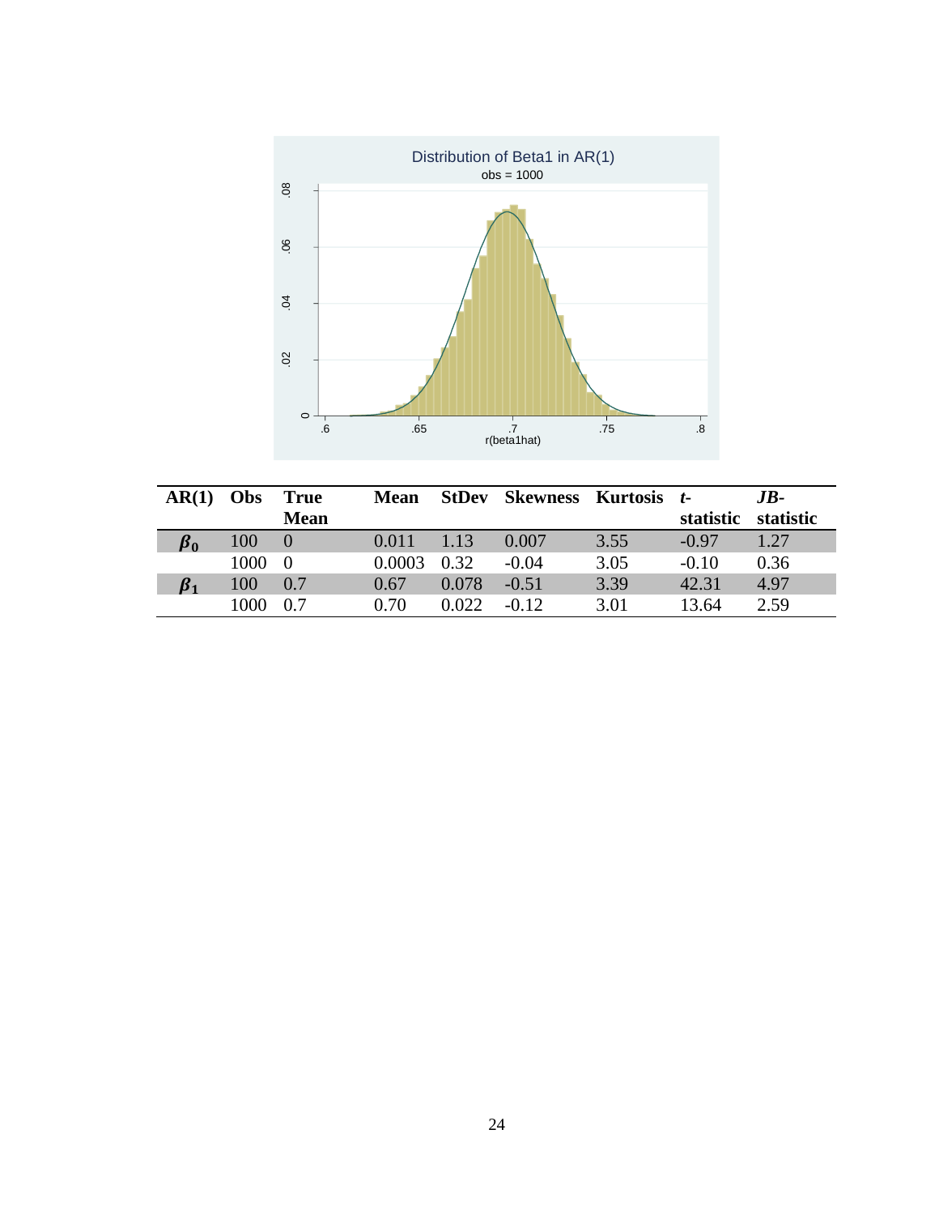| AR(1) | Obs | True Mean | Mean | StDev | Skewness | Kurtosis | *t*-statistic | *JB*-statistic |
|---|---|---|---|---|---|---|---|---|
| $\beta_0$ | 100 | 0 | 0.011 | 1.13 | 0.007 | 3.55 | -0.97 | 1.27 |
| | 1000 | 0 | 0.0003 | 0.32 | -0.04 | 3.05 | -0.10 | 0.36 |
| $\beta_1$ | 100 | 0.7 | 0.67 | 0.078 | -0.51 | 3.39 | 42.31 | 4.97 |
| | 1000 | 0.7 | 0.70 | 0.022 | -0.12 | 3.01 | 13.64 | 2.59 |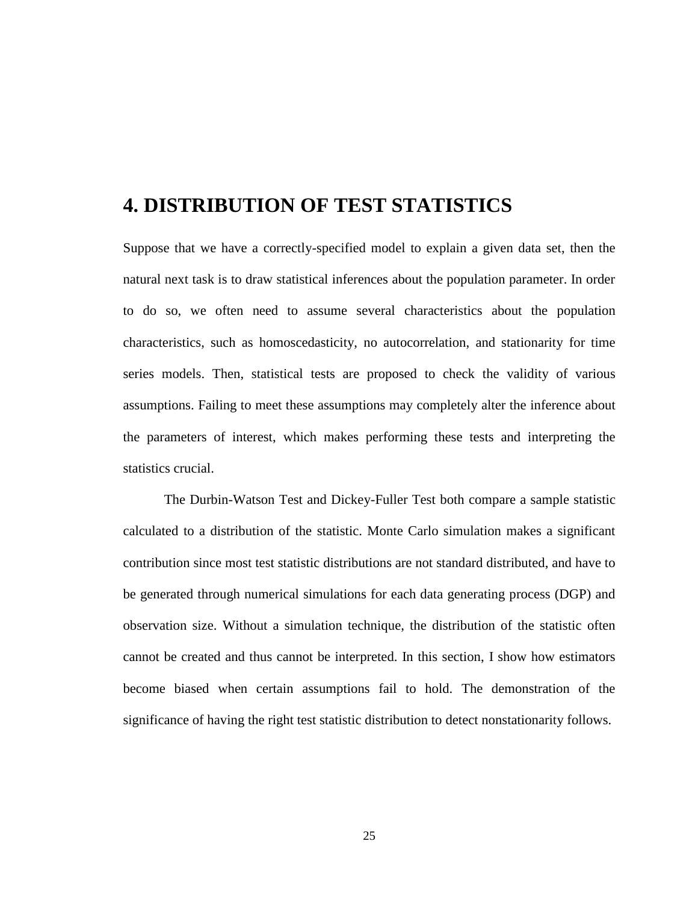# 4. DISTRIBUTION OF TEST STATISTICS

Suppose that we have a correctly-specified model to explain a given data set, then the natural next task is to draw statistical inferences about the population parameter. In order to do so, we often need to assume several characteristics about the population characteristics, such as homoscedasticity, no autocorrelation, and stationarity for time series models. Then, statistical tests are proposed to check the validity of various assumptions. Failing to meet these assumptions may completely alter the inference about the parameters of interest, which makes performing these tests and interpreting the statistics crucial.

The Durbin-Watson Test and Dickey-Fuller Test both compare a sample statistic calculated to a distribution of the statistic. Monte Carlo simulation makes a significant contribution since most test statistic distributions are not standard distributed, and have to be generated through numerical simulations for each data generating process (DGP) and observation size. Without a simulation technique, the distribution of the statistic often cannot be created and thus cannot be interpreted. In this section, I show how estimators become biased when certain assumptions fail to hold. The demonstration of the significance of having the right test statistic distribution to detect nonstationarity follows.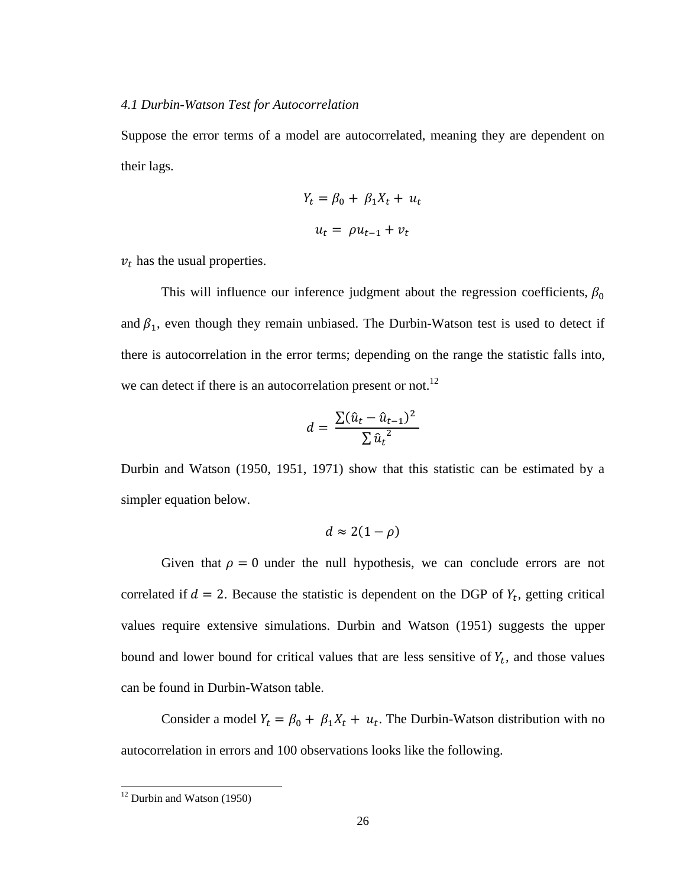### *4.1 Durbin-Watson Test for Autocorrelation*

Suppose the error terms of a model are autocorrelated, meaning they are dependent on their lags.

$$Y_t = \beta_0 + \beta_1 X_t + u_t$$

$$u_t = \rho u_{t-1} + v_t$$

$v_t$ has the usual properties.

This will influence our inference judgment about the regression coefficients, $\beta_0$ and $\beta_1$, even though they remain unbiased. The Durbin-Watson test is used to detect if there is autocorrelation in the error terms; depending on the range the statistic falls into, we can detect if there is an autocorrelation present or not.[12]

$$d = \frac{\sum(\hat{u}_t - \hat{u}_{t-1})^2}{\sum \hat{u}_t^{\,2}}$$

Durbin and Watson (1950, 1951, 1971) show that this statistic can be estimated by a simpler equation below.

$$d \approx 2(1 - \rho)$$

Given that $\rho = 0$ under the null hypothesis, we can conclude errors are not correlated if $d = 2$. Because the statistic is dependent on the DGP of $Y_t$, getting critical values require extensive simulations. Durbin and Watson (1951) suggests the upper bound and lower bound for critical values that are less sensitive of $Y_t$, and those values can be found in Durbin-Watson table.

Consider a model $Y_t = \beta_0 + \beta_1 X_t + u_t$. The Durbin-Watson distribution with no autocorrelation in errors and 100 observations looks like the following.

---

[12] Durbin and Watson (1950)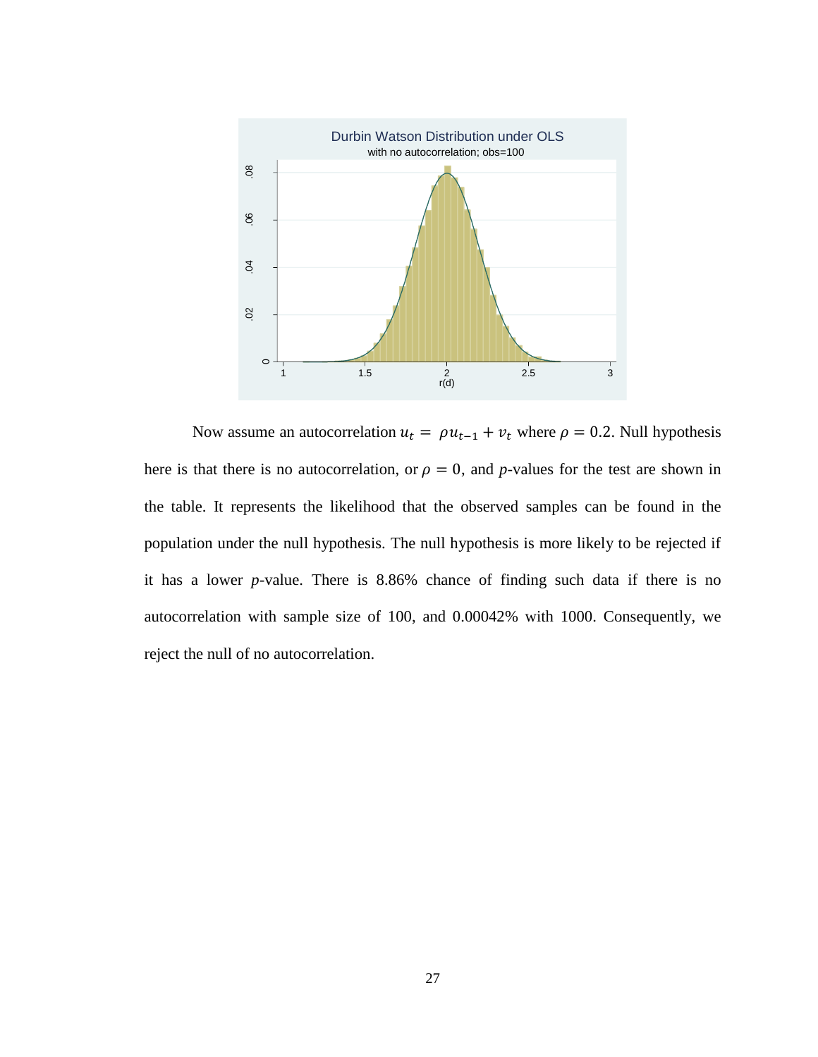Now assume an autocorrelation $u_t = \rho u_{t-1} + v_t$ where $\rho = 0.2$. Null hypothesis here is that there is no autocorrelation, or $\rho = 0$, and $p$-values for the test are shown in the table. It represents the likelihood that the observed samples can be found in the population under the null hypothesis. The null hypothesis is more likely to be rejected if it has a lower $p$-value. There is 8.86% chance of finding such data if there is no autocorrelation with sample size of 100, and 0.00042% with 1000. Consequently, we reject the null of no autocorrelation.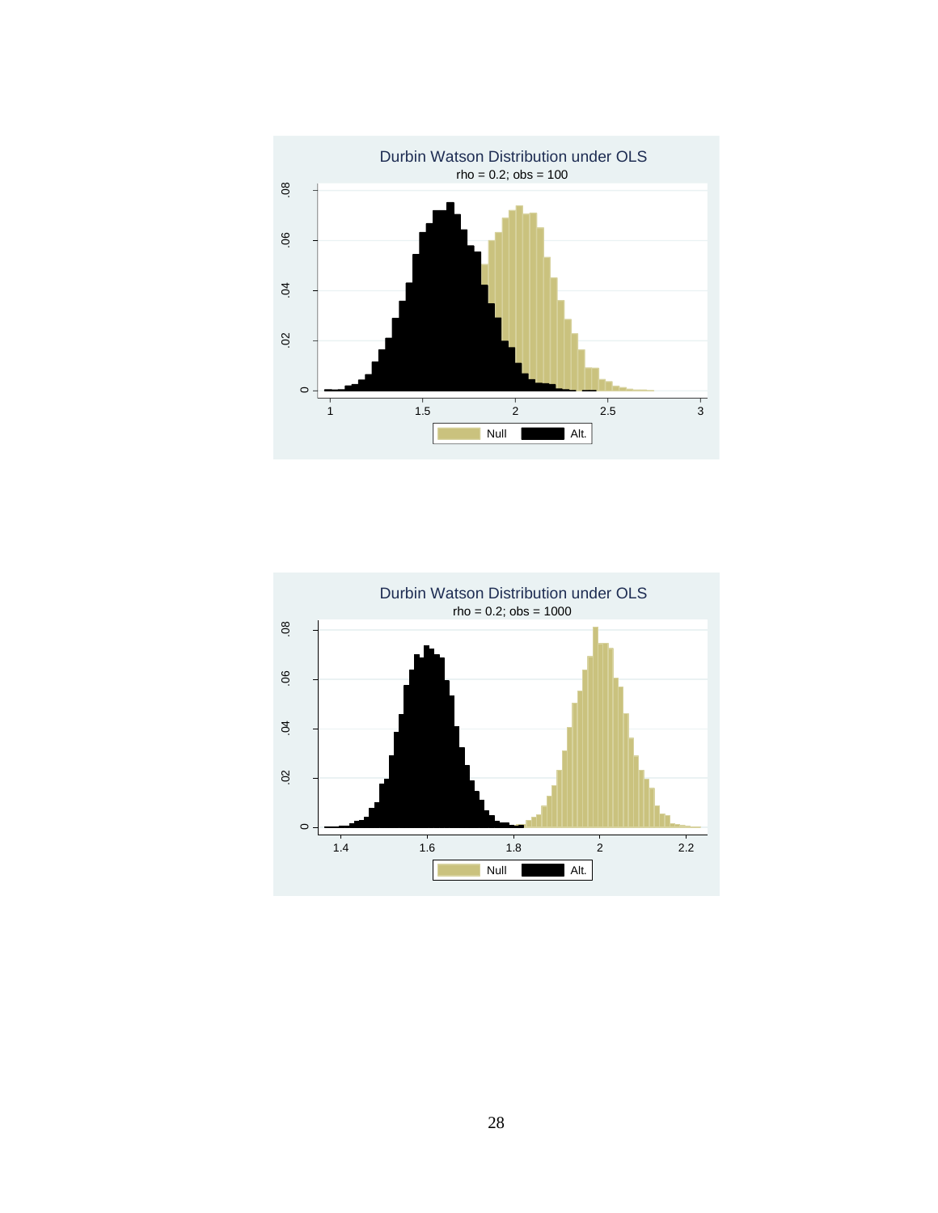Durbin Watson Distribution under OLS

rho = 0.2; obs = 100

Durbin Watson Distribution under OLS

rho = 0.2; obs = 1000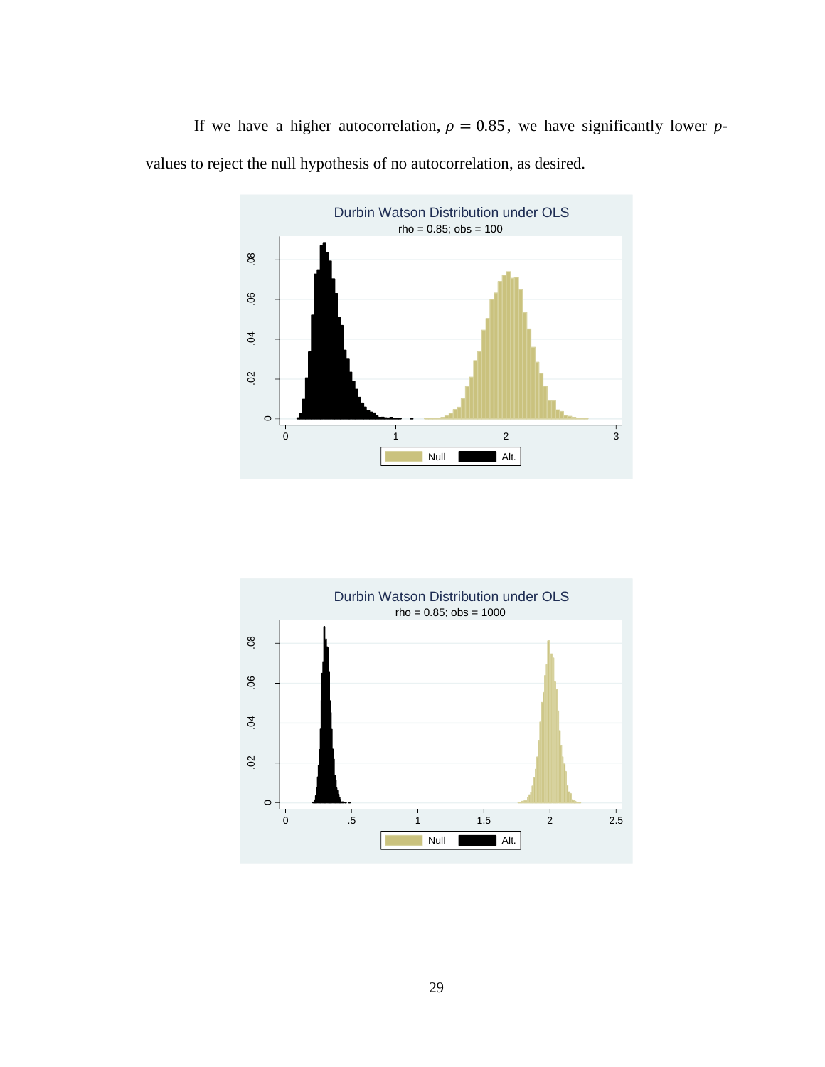If we have a higher autocorrelation, $\rho = 0.85$, we have significantly lower $p$-values to reject the null hypothesis of no autocorrelation, as desired.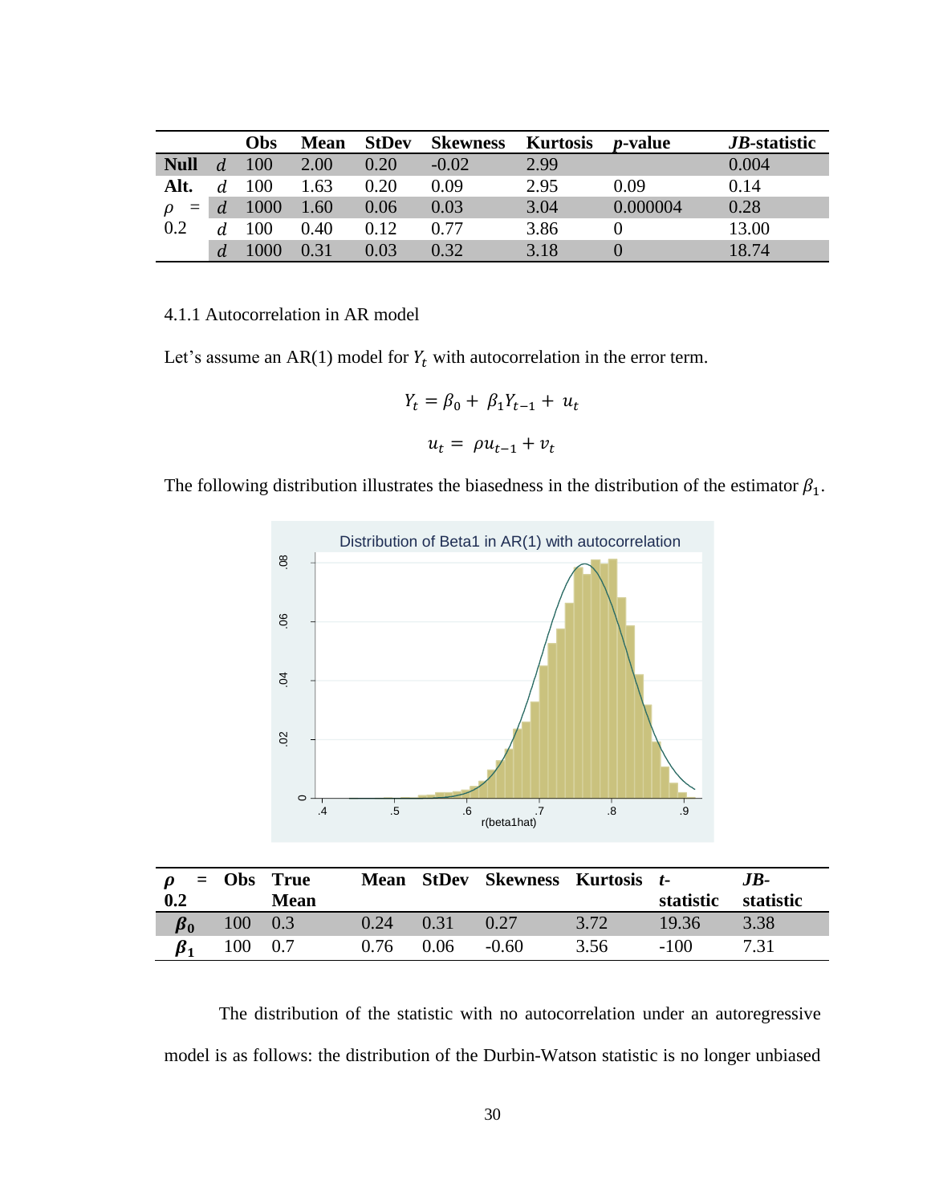| | | Obs | Mean | StDev | Skewness | Kurtosis | *p*-value | *JB*-statistic |
|---|---|---|---|---|---|---|---|---|
| **Null** | $d$ | 100 | 2.00 | 0.20 | -0.02 | 2.99 | | 0.004 |
| **Alt.** | $d$ | 100 | 1.63 | 0.20 | 0.09 | 2.95 | 0.09 | 0.14 |
| $\rho$ = | $d$ | 1000 | 1.60 | 0.06 | 0.03 | 3.04 | 0.000004 | 0.28 |
| 0.2 | $d$ | 100 | 0.40 | 0.12 | 0.77 | 3.86 | 0 | 13.00 |
| | $d$ | 1000 | 0.31 | 0.03 | 0.32 | 3.18 | 0 | 18.74 |

4.1.1 Autocorrelation in AR model

Let's assume an AR(1) model for $Y_t$ with autocorrelation in the error term.

$$Y_t = \beta_0 + \beta_1 Y_{t-1} + u_t$$

$$u_t = \rho u_{t-1} + v_t$$

The following distribution illustrates the biasedness in the distribution of the estimator $\beta_1$.

| $\rho$ = 0.2 | Obs | True Mean | Mean | StDev | Skewness | Kurtosis | *t*-statistic | *JB*-statistic |
|---|---|---|---|---|---|---|---|---|
| $\beta_0$ | 100 | 0.3 | 0.24 | 0.31 | 0.27 | 3.72 | 19.36 | 3.38 |
| $\beta_1$ | 100 | 0.7 | 0.76 | 0.06 | -0.60 | 3.56 | -100 | 7.31 |

The distribution of the statistic with no autocorrelation under an autoregressive model is as follows: the distribution of the Durbin-Watson statistic is no longer unbiased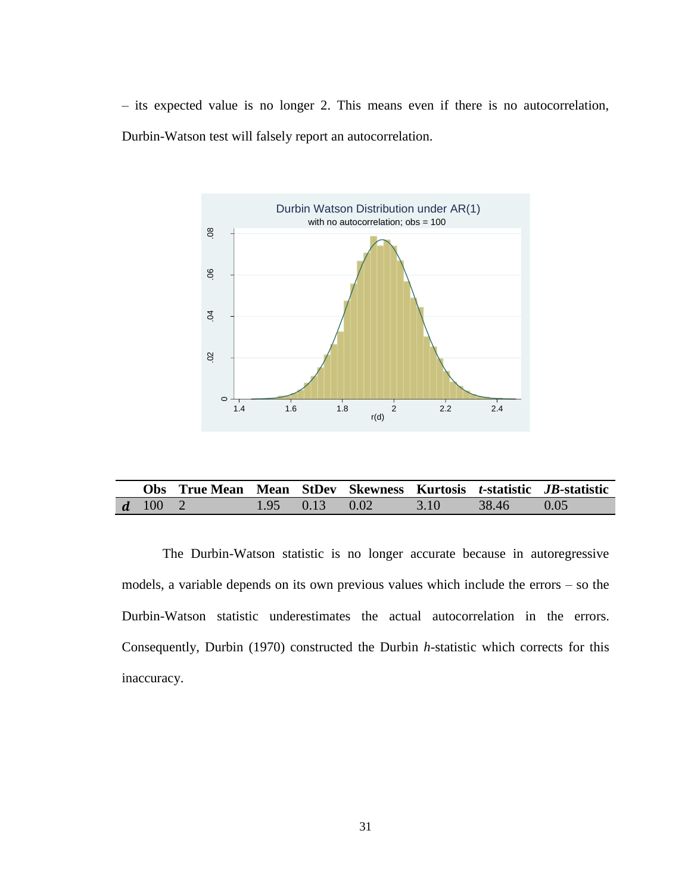– its expected value is no longer 2. This means even if there is no autocorrelation, Durbin-Watson test will falsely report an autocorrelation.

| | Obs | True Mean | Mean | StDev | Skewness | Kurtosis | *t*-statistic | *JB*-statistic |
|---|---|---|---|---|---|---|---|---|
| ***d*** | 100 | 2 | 1.95 | 0.13 | 0.02 | 3.10 | 38.46 | 0.05 |

The Durbin-Watson statistic is no longer accurate because in autoregressive models, a variable depends on its own previous values which include the errors – so the Durbin-Watson statistic underestimates the actual autocorrelation in the errors. Consequently, Durbin (1970) constructed the Durbin *h*-statistic which corrects for this inaccuracy.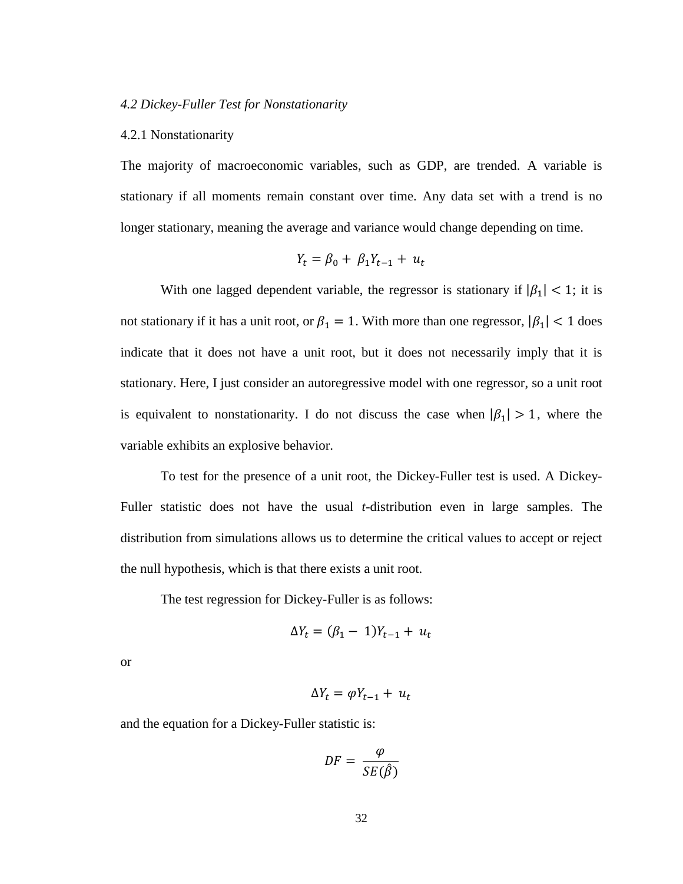*4.2 Dickey-Fuller Test for Nonstationarity*

4.2.1 Nonstationarity

The majority of macroeconomic variables, such as GDP, are trended. A variable is stationary if all moments remain constant over time. Any data set with a trend is no longer stationary, meaning the average and variance would change depending on time.

$$Y_t = \beta_0 + \beta_1 Y_{t-1} + u_t$$

With one lagged dependent variable, the regressor is stationary if $|\beta_1| < 1$; it is not stationary if it has a unit root, or $\beta_1 = 1$. With more than one regressor, $|\beta_1| < 1$ does indicate that it does not have a unit root, but it does not necessarily imply that it is stationary. Here, I just consider an autoregressive model with one regressor, so a unit root is equivalent to nonstationarity. I do not discuss the case when $|\beta_1| > 1$, where the variable exhibits an explosive behavior.

To test for the presence of a unit root, the Dickey-Fuller test is used. A Dickey-Fuller statistic does not have the usual *t*-distribution even in large samples. The distribution from simulations allows us to determine the critical values to accept or reject the null hypothesis, which is that there exists a unit root.

The test regression for Dickey-Fuller is as follows:

$$\Delta Y_t = (\beta_1 - 1) Y_{t-1} + u_t$$

or

$$\Delta Y_t = \varphi Y_{t-1} + u_t$$

and the equation for a Dickey-Fuller statistic is:

$$DF = \frac{\varphi}{SE(\hat{\beta})}$$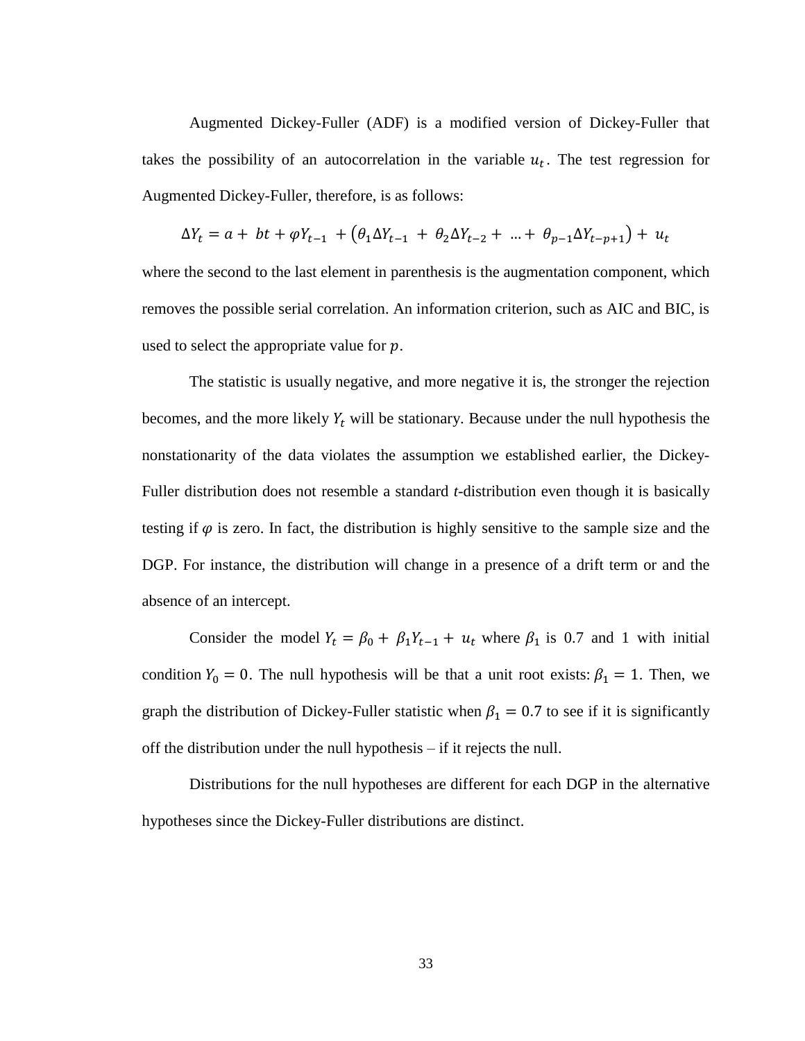Augmented Dickey-Fuller (ADF) is a modified version of Dickey-Fuller that takes the possibility of an autocorrelation in the variable $u_t$. The test regression for Augmented Dickey-Fuller, therefore, is as follows:

$$\Delta Y_t = a + bt + \varphi Y_{t-1} + \left(\theta_1 \Delta Y_{t-1} + \theta_2 \Delta Y_{t-2} + \ldots + \theta_{p-1} \Delta Y_{t-p+1}\right) + u_t$$

where the second to the last element in parenthesis is the augmentation component, which removes the possible serial correlation. An information criterion, such as AIC and BIC, is used to select the appropriate value for $p$.

The statistic is usually negative, and more negative it is, the stronger the rejection becomes, and the more likely $Y_t$ will be stationary. Because under the null hypothesis the nonstationarity of the data violates the assumption we established earlier, the Dickey-Fuller distribution does not resemble a standard *t*-distribution even though it is basically testing if $\varphi$ is zero. In fact, the distribution is highly sensitive to the sample size and the DGP. For instance, the distribution will change in a presence of a drift term or and the absence of an intercept.

Consider the model $Y_t = \beta_0 + \beta_1 Y_{t-1} + u_t$ where $\beta_1$ is 0.7 and 1 with initial condition $Y_0 = 0$. The null hypothesis will be that a unit root exists: $\beta_1 = 1$. Then, we graph the distribution of Dickey-Fuller statistic when $\beta_1 = 0.7$ to see if it is significantly off the distribution under the null hypothesis – if it rejects the null.

Distributions for the null hypotheses are different for each DGP in the alternative hypotheses since the Dickey-Fuller distributions are distinct.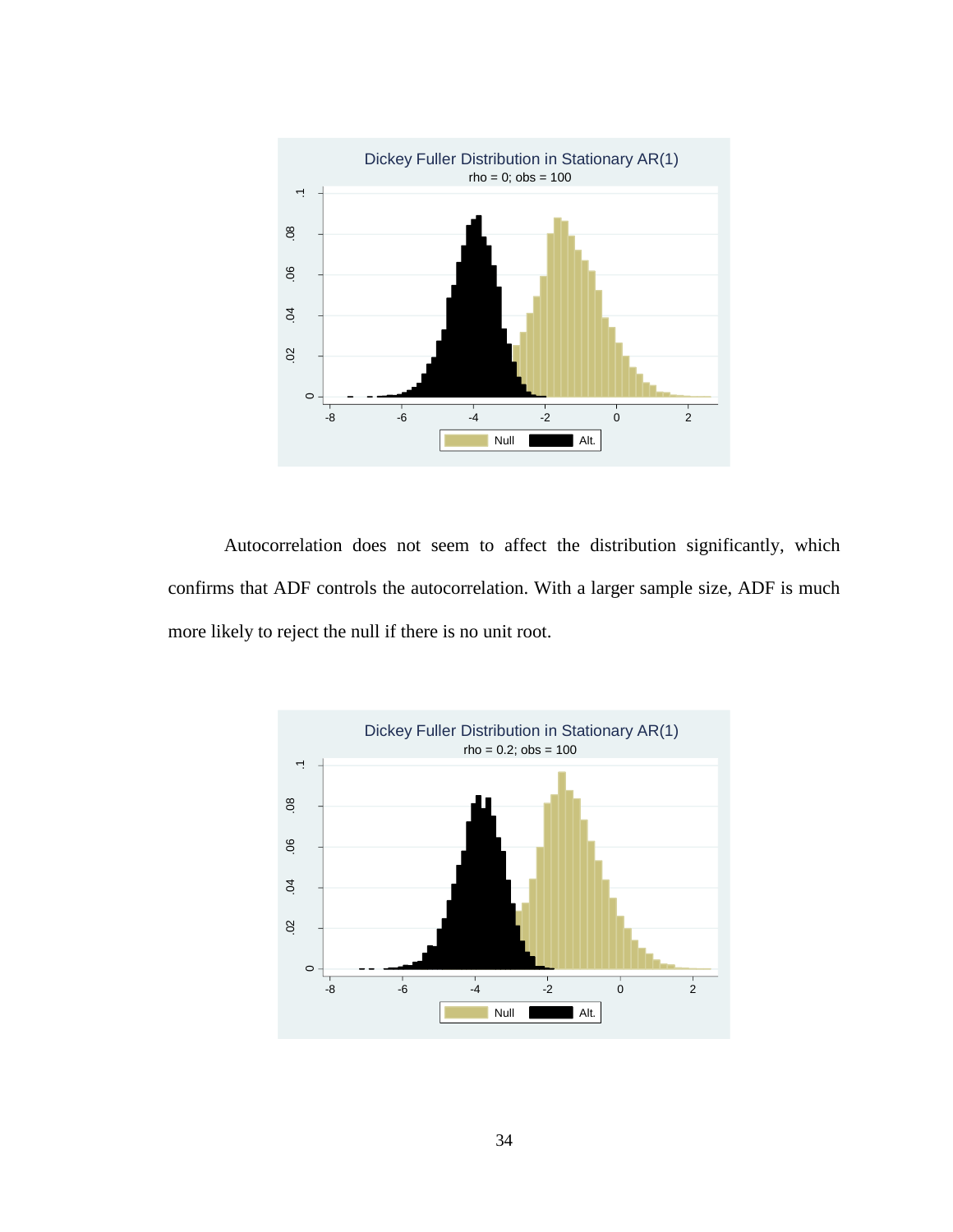Autocorrelation does not seem to affect the distribution significantly, which confirms that ADF controls the autocorrelation. With a larger sample size, ADF is much more likely to reject the null if there is no unit root.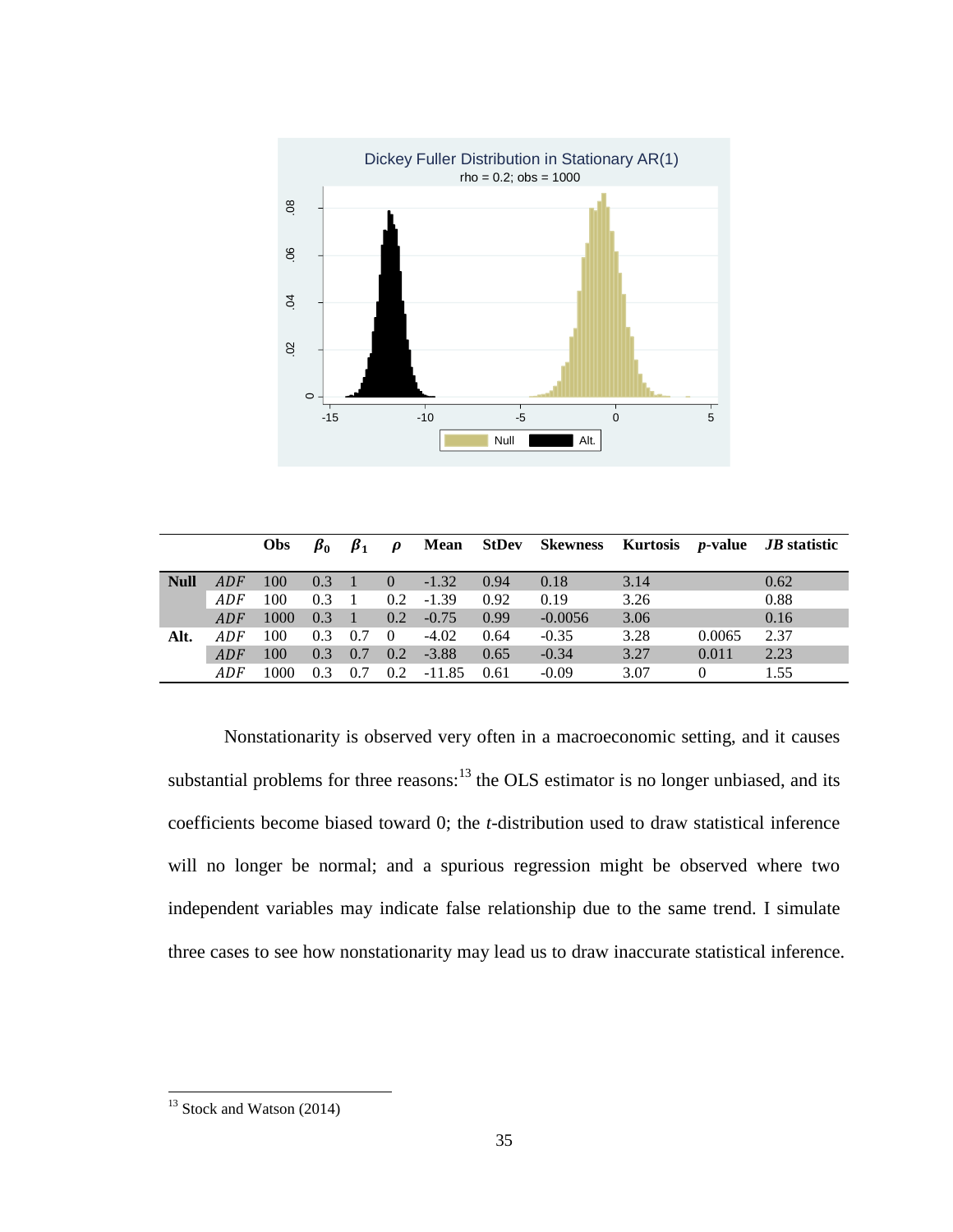| | | Obs | $\beta_0$ | $\beta_1$ | $\rho$ | Mean | StDev | Skewness | Kurtosis | *p*-value | *JB* statistic |
|---|---|---|---|---|---|---|---|---|---|---|---|
| **Null** | *ADF* | 100 | 0.3 | 1 | 0 | -1.32 | 0.94 | 0.18 | 3.14 | | 0.62 |
| | *ADF* | 100 | 0.3 | 1 | 0.2 | -1.39 | 0.92 | 0.19 | 3.26 | | 0.88 |
| | *ADF* | 1000 | 0.3 | 1 | 0.2 | -0.75 | 0.99 | -0.0056 | 3.06 | | 0.16 |
| **Alt.** | *ADF* | 100 | 0.3 | 0.7 | 0 | -4.02 | 0.64 | -0.35 | 3.28 | 0.0065 | 2.37 |
| | *ADF* | 100 | 0.3 | 0.7 | 0.2 | -3.88 | 0.65 | -0.34 | 3.27 | 0.011 | 2.23 |
| | *ADF* | 1000 | 0.3 | 0.7 | 0.2 | -11.85 | 0.61 | -0.09 | 3.07 | 0 | 1.55 |

Nonstationarity is observed very often in a macroeconomic setting, and it causes substantial problems for three reasons:[13] the OLS estimator is no longer unbiased, and its coefficients become biased toward 0; the *t*-distribution used to draw statistical inference will no longer be normal; and a spurious regression might be observed where two independent variables may indicate false relationship due to the same trend. I simulate three cases to see how nonstationarity may lead us to draw inaccurate statistical inference.

[13] Stock and Watson (2014)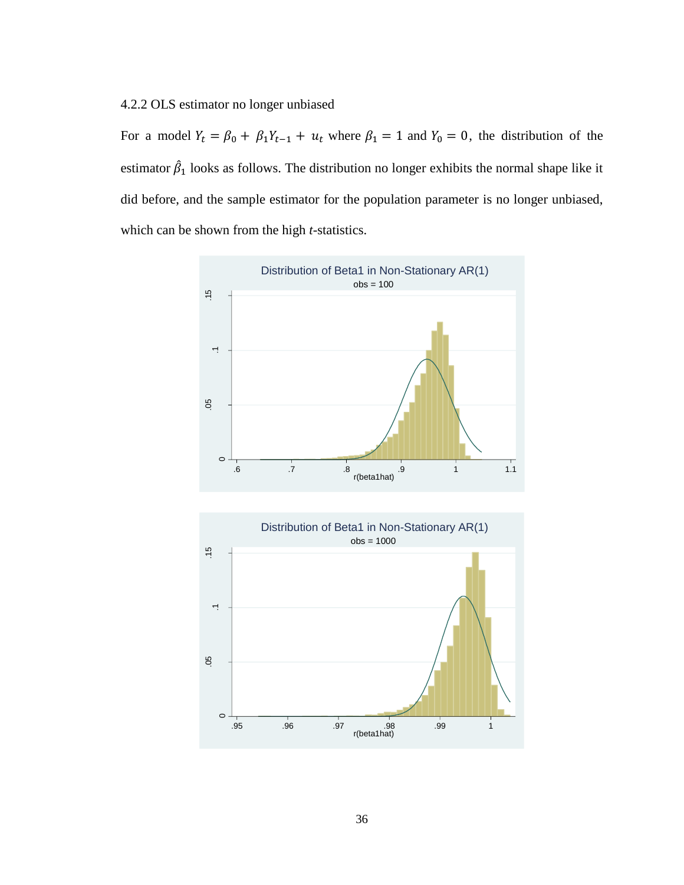### 4.2.2 OLS estimator no longer unbiased

For a model $Y_t = \beta_0 + \beta_1 Y_{t-1} + u_t$ where $\beta_1 = 1$ and $Y_0 = 0$, the distribution of the estimator $\hat{\beta}_1$ looks as follows. The distribution no longer exhibits the normal shape like it did before, and the sample estimator for the population parameter is no longer unbiased, which can be shown from the high *t*-statistics.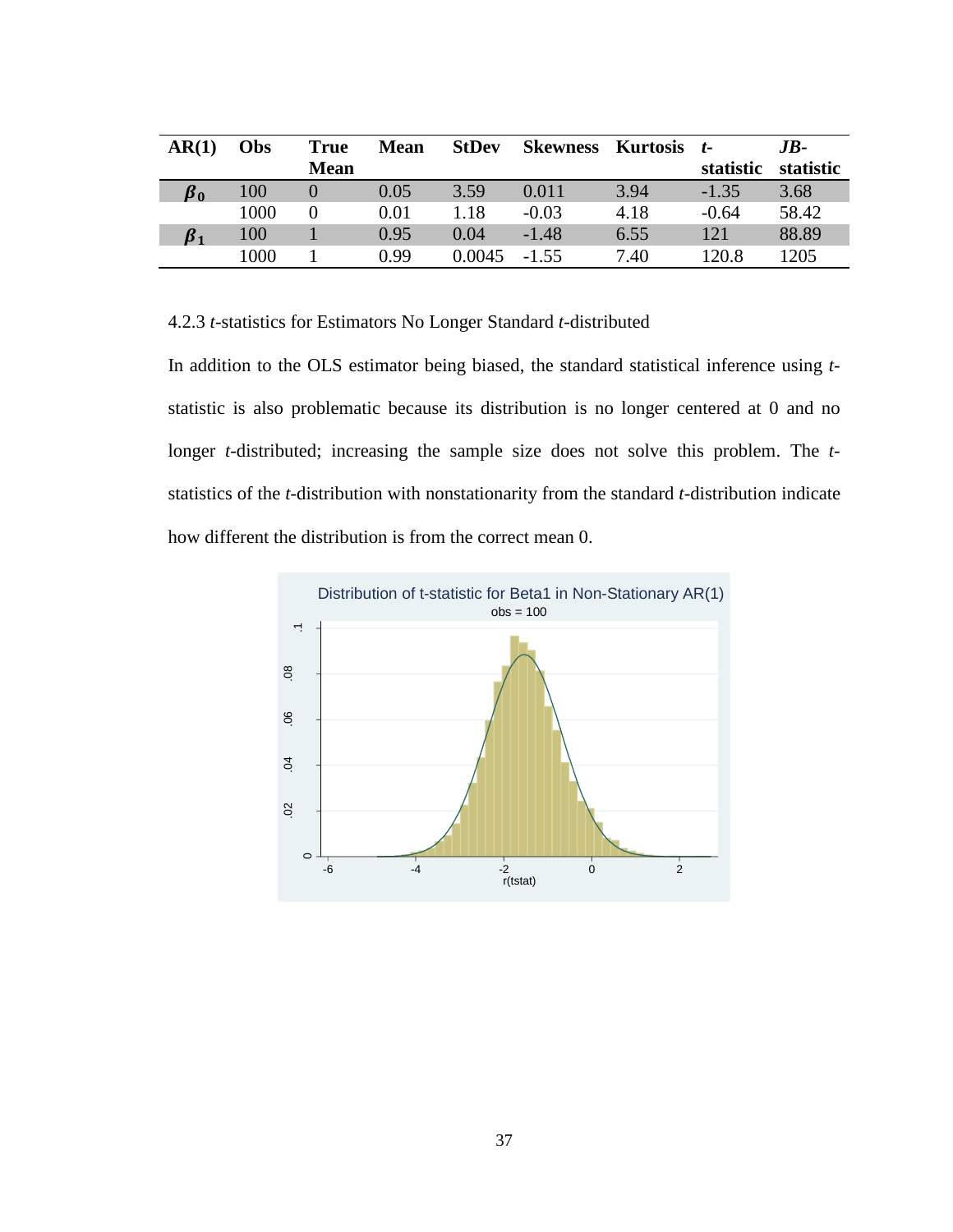| AR(1) | Obs | True Mean | Mean | StDev | Skewness | Kurtosis | *t*-statistic | *JB*-statistic |
|---|---|---|---|---|---|---|---|---|
| $\boldsymbol{\beta_0}$ | 100 | 0 | 0.05 | 3.59 | 0.011 | 3.94 | -1.35 | 3.68 |
| | 1000 | 0 | 0.01 | 1.18 | -0.03 | 4.18 | -0.64 | 58.42 |
| $\boldsymbol{\beta_1}$ | 100 | 1 | 0.95 | 0.04 | -1.48 | 6.55 | 121 | 88.89 |
| | 1000 | 1 | 0.99 | 0.0045 | -1.55 | 7.40 | 120.8 | 1205 |

4.2.3 *t*-statistics for Estimators No Longer Standard *t*-distributed

In addition to the OLS estimator being biased, the standard statistical inference using *t*-statistic is also problematic because its distribution is no longer centered at 0 and no longer *t*-distributed; increasing the sample size does not solve this problem. The *t*-statistics of the *t*-distribution with nonstationarity from the standard *t*-distribution indicate how different the distribution is from the correct mean 0.

Distribution of t-statistic for Beta1 in Non-Stationary AR(1)
obs = 100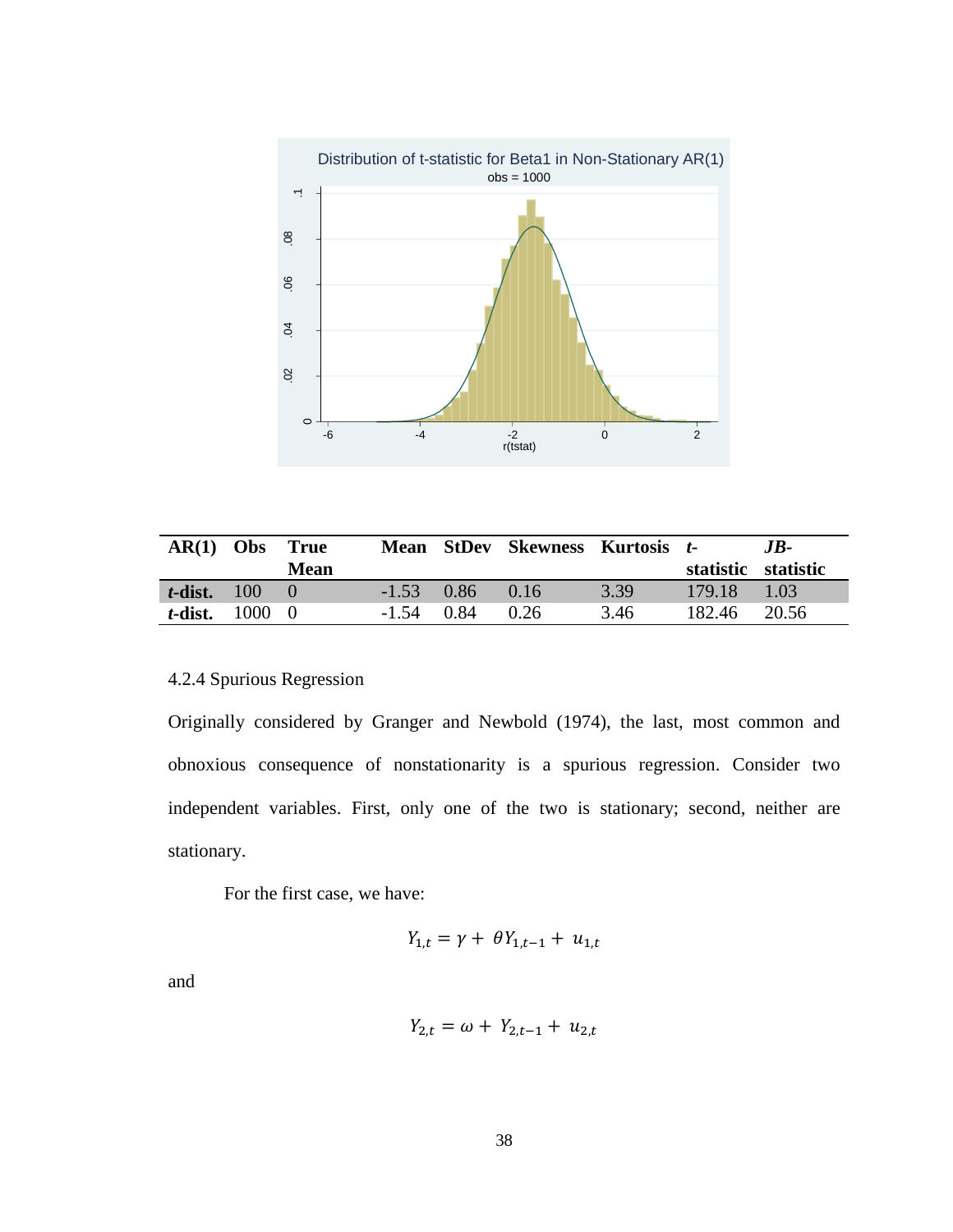| AR(1) | Obs | True Mean | Mean | StDev | Skewness | Kurtosis | *t*-statistic | *JB*-statistic |
|---|---|---|---|---|---|---|---|---|
| ***t*-dist.** | 100 | 0 | -1.53 | 0.86 | 0.16 | 3.39 | 179.18 | 1.03 |
| ***t*-dist.** | 1000 | 0 | -1.54 | 0.84 | 0.26 | 3.46 | 182.46 | 20.56 |

4.2.4 Spurious Regression

Originally considered by Granger and Newbold (1974), the last, most common and obnoxious consequence of nonstationarity is a spurious regression. Consider two independent variables. First, only one of the two is stationary; second, neither are stationary.

For the first case, we have:

$$Y_{1,t} = \gamma + \theta Y_{1,t-1} + u_{1,t}$$

and

$$Y_{2,t} = \omega + Y_{2,t-1} + u_{2,t}$$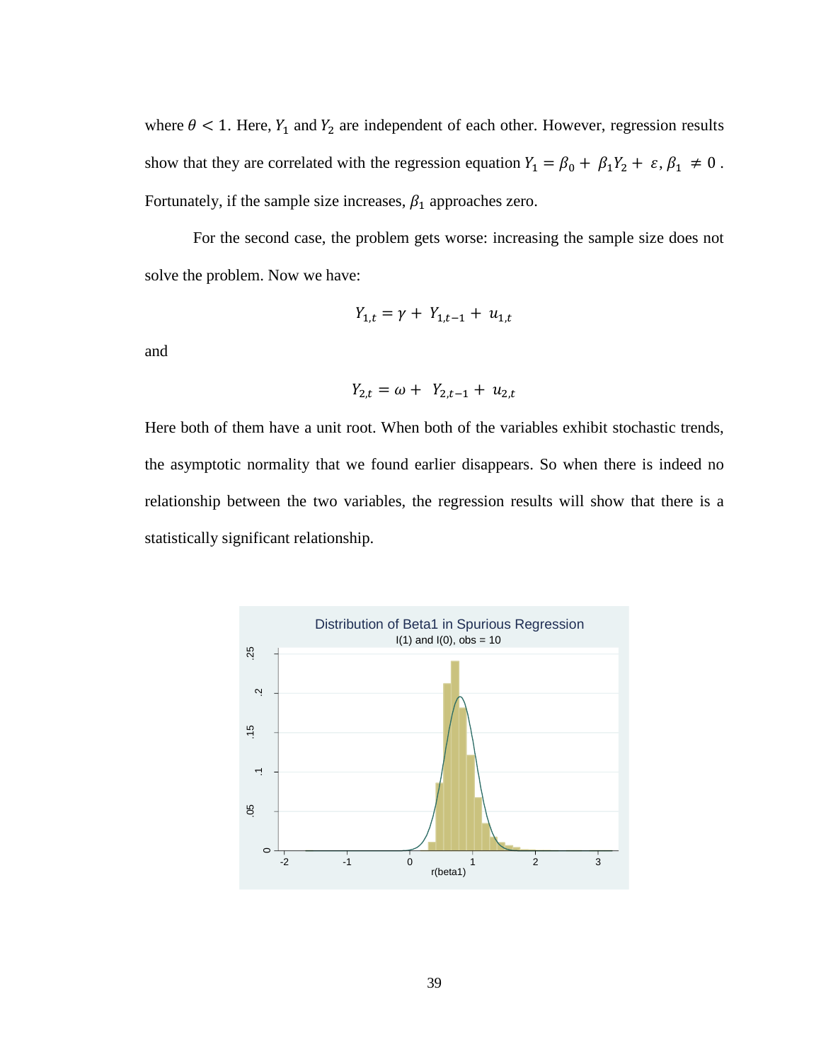where $\theta < 1$. Here, $Y_1$ and $Y_2$ are independent of each other. However, regression results show that they are correlated with the regression equation $Y_1 = \beta_0 + \beta_1 Y_2 + \varepsilon, \beta_1 \neq 0$. Fortunately, if the sample size increases, $\beta_1$ approaches zero.

For the second case, the problem gets worse: increasing the sample size does not solve the problem. Now we have:

$$Y_{1,t} = \gamma + Y_{1,t-1} + u_{1,t}$$

and

$$Y_{2,t} = \omega + Y_{2,t-1} + u_{2,t}$$

Here both of them have a unit root. When both of the variables exhibit stochastic trends, the asymptotic normality that we found earlier disappears. So when there is indeed no relationship between the two variables, the regression results will show that there is a statistically significant relationship.

Distribution of Beta1 in Spurious Regression

I(1) and I(0), obs = 10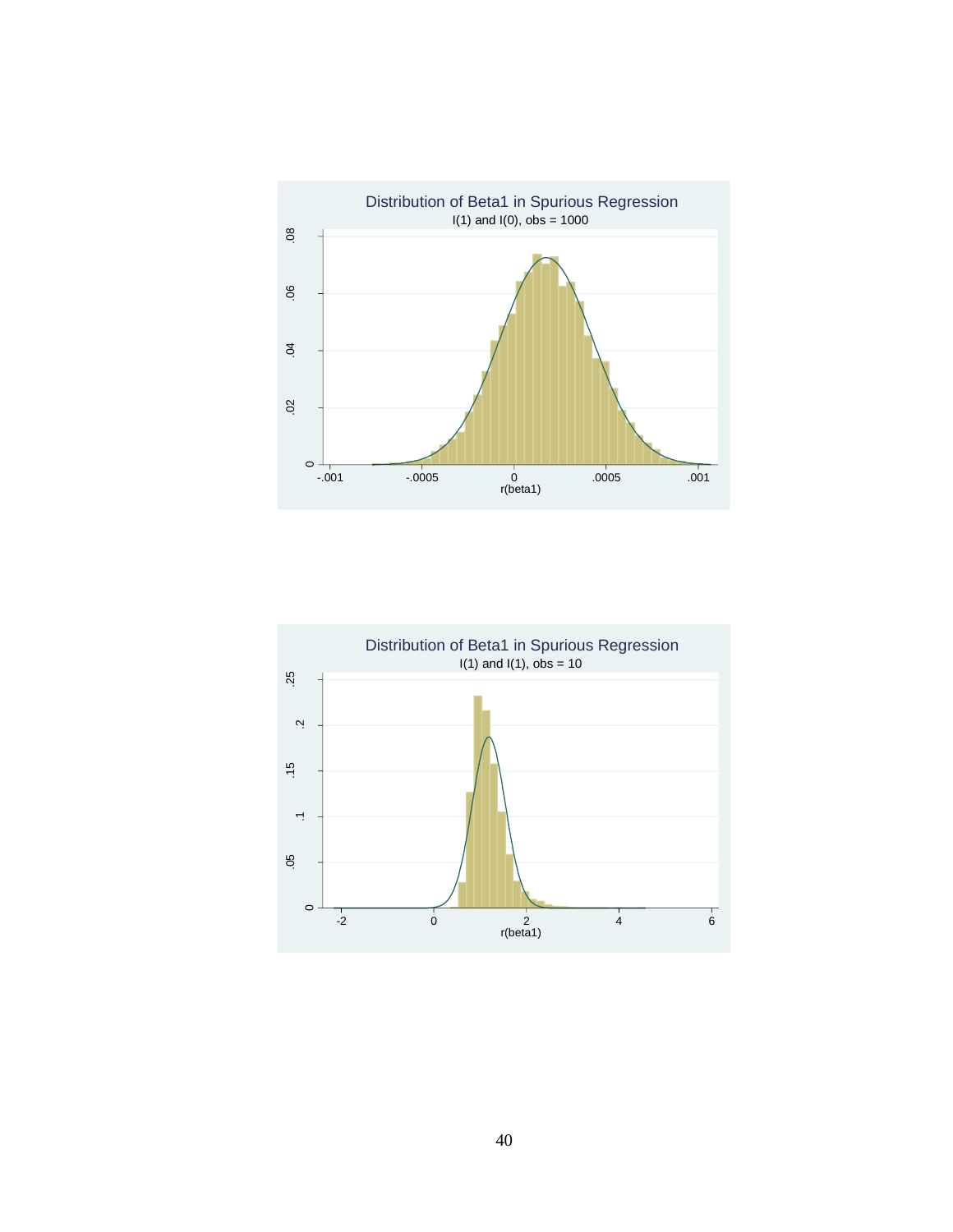Distribution of Beta1 in Spurious Regression

I(1) and I(0), obs = 1000

Distribution of Beta1 in Spurious Regression

I(1) and I(1), obs = 10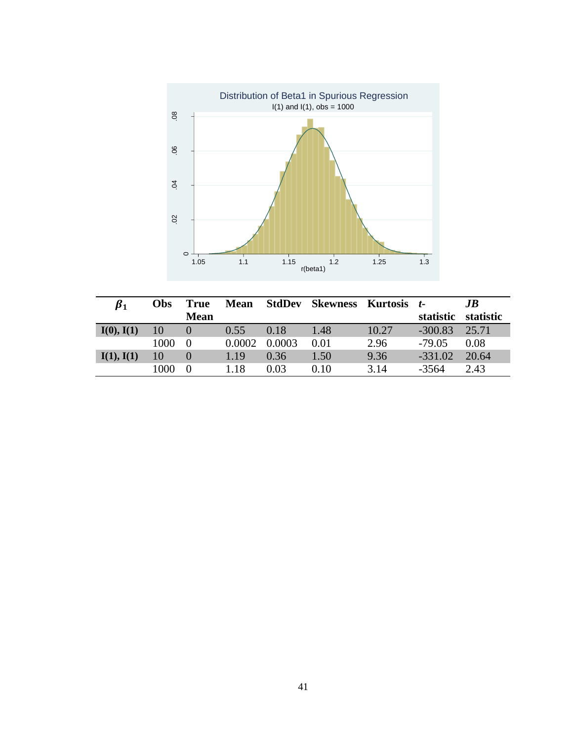Distribution of Beta1 in Spurious Regression

I(1) and I(1), obs = 1000

| $\beta_1$ | Obs | True Mean | Mean | StdDev | Skewness | Kurtosis | *t*-statistic | *JB* statistic |
|---|---|---|---|---|---|---|---|---|
| **I(0), I(1)** | 10 | 0 | 0.55 | 0.18 | 1.48 | 10.27 | -300.83 | 25.71 |
| | 1000 | 0 | 0.0002 | 0.0003 | 0.01 | 2.96 | -79.05 | 0.08 |
| **I(1), I(1)** | 10 | 0 | 1.19 | 0.36 | 1.50 | 9.36 | -331.02 | 20.64 |
| | 1000 | 0 | 1.18 | 0.03 | 0.10 | 3.14 | -3564 | 2.43 |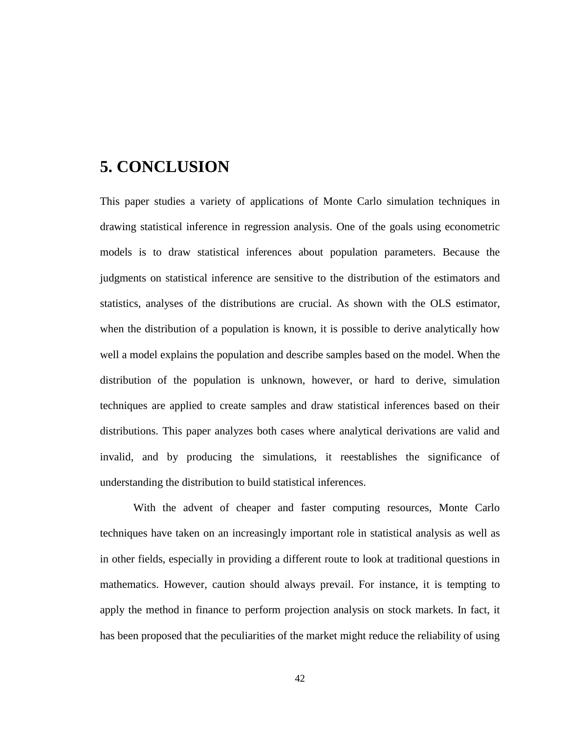# 5. CONCLUSION

This paper studies a variety of applications of Monte Carlo simulation techniques in drawing statistical inference in regression analysis. One of the goals using econometric models is to draw statistical inferences about population parameters. Because the judgments on statistical inference are sensitive to the distribution of the estimators and statistics, analyses of the distributions are crucial. As shown with the OLS estimator, when the distribution of a population is known, it is possible to derive analytically how well a model explains the population and describe samples based on the model. When the distribution of the population is unknown, however, or hard to derive, simulation techniques are applied to create samples and draw statistical inferences based on their distributions. This paper analyzes both cases where analytical derivations are valid and invalid, and by producing the simulations, it reestablishes the significance of understanding the distribution to build statistical inferences.

With the advent of cheaper and faster computing resources, Monte Carlo techniques have taken on an increasingly important role in statistical analysis as well as in other fields, especially in providing a different route to look at traditional questions in mathematics. However, caution should always prevail. For instance, it is tempting to apply the method in finance to perform projection analysis on stock markets. In fact, it has been proposed that the peculiarities of the market might reduce the reliability of using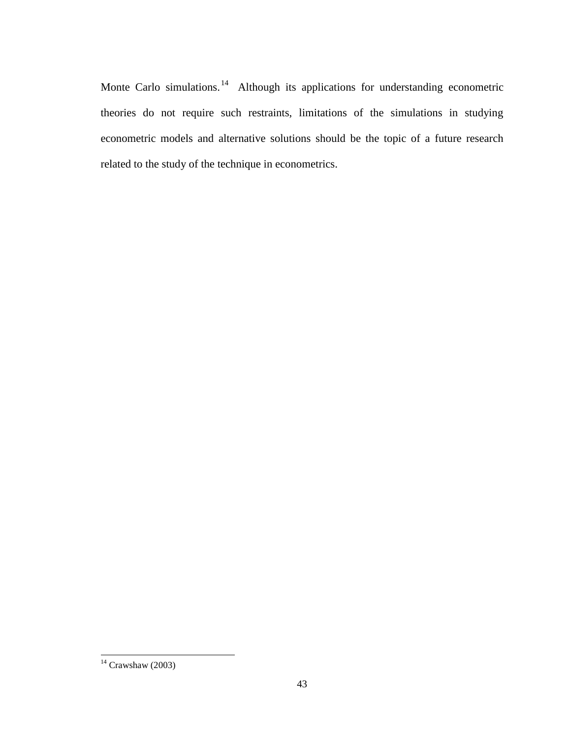Monte Carlo simulations.[14] Although its applications for understanding econometric theories do not require such restraints, limitations of the simulations in studying econometric models and alternative solutions should be the topic of a future research related to the study of the technique in econometrics.

[14] Crawshaw (2003)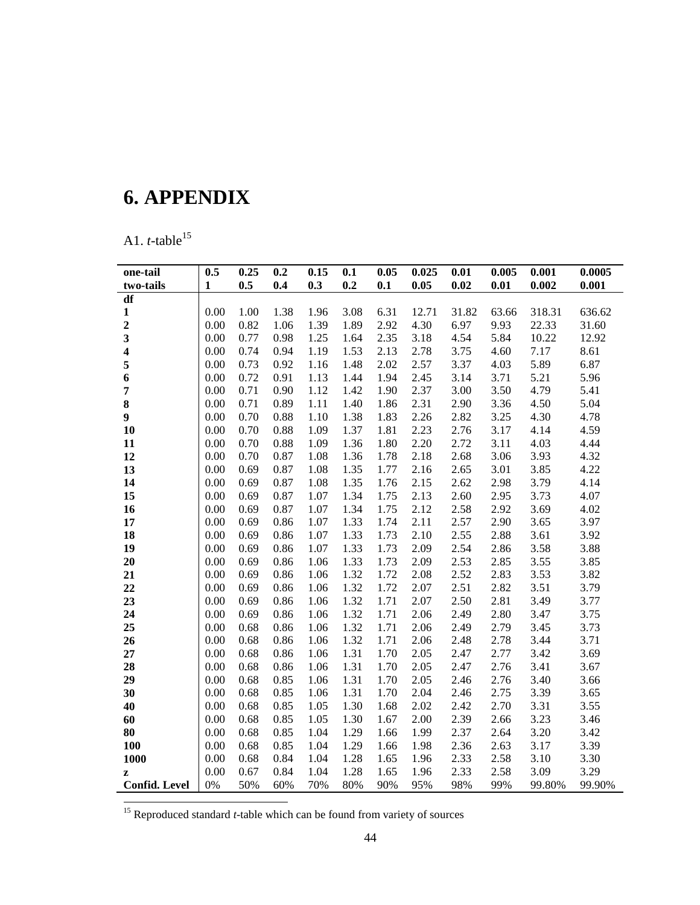# 6. APPENDIX

A1. *t*-table[15]

| one-tail | 0.5 | 0.25 | 0.2 | 0.15 | 0.1 | 0.05 | 0.025 | 0.01 | 0.005 | 0.001 | 0.0005 |
|---|---|---|---|---|---|---|---|---|---|---|---|
| **two-tails** | **1** | **0.5** | **0.4** | **0.3** | **0.2** | **0.1** | **0.05** | **0.02** | **0.01** | **0.002** | **0.001** |
| **df** | | | | | | | | | | | |
| **1** | 0.00 | 1.00 | 1.38 | 1.96 | 3.08 | 6.31 | 12.71 | 31.82 | 63.66 | 318.31 | 636.62 |
| **2** | 0.00 | 0.82 | 1.06 | 1.39 | 1.89 | 2.92 | 4.30 | 6.97 | 9.93 | 22.33 | 31.60 |
| **3** | 0.00 | 0.77 | 0.98 | 1.25 | 1.64 | 2.35 | 3.18 | 4.54 | 5.84 | 10.22 | 12.92 |
| **4** | 0.00 | 0.74 | 0.94 | 1.19 | 1.53 | 2.13 | 2.78 | 3.75 | 4.60 | 7.17 | 8.61 |
| **5** | 0.00 | 0.73 | 0.92 | 1.16 | 1.48 | 2.02 | 2.57 | 3.37 | 4.03 | 5.89 | 6.87 |
| **6** | 0.00 | 0.72 | 0.91 | 1.13 | 1.44 | 1.94 | 2.45 | 3.14 | 3.71 | 5.21 | 5.96 |
| **7** | 0.00 | 0.71 | 0.90 | 1.12 | 1.42 | 1.90 | 2.37 | 3.00 | 3.50 | 4.79 | 5.41 |
| **8** | 0.00 | 0.71 | 0.89 | 1.11 | 1.40 | 1.86 | 2.31 | 2.90 | 3.36 | 4.50 | 5.04 |
| **9** | 0.00 | 0.70 | 0.88 | 1.10 | 1.38 | 1.83 | 2.26 | 2.82 | 3.25 | 4.30 | 4.78 |
| **10** | 0.00 | 0.70 | 0.88 | 1.09 | 1.37 | 1.81 | 2.23 | 2.76 | 3.17 | 4.14 | 4.59 |
| **11** | 0.00 | 0.70 | 0.88 | 1.09 | 1.36 | 1.80 | 2.20 | 2.72 | 3.11 | 4.03 | 4.44 |
| **12** | 0.00 | 0.70 | 0.87 | 1.08 | 1.36 | 1.78 | 2.18 | 2.68 | 3.06 | 3.93 | 4.32 |
| **13** | 0.00 | 0.69 | 0.87 | 1.08 | 1.35 | 1.77 | 2.16 | 2.65 | 3.01 | 3.85 | 4.22 |
| **14** | 0.00 | 0.69 | 0.87 | 1.08 | 1.35 | 1.76 | 2.15 | 2.62 | 2.98 | 3.79 | 4.14 |
| **15** | 0.00 | 0.69 | 0.87 | 1.07 | 1.34 | 1.75 | 2.13 | 2.60 | 2.95 | 3.73 | 4.07 |
| **16** | 0.00 | 0.69 | 0.87 | 1.07 | 1.34 | 1.75 | 2.12 | 2.58 | 2.92 | 3.69 | 4.02 |
| **17** | 0.00 | 0.69 | 0.86 | 1.07 | 1.33 | 1.74 | 2.11 | 2.57 | 2.90 | 3.65 | 3.97 |
| **18** | 0.00 | 0.69 | 0.86 | 1.07 | 1.33 | 1.73 | 2.10 | 2.55 | 2.88 | 3.61 | 3.92 |
| **19** | 0.00 | 0.69 | 0.86 | 1.07 | 1.33 | 1.73 | 2.09 | 2.54 | 2.86 | 3.58 | 3.88 |
| **20** | 0.00 | 0.69 | 0.86 | 1.06 | 1.33 | 1.73 | 2.09 | 2.53 | 2.85 | 3.55 | 3.85 |
| **21** | 0.00 | 0.69 | 0.86 | 1.06 | 1.32 | 1.72 | 2.08 | 2.52 | 2.83 | 3.53 | 3.82 |
| **22** | 0.00 | 0.69 | 0.86 | 1.06 | 1.32 | 1.72 | 2.07 | 2.51 | 2.82 | 3.51 | 3.79 |
| **23** | 0.00 | 0.69 | 0.86 | 1.06 | 1.32 | 1.71 | 2.07 | 2.50 | 2.81 | 3.49 | 3.77 |
| **24** | 0.00 | 0.69 | 0.86 | 1.06 | 1.32 | 1.71 | 2.06 | 2.49 | 2.80 | 3.47 | 3.75 |
| **25** | 0.00 | 0.68 | 0.86 | 1.06 | 1.32 | 1.71 | 2.06 | 2.49 | 2.79 | 3.45 | 3.73 |
| **26** | 0.00 | 0.68 | 0.86 | 1.06 | 1.32 | 1.71 | 2.06 | 2.48 | 2.78 | 3.44 | 3.71 |
| **27** | 0.00 | 0.68 | 0.86 | 1.06 | 1.31 | 1.70 | 2.05 | 2.47 | 2.77 | 3.42 | 3.69 |
| **28** | 0.00 | 0.68 | 0.86 | 1.06 | 1.31 | 1.70 | 2.05 | 2.47 | 2.76 | 3.41 | 3.67 |
| **29** | 0.00 | 0.68 | 0.85 | 1.06 | 1.31 | 1.70 | 2.05 | 2.46 | 2.76 | 3.40 | 3.66 |
| **30** | 0.00 | 0.68 | 0.85 | 1.06 | 1.31 | 1.70 | 2.04 | 2.46 | 2.75 | 3.39 | 3.65 |
| **40** | 0.00 | 0.68 | 0.85 | 1.05 | 1.30 | 1.68 | 2.02 | 2.42 | 2.70 | 3.31 | 3.55 |
| **60** | 0.00 | 0.68 | 0.85 | 1.05 | 1.30 | 1.67 | 2.00 | 2.39 | 2.66 | 3.23 | 3.46 |
| **80** | 0.00 | 0.68 | 0.85 | 1.04 | 1.29 | 1.66 | 1.99 | 2.37 | 2.64 | 3.20 | 3.42 |
| **100** | 0.00 | 0.68 | 0.85 | 1.04 | 1.29 | 1.66 | 1.98 | 2.36 | 2.63 | 3.17 | 3.39 |
| **1000** | 0.00 | 0.68 | 0.84 | 1.04 | 1.28 | 1.65 | 1.96 | 2.33 | 2.58 | 3.10 | 3.30 |
| **z** | 0.00 | 0.67 | 0.84 | 1.04 | 1.28 | 1.65 | 1.96 | 2.33 | 2.58 | 3.09 | 3.29 |
| **Confid. Level** | 0% | 50% | 60% | 70% | 80% | 90% | 95% | 98% | 99% | 99.80% | 99.90% |

[15] Reproduced standard *t*-table which can be found from variety of sources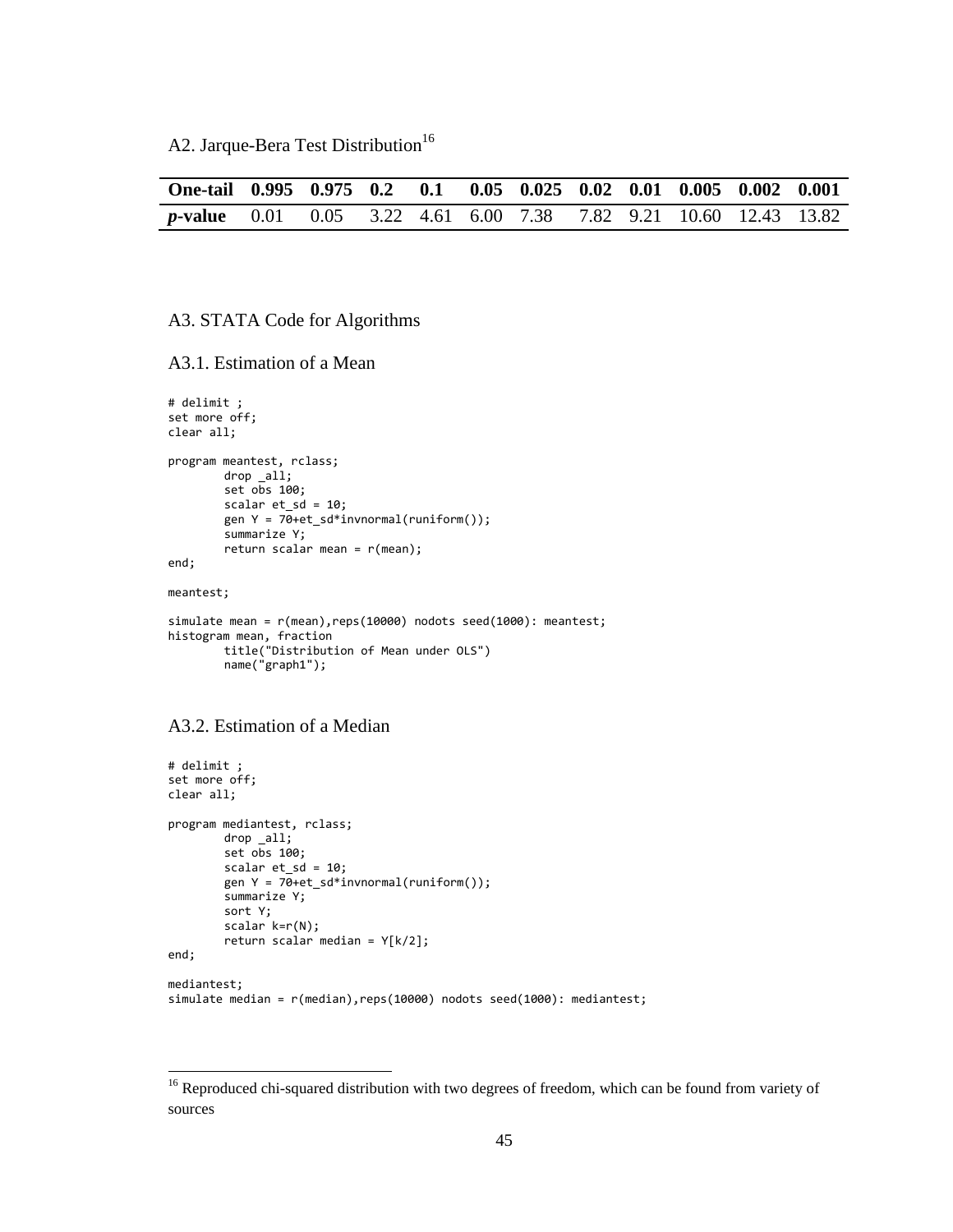A2. Jarque-Bera Test Distribution[16]

| **One-tail** | **0.995** | **0.975** | **0.2** | **0.1** | **0.05** | **0.025** | **0.02** | **0.01** | **0.005** | **0.002** | **0.001** |
|---|---|---|---|---|---|---|---|---|---|---|---|
| ***p*-value** | 0.01 | 0.05 | 3.22 | 4.61 | 6.00 | 7.38 | 7.82 | 9.21 | 10.60 | 12.43 | 13.82 |

A3. STATA Code for Algorithms

A3.1. Estimation of a Mean

```
# delimit ;
set more off;
clear all;

program meantest, rclass;
        drop _all;
        set obs 100;
        scalar et_sd = 10;
        gen Y = 70+et_sd*invnormal(runiform());
        summarize Y;
        return scalar mean = r(mean);
end;

meantest;

simulate mean = r(mean),reps(10000) nodots seed(1000): meantest;
histogram mean, fraction
        title("Distribution of Mean under OLS")
        name("graph1");
```

A3.2. Estimation of a Median

```
# delimit ;
set more off;
clear all;

program mediantest, rclass;
        drop _all;
        set obs 100;
        scalar et_sd = 10;
        gen Y = 70+et_sd*invnormal(runiform());
        summarize Y;
        sort Y;
        scalar k=r(N);
        return scalar median = Y[k/2];
end;

mediantest;
simulate median = r(median),reps(10000) nodots seed(1000): mediantest;
```

[16] Reproduced chi-squared distribution with two degrees of freedom, which can be found from variety of sources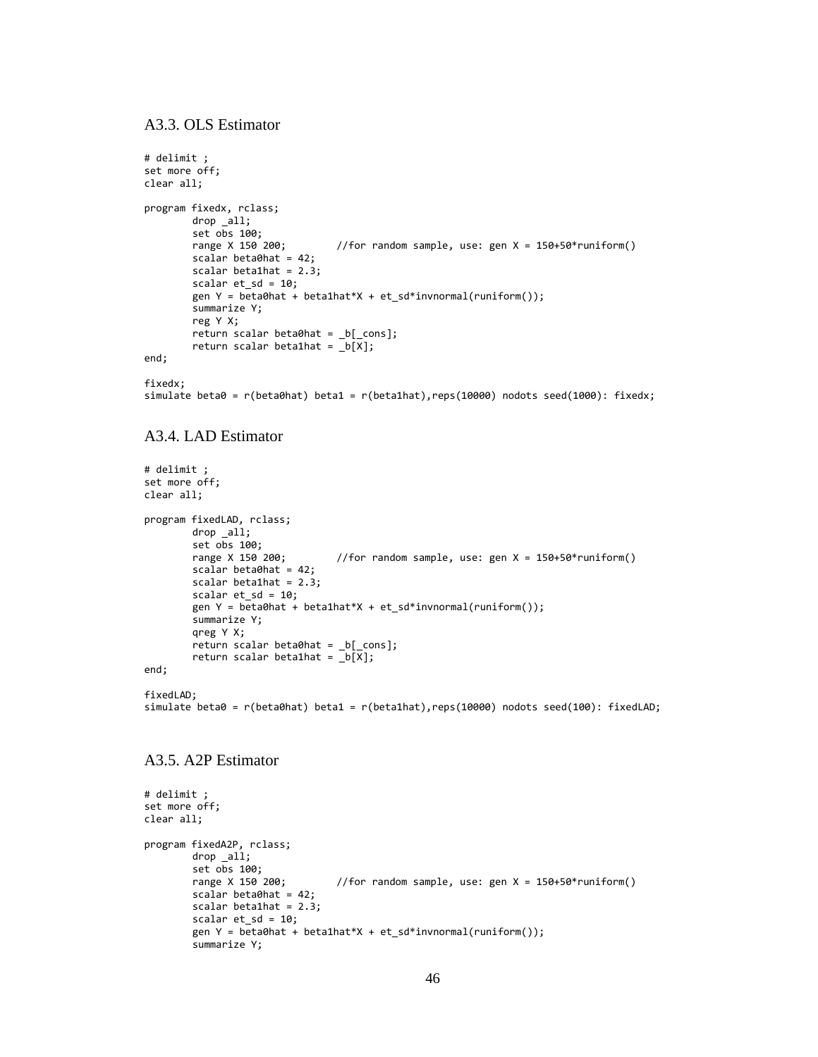### A3.3. OLS Estimator

```
# delimit ;
set more off;
clear all;

program fixedx, rclass;
        drop _all;
        set obs 100;
        range X 150 200;        //for random sample, use: gen X = 150+50*runiform()
        scalar beta0hat = 42;
        scalar beta1hat = 2.3;
        scalar et_sd = 10;
        gen Y = beta0hat + beta1hat*X + et_sd*invnormal(runiform());
        summarize Y;
        reg Y X;
        return scalar beta0hat = _b[_cons];
        return scalar beta1hat = _b[X];
end;

fixedx;
simulate beta0 = r(beta0hat) beta1 = r(beta1hat),reps(10000) nodots seed(1000): fixedx;
```

### A3.4. LAD Estimator

```
# delimit ;
set more off;
clear all;

program fixedLAD, rclass;
        drop _all;
        set obs 100;
        range X 150 200;        //for random sample, use: gen X = 150+50*runiform()
        scalar beta0hat = 42;
        scalar beta1hat = 2.3;
        scalar et_sd = 10;
        gen Y = beta0hat + beta1hat*X + et_sd*invnormal(runiform());
        summarize Y;
        qreg Y X;
        return scalar beta0hat = _b[_cons];
        return scalar beta1hat = _b[X];
end;

fixedLAD;
simulate beta0 = r(beta0hat) beta1 = r(beta1hat),reps(10000) nodots seed(100): fixedLAD;
```

### A3.5. A2P Estimator

```
# delimit ;
set more off;
clear all;

program fixedA2P, rclass;
        drop _all;
        set obs 100;
        range X 150 200;        //for random sample, use: gen X = 150+50*runiform()
        scalar beta0hat = 42;
        scalar beta1hat = 2.3;
        scalar et_sd = 10;
        gen Y = beta0hat + beta1hat*X + et_sd*invnormal(runiform());
        summarize Y;
```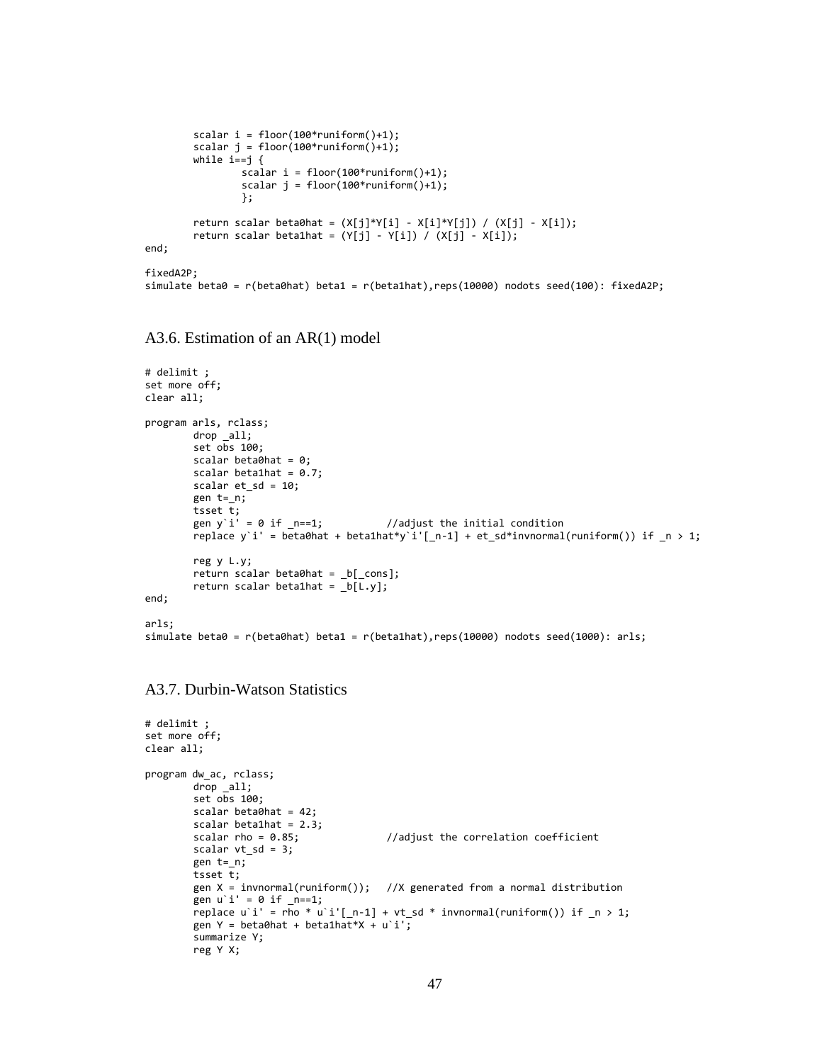```
        scalar i = floor(100*runiform()+1);
        scalar j = floor(100*runiform()+1);
        while i==j {
                scalar i = floor(100*runiform()+1);
                scalar j = floor(100*runiform()+1);
                };

        return scalar beta0hat = (X[j]*Y[i] - X[i]*Y[j]) / (X[j] - X[i]);
        return scalar beta1hat = (Y[j] - Y[i]) / (X[j] - X[i]);
end;

fixedA2P;
simulate beta0 = r(beta0hat) beta1 = r(beta1hat),reps(10000) nodots seed(100): fixedA2P;
```

## A3.6. Estimation of an AR(1) model

```
# delimit ;
set more off;
clear all;

program arls, rclass;
        drop _all;
        set obs 100;
        scalar beta0hat = 0;
        scalar beta1hat = 0.7;
        scalar et_sd = 10;
        gen t=_n;
        tsset t;
        gen y`i' = 0 if _n==1;          //adjust the initial condition
        replace y`i' = beta0hat + beta1hat*y`i'[_n-1] + et_sd*invnormal(runiform()) if _n > 1;

        reg y L.y;
        return scalar beta0hat = _b[_cons];
        return scalar beta1hat = _b[L.y];
end;

arls;
simulate beta0 = r(beta0hat) beta1 = r(beta1hat),reps(10000) nodots seed(1000): arls;
```

## A3.7. Durbin-Watson Statistics

```
# delimit ;
set more off;
clear all;

program dw_ac, rclass;
        drop _all;
        set obs 100;
        scalar beta0hat = 42;
        scalar beta1hat = 2.3;
        scalar rho = 0.85;              //adjust the correlation coefficient
        scalar vt_sd = 3;
        gen t=_n;
        tsset t;
        gen X = invnormal(runiform());   //X generated from a normal distribution
        gen u`i' = 0 if _n==1;
        replace u`i' = rho * u`i'[_n-1] + vt_sd * invnormal(runiform()) if _n > 1;
        gen Y = beta0hat + beta1hat*X + u`i';
        summarize Y;
        reg Y X;
```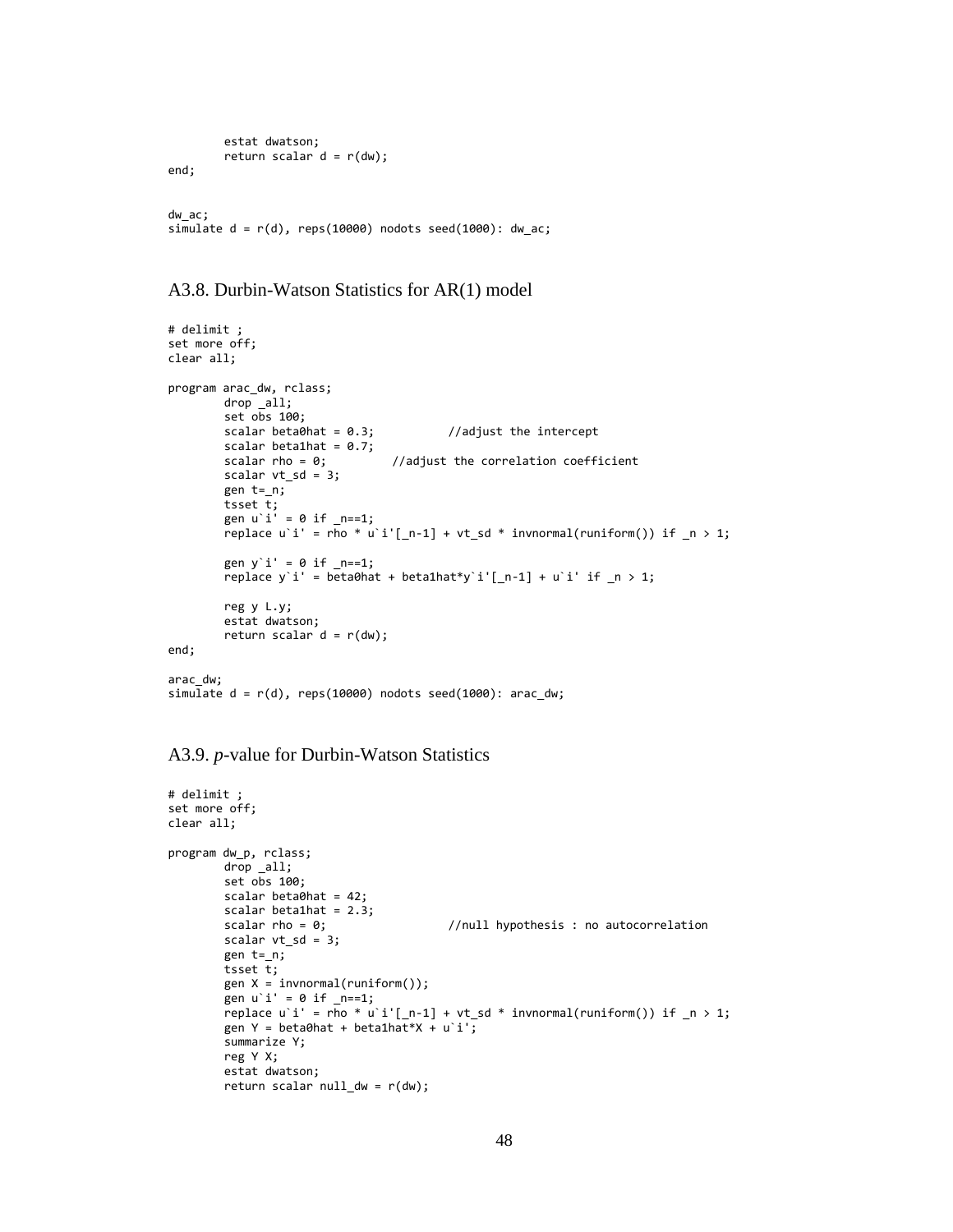```
        estat dwatson;
        return scalar d = r(dw);
end;


dw_ac;
simulate d = r(d), reps(10000) nodots seed(1000): dw_ac;
```

## A3.8. Durbin-Watson Statistics for AR(1) model

```
# delimit ;
set more off;
clear all;

program arac_dw, rclass;
        drop _all;
        set obs 100;
        scalar beta0hat = 0.3;          //adjust the intercept
        scalar beta1hat = 0.7;
        scalar rho = 0;         //adjust the correlation coefficient
        scalar vt_sd = 3;
        gen t=_n;
        tsset t;
        gen u`i' = 0 if _n==1;
        replace u`i' = rho * u`i'[_n-1] + vt_sd * invnormal(runiform()) if _n > 1;

        gen y`i' = 0 if _n==1;
        replace y`i' = beta0hat + beta1hat*y`i'[_n-1] + u`i' if _n > 1;

        reg y L.y;
        estat dwatson;
        return scalar d = r(dw);
end;

arac_dw;
simulate d = r(d), reps(10000) nodots seed(1000): arac_dw;
```

## A3.9. *p*-value for Durbin-Watson Statistics

```
# delimit ;
set more off;
clear all;

program dw_p, rclass;
        drop _all;
        set obs 100;
        scalar beta0hat = 42;
        scalar beta1hat = 2.3;
        scalar rho = 0;                 //null hypothesis : no autocorrelation
        scalar vt_sd = 3;
        gen t=_n;
        tsset t;
        gen X = invnormal(runiform());
        gen u`i' = 0 if _n==1;
        replace u`i' = rho * u`i'[_n-1] + vt_sd * invnormal(runiform()) if _n > 1;
        gen Y = beta0hat + beta1hat*X + u`i';
        summarize Y;
        reg Y X;
        estat dwatson;
        return scalar null_dw = r(dw);
```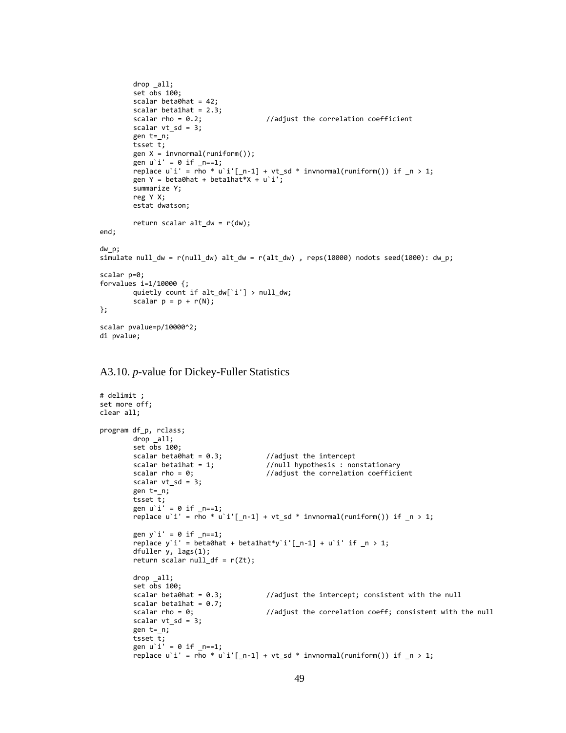```
        drop _all;
        set obs 100;
        scalar beta0hat = 42;
        scalar beta1hat = 2.3;
        scalar rho = 0.2;               //adjust the correlation coefficient
        scalar vt_sd = 3;
        gen t=_n;
        tsset t;
        gen X = invnormal(runiform());
        gen u`i' = 0 if _n==1;
        replace u`i' = rho * u`i'[_n-1] + vt_sd * invnormal(runiform()) if _n > 1;
        gen Y = beta0hat + beta1hat*X + u`i';
        summarize Y;
        reg Y X;
        estat dwatson;

        return scalar alt_dw = r(dw);
end;

dw_p;
simulate null_dw = r(null_dw) alt_dw = r(alt_dw) , reps(10000) nodots seed(1000): dw_p;

scalar p=0;
forvalues i=1/10000 {;
        quietly count if alt_dw[`i'] > null_dw;
        scalar p = p + r(N);
};

scalar pvalue=p/10000^2;
di pvalue;
```

## A3.10. *p*-value for Dickey-Fuller Statistics

```
# delimit ;
set more off;
clear all;

program df_p, rclass;
        drop _all;
        set obs 100;
        scalar beta0hat = 0.3;          //adjust the intercept
        scalar beta1hat = 1;            //null hypothesis : nonstationary
        scalar rho = 0;                 //adjust the correlation coefficient
        scalar vt_sd = 3;
        gen t=_n;
        tsset t;
        gen u`i' = 0 if _n==1;
        replace u`i' = rho * u`i'[_n-1] + vt_sd * invnormal(runiform()) if _n > 1;

        gen y`i' = 0 if _n==1;
        replace y`i' = beta0hat + beta1hat*y`i'[_n-1] + u`i' if _n > 1;
        dfuller y, lags(1);
        return scalar null_df = r(Zt);

        drop _all;
        set obs 100;
        scalar beta0hat = 0.3;          //adjust the intercept; consistent with the null
        scalar beta1hat = 0.7;
        scalar rho = 0;                 //adjust the correlation coeff; consistent with the null
        scalar vt_sd = 3;
        gen t=_n;
        tsset t;
        gen u`i' = 0 if _n==1;
        replace u`i' = rho * u`i'[_n-1] + vt_sd * invnormal(runiform()) if _n > 1;
```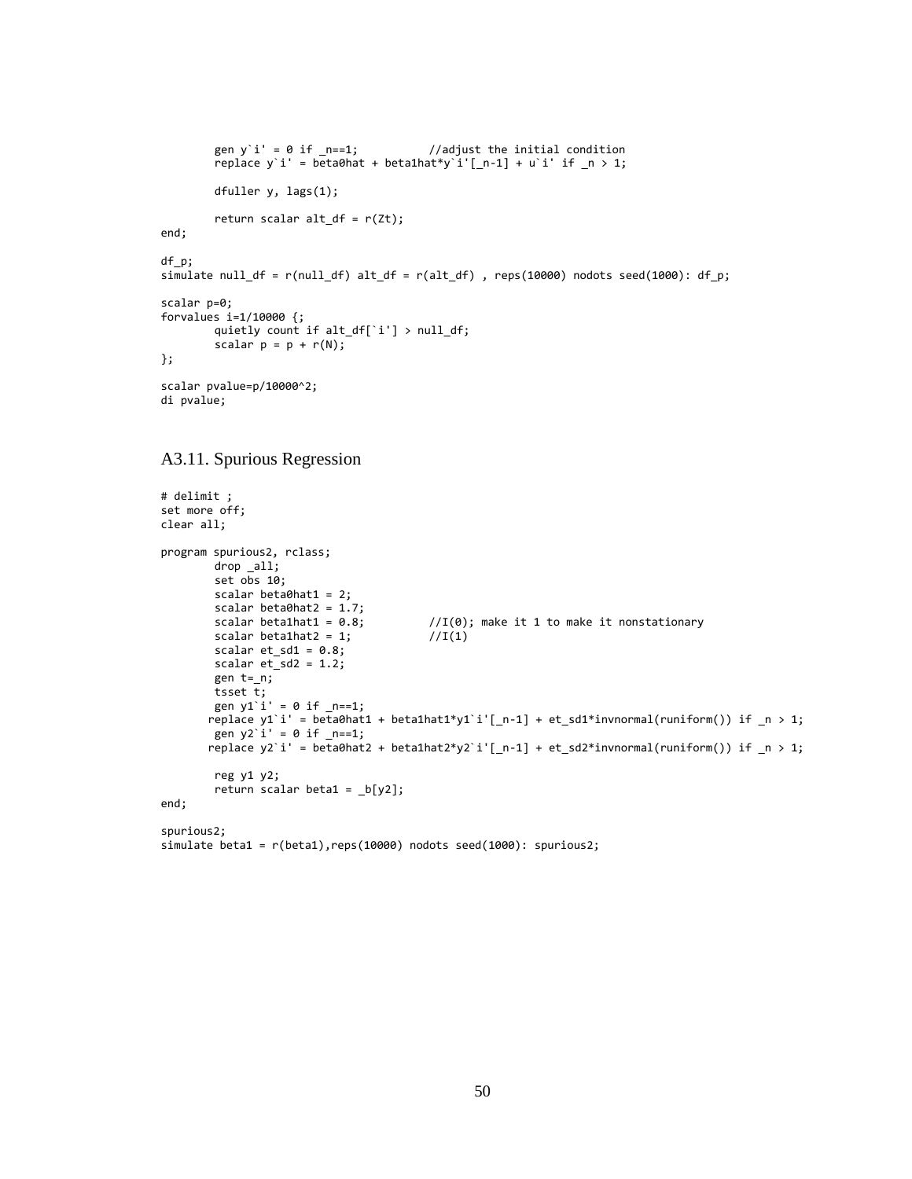```
        gen y`i' = 0 if _n==1;          //adjust the initial condition
        replace y`i' = beta0hat + beta1hat*y`i'[_n-1] + u`i' if _n > 1;

        dfuller y, lags(1);

        return scalar alt_df = r(Zt);
end;

df_p;
simulate null_df = r(null_df) alt_df = r(alt_df) , reps(10000) nodots seed(1000): df_p;

scalar p=0;
forvalues i=1/10000 {;
        quietly count if alt_df[`i'] > null_df;
        scalar p = p + r(N);
};

scalar pvalue=p/10000^2;
di pvalue;
```

## A3.11. Spurious Regression

```
# delimit ;
set more off;
clear all;

program spurious2, rclass;
        drop _all;
        set obs 10;
        scalar beta0hat1 = 2;
        scalar beta0hat2 = 1.7;
        scalar beta1hat1 = 0.8;         //I(0); make it 1 to make it nonstationary
        scalar beta1hat2 = 1;           //I(1)
        scalar et_sd1 = 0.8;
        scalar et_sd2 = 1.2;
        gen t=_n;
        tsset t;
        gen y1`i' = 0 if _n==1;
       replace y1`i' = beta0hat1 + beta1hat1*y1`i'[_n-1] + et_sd1*invnormal(runiform()) if _n > 1;
        gen y2`i' = 0 if _n==1;
       replace y2`i' = beta0hat2 + beta1hat2*y2`i'[_n-1] + et_sd2*invnormal(runiform()) if _n > 1;

        reg y1 y2;
        return scalar beta1 = _b[y2];
end;

spurious2;
simulate beta1 = r(beta1),reps(10000) nodots seed(1000): spurious2;
```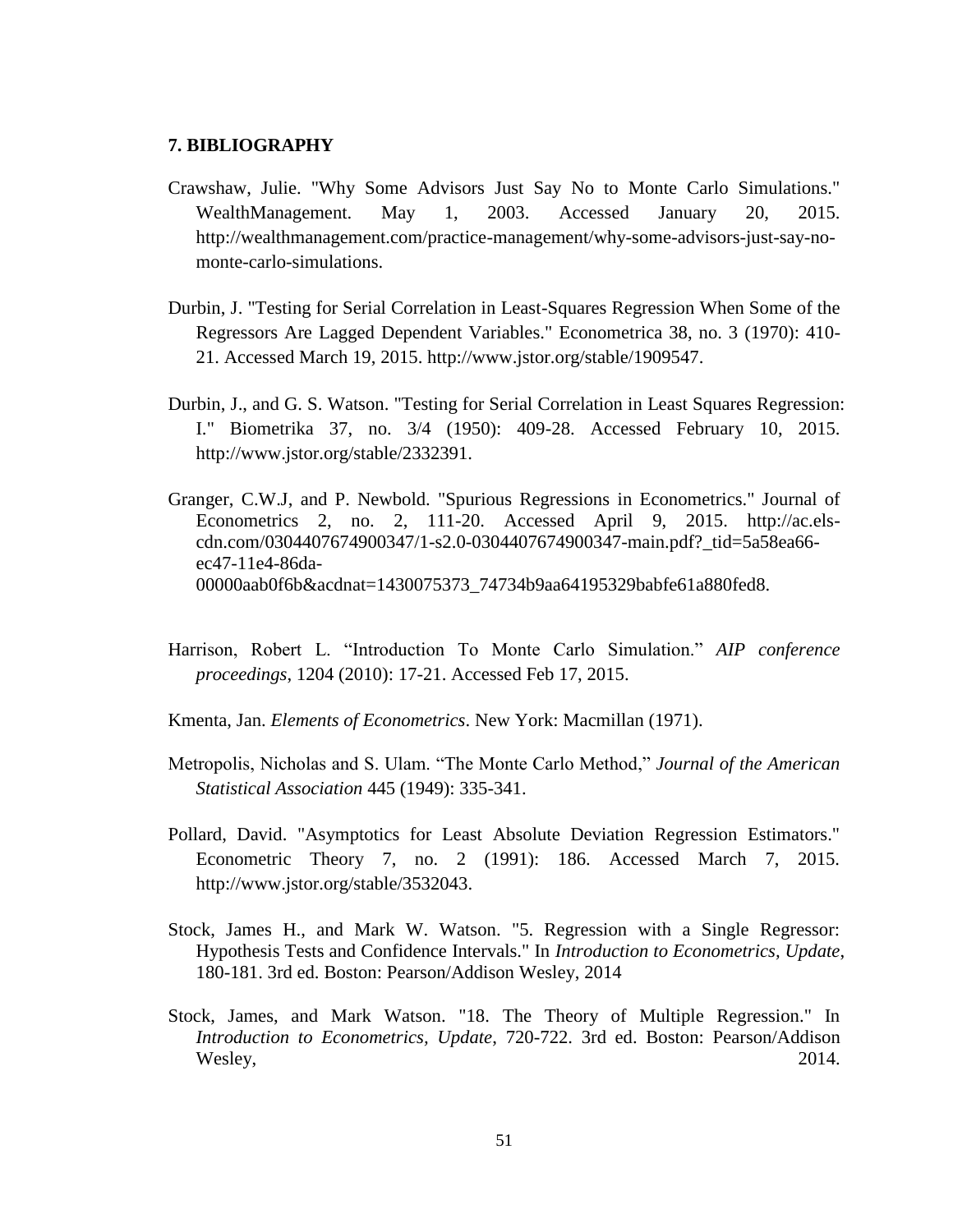## 7. BIBLIOGRAPHY

Crawshaw, Julie. "Why Some Advisors Just Say No to Monte Carlo Simulations." WealthManagement. May 1, 2003. Accessed January 20, 2015. http://wealthmanagement.com/practice-management/why-some-advisors-just-say-no-monte-carlo-simulations.

Durbin, J. "Testing for Serial Correlation in Least-Squares Regression When Some of the Regressors Are Lagged Dependent Variables." Econometrica 38, no. 3 (1970): 410-21. Accessed March 19, 2015. http://www.jstor.org/stable/1909547.

Durbin, J., and G. S. Watson. "Testing for Serial Correlation in Least Squares Regression: I." Biometrika 37, no. 3/4 (1950): 409-28. Accessed February 10, 2015. http://www.jstor.org/stable/2332391.

Granger, C.W.J, and P. Newbold. "Spurious Regressions in Econometrics." Journal of Econometrics 2, no. 2, 111-20. Accessed April 9, 2015. http://ac.els-cdn.com/0304407674900347/1-s2.0-0304407674900347-main.pdf?_tid=5a58ea66-ec47-11e4-86da-00000aab0f6b&acdnat=1430075373_74734b9aa64195329babfe61a880fed8.

Harrison, Robert L. "Introduction To Monte Carlo Simulation." *AIP conference proceedings*, 1204 (2010): 17-21. Accessed Feb 17, 2015.

Kmenta, Jan. *Elements of Econometrics*. New York: Macmillan (1971).

Metropolis, Nicholas and S. Ulam. "The Monte Carlo Method," *Journal of the American Statistical Association* 445 (1949): 335-341.

Pollard, David. "Asymptotics for Least Absolute Deviation Regression Estimators." Econometric Theory 7, no. 2 (1991): 186. Accessed March 7, 2015. http://www.jstor.org/stable/3532043.

Stock, James H., and Mark W. Watson. "5. Regression with a Single Regressor: Hypothesis Tests and Confidence Intervals." In *Introduction to Econometrics, Update*, 180-181. 3rd ed. Boston: Pearson/Addison Wesley, 2014

Stock, James, and Mark Watson. "18. The Theory of Multiple Regression." In *Introduction to Econometrics, Update*, 720-722. 3rd ed. Boston: Pearson/Addison Wesley, 2014.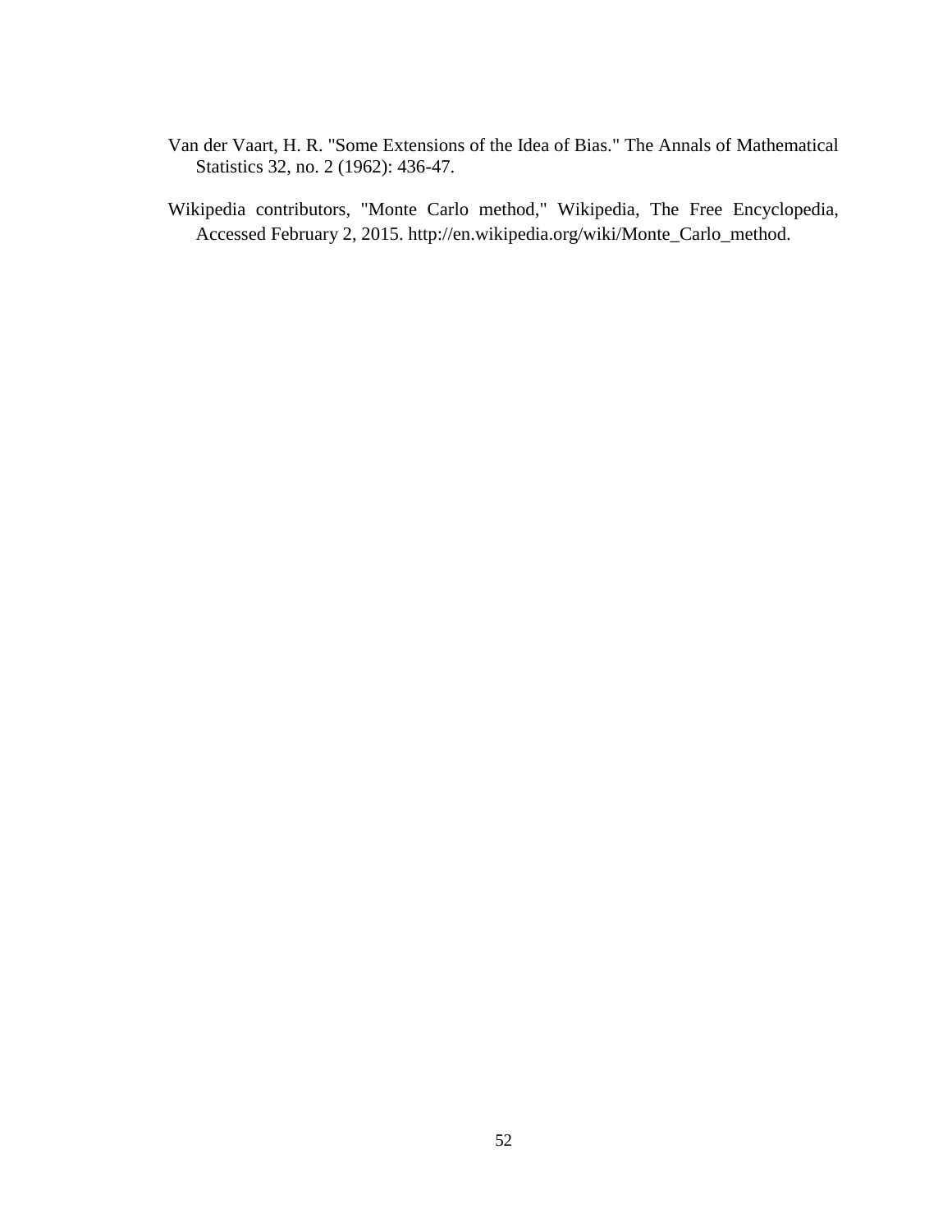Van der Vaart, H. R. "Some Extensions of the Idea of Bias." The Annals of Mathematical Statistics 32, no. 2 (1962): 436-47.

Wikipedia contributors, "Monte Carlo method," Wikipedia, The Free Encyclopedia, Accessed February 2, 2015. http://en.wikipedia.org/wiki/Monte_Carlo_method.